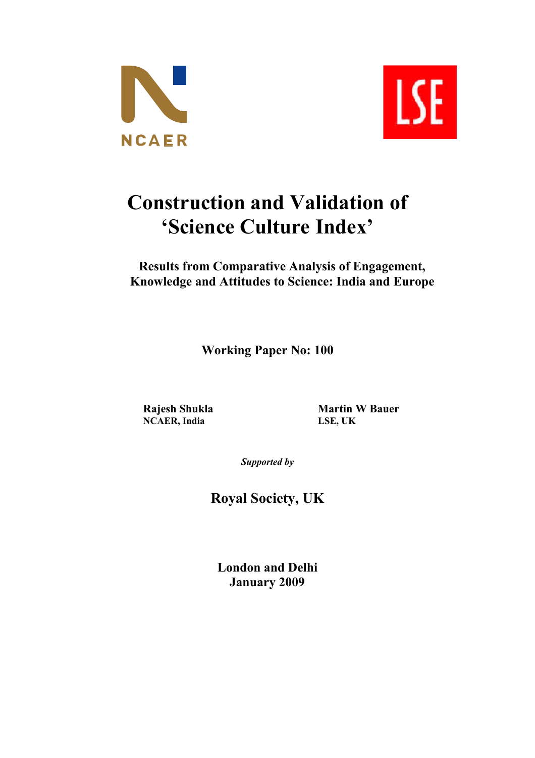NCAER

LSE

# Construction and Validation of ‘Science Culture Index’

## Results from Comparative Analysis of Engagement, Knowledge and Attitudes to Science: India and Europe

**Working Paper No: 100**

**Rajesh Shukla**
**NCAER, India**

**Martin W Bauer**
**LSE, UK**

***Supported by***

**Royal Society, UK**

**London and Delhi**
**January 2009**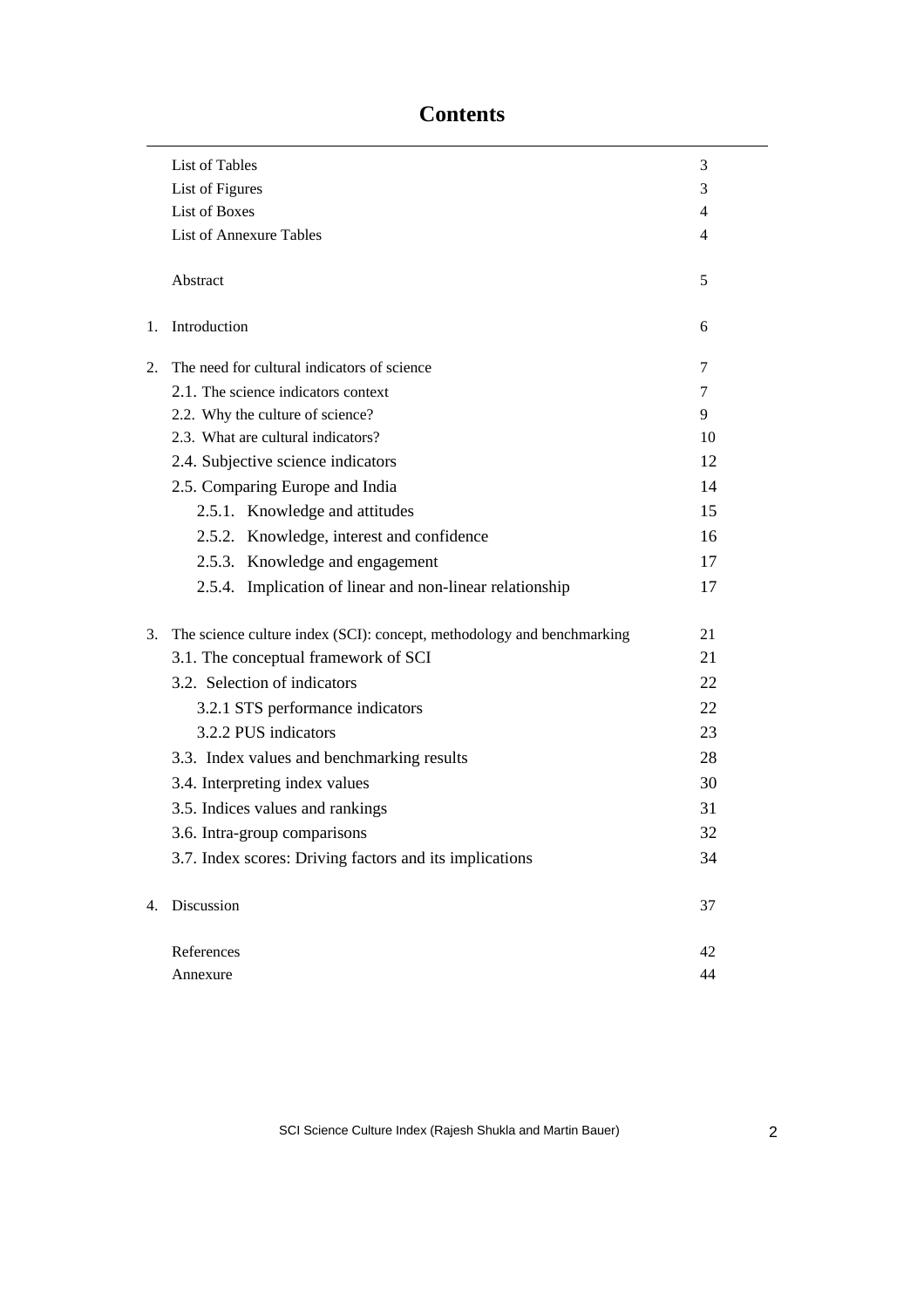# Contents

| | | |
|---|---|---|
| | List of Tables | 3 |
| | List of Figures | 3 |
| | List of Boxes | 4 |
| | List of Annexure Tables | 4 |
| | | |
| | Abstract | 5 |
| | | |
| 1. | Introduction | 6 |
| | | |
| 2. | The need for cultural indicators of science | 7 |
| | 2.1. The science indicators context | 7 |
| | 2.2. Why the culture of science? | 9 |
| | 2.3. What are cultural indicators? | 10 |
| | 2.4. Subjective science indicators | 12 |
| | 2.5. Comparing Europe and India | 14 |
| | 2.5.1. Knowledge and attitudes | 15 |
| | 2.5.2. Knowledge, interest and confidence | 16 |
| | 2.5.3. Knowledge and engagement | 17 |
| | 2.5.4. Implication of linear and non-linear relationship | 17 |
| | | |
| 3. | The science culture index (SCI): concept, methodology and benchmarking | 21 |
| | 3.1. The conceptual framework of SCI | 21 |
| | 3.2. Selection of indicators | 22 |
| | 3.2.1 STS performance indicators | 22 |
| | 3.2.2 PUS indicators | 23 |
| | 3.3. Index values and benchmarking results | 28 |
| | 3.4. Interpreting index values | 30 |
| | 3.5. Indices values and rankings | 31 |
| | 3.6. Intra-group comparisons | 32 |
| | 3.7. Index scores: Driving factors and its implications | 34 |
| | | |
| 4. | Discussion | 37 |
| | | |
| | References | 42 |
| | Annexure | 44 |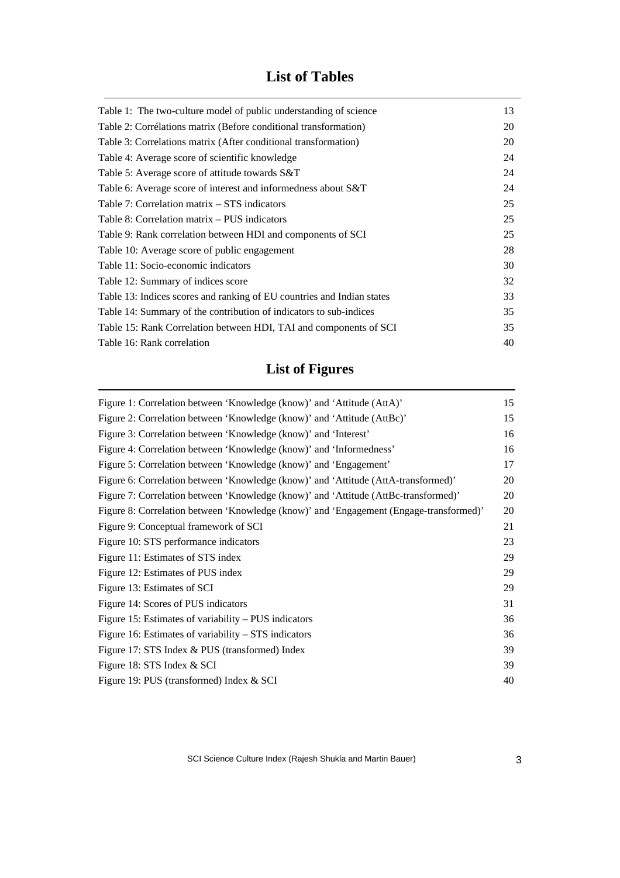# List of Tables

| | |
|---|---|
| Table 1: The two-culture model of public understanding of science | 13 |
| Table 2: Corrélations matrix (Before conditional transformation) | 20 |
| Table 3: Correlations matrix (After conditional transformation) | 20 |
| Table 4: Average score of scientific knowledge | 24 |
| Table 5: Average score of attitude towards S&T | 24 |
| Table 6: Average score of interest and informedness about S&T | 24 |
| Table 7: Correlation matrix – STS indicators | 25 |
| Table 8: Correlation matrix – PUS indicators | 25 |
| Table 9: Rank correlation between HDI and components of SCI | 25 |
| Table 10: Average score of public engagement | 28 |
| Table 11: Socio-economic indicators | 30 |
| Table 12: Summary of indices score | 32 |
| Table 13: Indices scores and ranking of EU countries and Indian states | 33 |
| Table 14: Summary of the contribution of indicators to sub-indices | 35 |
| Table 15: Rank Correlation between HDI, TAI and components of SCI | 35 |
| Table 16: Rank correlation | 40 |

# List of Figures

| | |
|---|---|
| Figure 1: Correlation between 'Knowledge (know)' and 'Attitude (AttA)' | 15 |
| Figure 2: Correlation between 'Knowledge (know)' and 'Attitude (AttBc)' | 15 |
| Figure 3: Correlation between 'Knowledge (know)' and 'Interest' | 16 |
| Figure 4: Correlation between 'Knowledge (know)' and 'Informedness' | 16 |
| Figure 5: Correlation between 'Knowledge (know)' and 'Engagement' | 17 |
| Figure 6: Correlation between 'Knowledge (know)' and 'Attitude (AttA-transformed)' | 20 |
| Figure 7: Correlation between 'Knowledge (know)' and 'Attitude (AttBc-transformed)' | 20 |
| Figure 8: Correlation between 'Knowledge (know)' and 'Engagement (Engage-transformed)' | 20 |
| Figure 9: Conceptual framework of SCI | 21 |
| Figure 10: STS performance indicators | 23 |
| Figure 11: Estimates of STS index | 29 |
| Figure 12: Estimates of PUS index | 29 |
| Figure 13: Estimates of SCI | 29 |
| Figure 14: Scores of PUS indicators | 31 |
| Figure 15: Estimates of variability – PUS indicators | 36 |
| Figure 16: Estimates of variability – STS indicators | 36 |
| Figure 17: STS Index & PUS (transformed) Index | 39 |
| Figure 18: STS Index & SCI | 39 |
| Figure 19: PUS (transformed) Index & SCI | 40 |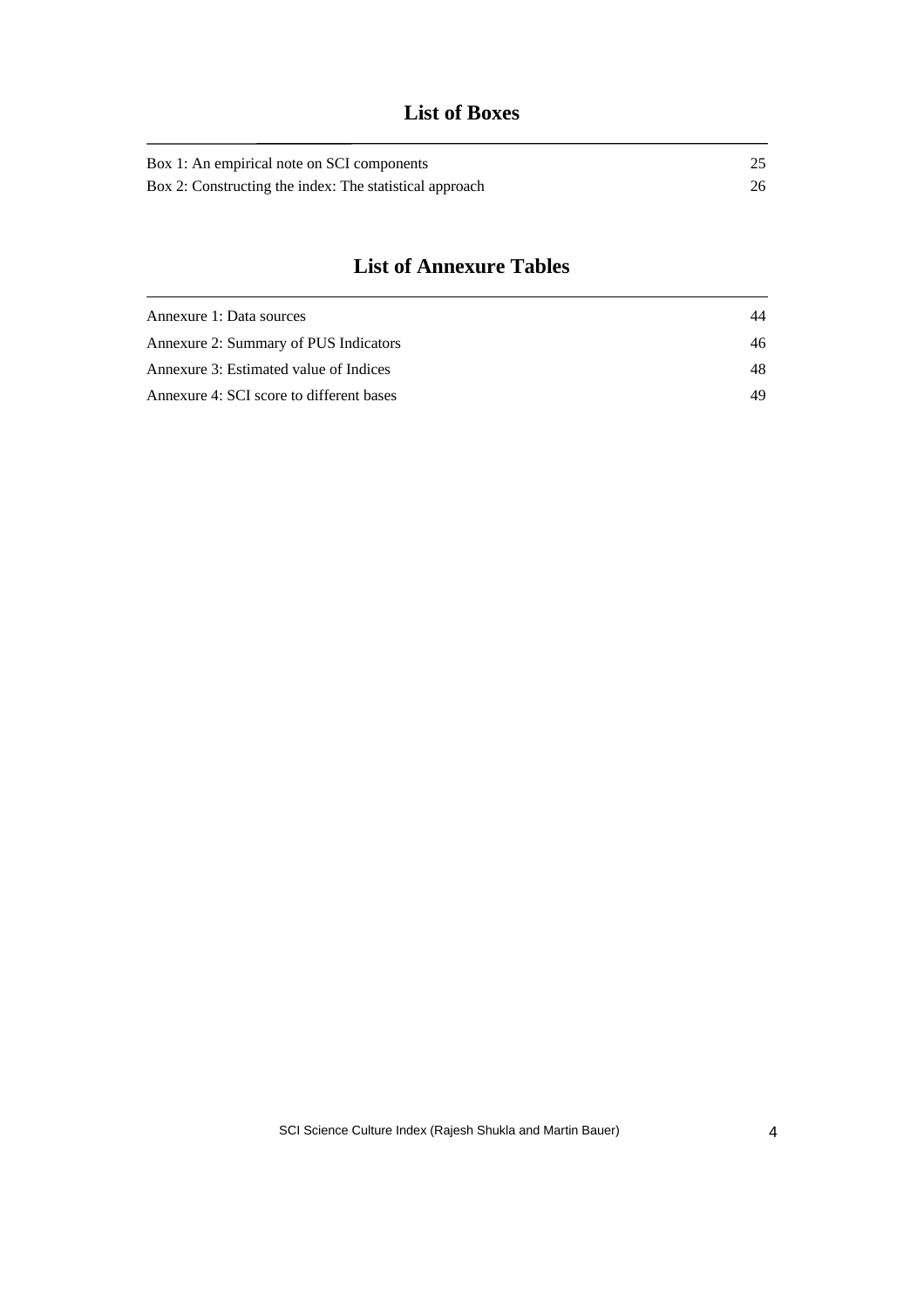## List of Boxes

| | |
|---|---|
| Box 1: An empirical note on SCI components | 25 |
| Box 2: Constructing the index: The statistical approach | 26 |

## List of Annexure Tables

| | |
|---|---|
| Annexure 1: Data sources | 44 |
| Annexure 2: Summary of PUS Indicators | 46 |
| Annexure 3: Estimated value of Indices | 48 |
| Annexure 4: SCI score to different bases | 49 |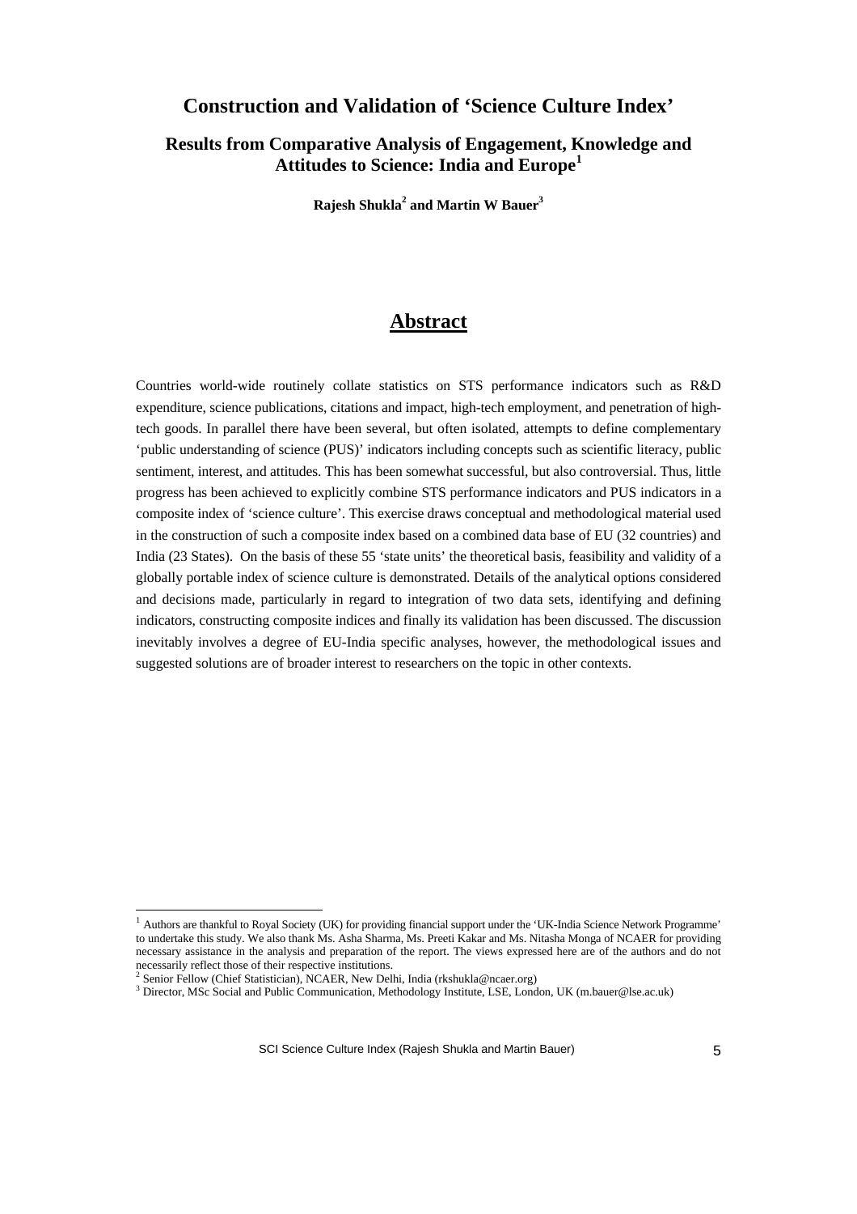# Construction and Validation of 'Science Culture Index'

## Results from Comparative Analysis of Engagement, Knowledge and Attitudes to Science: India and Europe[1]

**Rajesh Shukla[2] and Martin W Bauer[3]**

## Abstract

Countries world-wide routinely collate statistics on STS performance indicators such as R&D expenditure, science publications, citations and impact, high-tech employment, and penetration of high-tech goods. In parallel there have been several, but often isolated, attempts to define complementary 'public understanding of science (PUS)' indicators including concepts such as scientific literacy, public sentiment, interest, and attitudes. This has been somewhat successful, but also controversial. Thus, little progress has been achieved to explicitly combine STS performance indicators and PUS indicators in a composite index of 'science culture'. This exercise draws conceptual and methodological material used in the construction of such a composite index based on a combined data base of EU (32 countries) and India (23 States). On the basis of these 55 'state units' the theoretical basis, feasibility and validity of a globally portable index of science culture is demonstrated. Details of the analytical options considered and decisions made, particularly in regard to integration of two data sets, identifying and defining indicators, constructing composite indices and finally its validation has been discussed. The discussion inevitably involves a degree of EU-India specific analyses, however, the methodological issues and suggested solutions are of broader interest to researchers on the topic in other contexts.

---

[1] Authors are thankful to Royal Society (UK) for providing financial support under the 'UK-India Science Network Programme' to undertake this study. We also thank Ms. Asha Sharma, Ms. Preeti Kakar and Ms. Nitasha Monga of NCAER for providing necessary assistance in the analysis and preparation of the report. The views expressed here are of the authors and do not necessarily reflect those of their respective institutions.

[2] Senior Fellow (Chief Statistician), NCAER, New Delhi, India (rkshukla@ncaer.org)

[3] Director, MSc Social and Public Communication, Methodology Institute, LSE, London, UK (m.bauer@lse.ac.uk)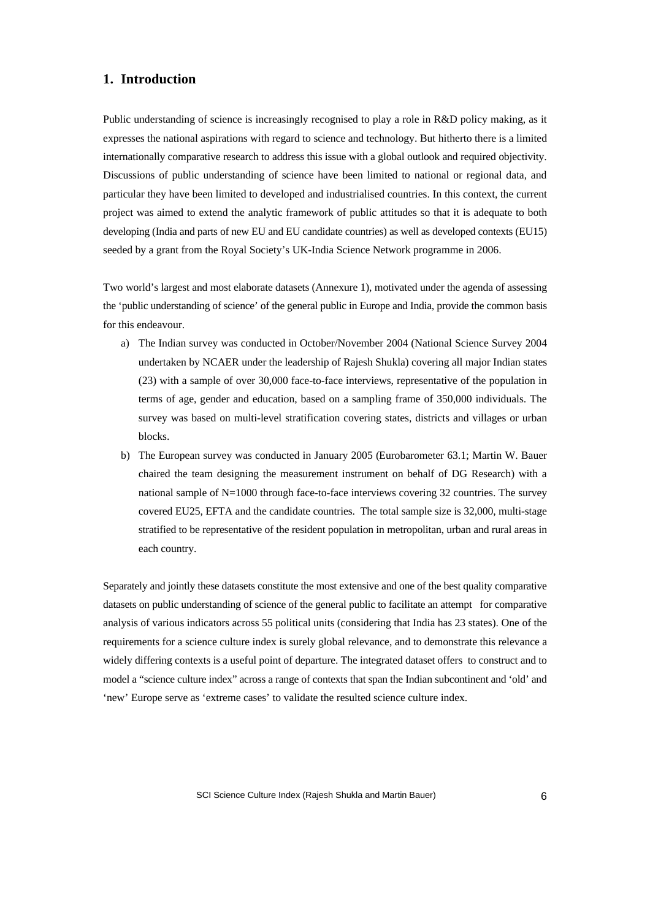## 1. Introduction

Public understanding of science is increasingly recognised to play a role in R&D policy making, as it expresses the national aspirations with regard to science and technology. But hitherto there is a limited internationally comparative research to address this issue with a global outlook and required objectivity. Discussions of public understanding of science have been limited to national or regional data, and particular they have been limited to developed and industrialised countries. In this context, the current project was aimed to extend the analytic framework of public attitudes so that it is adequate to both developing (India and parts of new EU and EU candidate countries) as well as developed contexts (EU15) seeded by a grant from the Royal Society's UK-India Science Network programme in 2006.

Two world's largest and most elaborate datasets (Annexure 1), motivated under the agenda of assessing the 'public understanding of science' of the general public in Europe and India, provide the common basis for this endeavour.

a) The Indian survey was conducted in October/November 2004 (National Science Survey 2004 undertaken by NCAER under the leadership of Rajesh Shukla) covering all major Indian states (23) with a sample of over 30,000 face-to-face interviews, representative of the population in terms of age, gender and education, based on a sampling frame of 350,000 individuals. The survey was based on multi-level stratification covering states, districts and villages or urban blocks.

b) The European survey was conducted in January 2005 (Eurobarometer 63.1; Martin W. Bauer chaired the team designing the measurement instrument on behalf of DG Research) with a national sample of N=1000 through face-to-face interviews covering 32 countries. The survey covered EU25, EFTA and the candidate countries. The total sample size is 32,000, multi-stage stratified to be representative of the resident population in metropolitan, urban and rural areas in each country.

Separately and jointly these datasets constitute the most extensive and one of the best quality comparative datasets on public understanding of science of the general public to facilitate an attempt for comparative analysis of various indicators across 55 political units (considering that India has 23 states). One of the requirements for a science culture index is surely global relevance, and to demonstrate this relevance a widely differing contexts is a useful point of departure. The integrated dataset offers to construct and to model a "science culture index" across a range of contexts that span the Indian subcontinent and 'old' and 'new' Europe serve as 'extreme cases' to validate the resulted science culture index.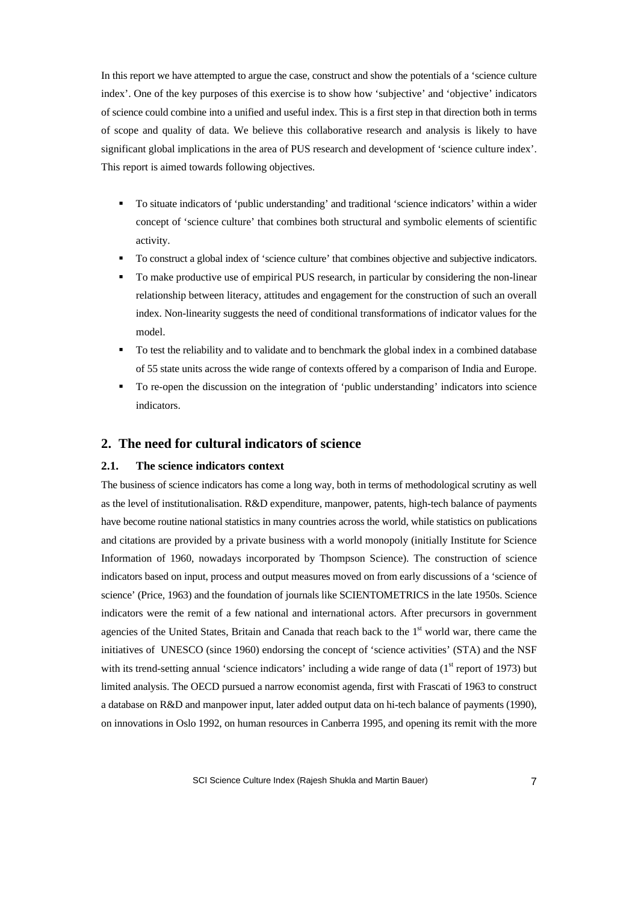In this report we have attempted to argue the case, construct and show the potentials of a 'science culture index'. One of the key purposes of this exercise is to show how 'subjective' and 'objective' indicators of science could combine into a unified and useful index. This is a first step in that direction both in terms of scope and quality of data. We believe this collaborative research and analysis is likely to have significant global implications in the area of PUS research and development of 'science culture index'. This report is aimed towards following objectives.

- To situate indicators of 'public understanding' and traditional 'science indicators' within a wider concept of 'science culture' that combines both structural and symbolic elements of scientific activity.
- To construct a global index of 'science culture' that combines objective and subjective indicators.
- To make productive use of empirical PUS research, in particular by considering the non-linear relationship between literacy, attitudes and engagement for the construction of such an overall index. Non-linearity suggests the need of conditional transformations of indicator values for the model.
- To test the reliability and to validate and to benchmark the global index in a combined database of 55 state units across the wide range of contexts offered by a comparison of India and Europe.
- To re-open the discussion on the integration of 'public understanding' indicators into science indicators.

## 2. The need for cultural indicators of science

### 2.1. The science indicators context

The business of science indicators has come a long way, both in terms of methodological scrutiny as well as the level of institutionalisation. R&D expenditure, manpower, patents, high-tech balance of payments have become routine national statistics in many countries across the world, while statistics on publications and citations are provided by a private business with a world monopoly (initially Institute for Science Information of 1960, nowadays incorporated by Thompson Science). The construction of science indicators based on input, process and output measures moved on from early discussions of a 'science of science' (Price, 1963) and the foundation of journals like SCIENTOMETRICS in the late 1950s. Science indicators were the remit of a few national and international actors. After precursors in government agencies of the United States, Britain and Canada that reach back to the 1st world war, there came the initiatives of UNESCO (since 1960) endorsing the concept of 'science activities' (STA) and the NSF with its trend-setting annual 'science indicators' including a wide range of data (1st report of 1973) but limited analysis. The OECD pursued a narrow economist agenda, first with Frascati of 1963 to construct a database on R&D and manpower input, later added output data on hi-tech balance of payments (1990), on innovations in Oslo 1992, on human resources in Canberra 1995, and opening its remit with the more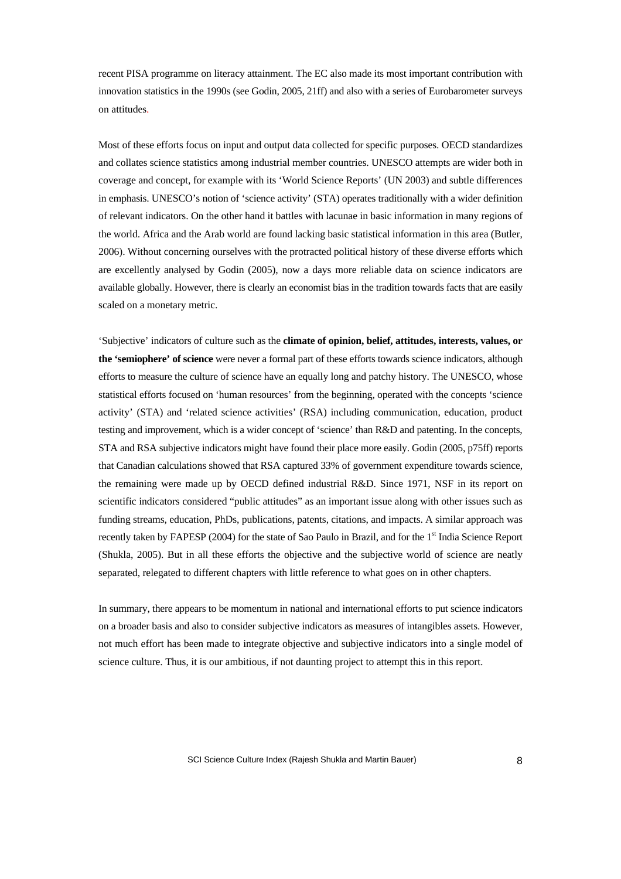recent PISA programme on literacy attainment. The EC also made its most important contribution with innovation statistics in the 1990s (see Godin, 2005, 21ff) and also with a series of Eurobarometer surveys on attitudes.

Most of these efforts focus on input and output data collected for specific purposes. OECD standardizes and collates science statistics among industrial member countries. UNESCO attempts are wider both in coverage and concept, for example with its 'World Science Reports' (UN 2003) and subtle differences in emphasis. UNESCO's notion of 'science activity' (STA) operates traditionally with a wider definition of relevant indicators. On the other hand it battles with lacunae in basic information in many regions of the world. Africa and the Arab world are found lacking basic statistical information in this area (Butler, 2006). Without concerning ourselves with the protracted political history of these diverse efforts which are excellently analysed by Godin (2005), now a days more reliable data on science indicators are available globally. However, there is clearly an economist bias in the tradition towards facts that are easily scaled on a monetary metric.

'Subjective' indicators of culture such as the **climate of opinion, belief, attitudes, interests, values, or the 'semiophere' of science** were never a formal part of these efforts towards science indicators, although efforts to measure the culture of science have an equally long and patchy history. The UNESCO, whose statistical efforts focused on 'human resources' from the beginning, operated with the concepts 'science activity' (STA) and 'related science activities' (RSA) including communication, education, product testing and improvement, which is a wider concept of 'science' than R&D and patenting. In the concepts, STA and RSA subjective indicators might have found their place more easily. Godin (2005, p75ff) reports that Canadian calculations showed that RSA captured 33% of government expenditure towards science, the remaining were made up by OECD defined industrial R&D. Since 1971, NSF in its report on scientific indicators considered "public attitudes" as an important issue along with other issues such as funding streams, education, PhDs, publications, patents, citations, and impacts. A similar approach was recently taken by FAPESP (2004) for the state of Sao Paulo in Brazil, and for the 1st India Science Report (Shukla, 2005). But in all these efforts the objective and the subjective world of science are neatly separated, relegated to different chapters with little reference to what goes on in other chapters.

In summary, there appears to be momentum in national and international efforts to put science indicators on a broader basis and also to consider subjective indicators as measures of intangibles assets. However, not much effort has been made to integrate objective and subjective indicators into a single model of science culture. Thus, it is our ambitious, if not daunting project to attempt this in this report.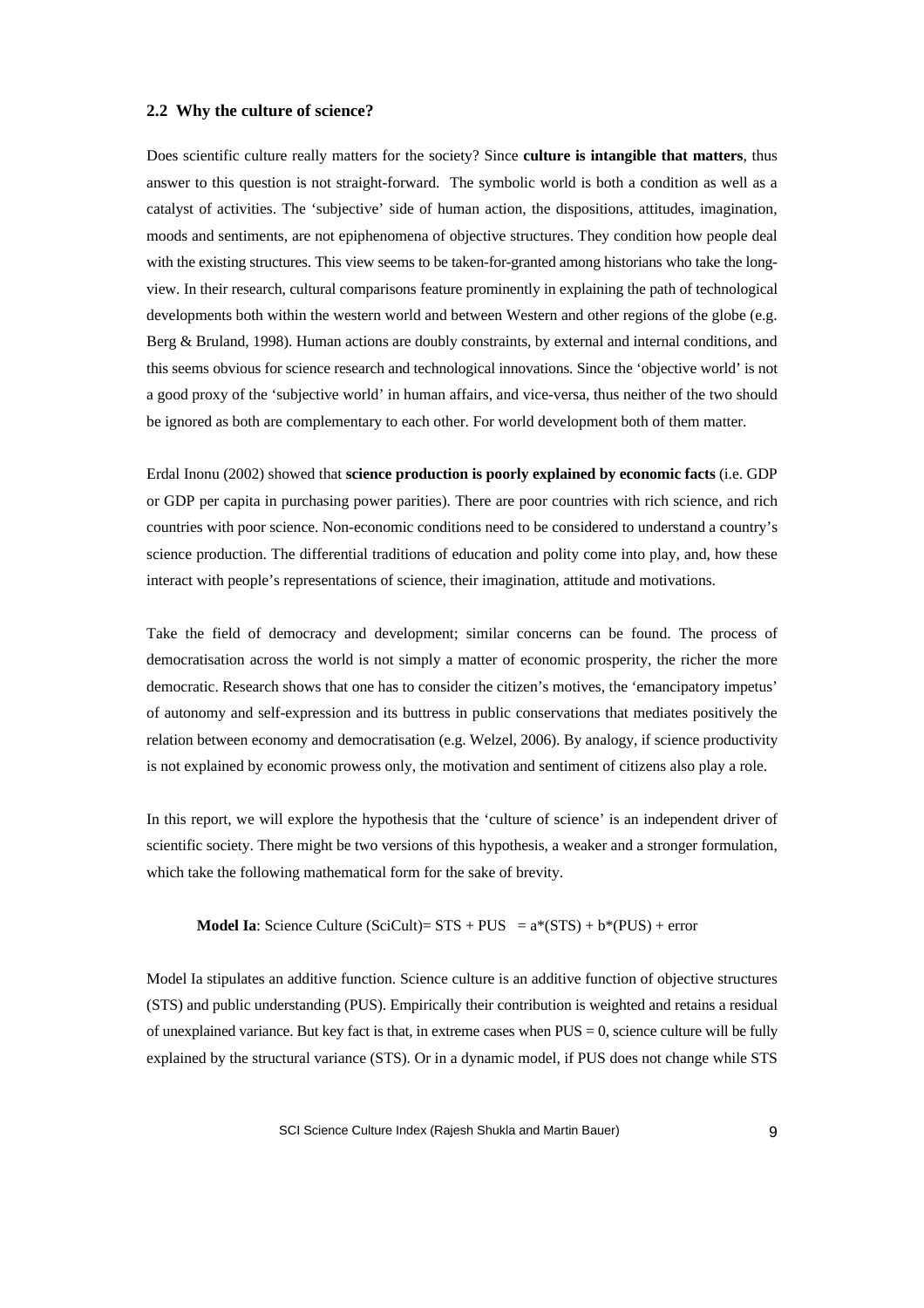### 2.2 Why the culture of science?

Does scientific culture really matters for the society? Since **culture is intangible that matters**, thus answer to this question is not straight-forward. The symbolic world is both a condition as well as a catalyst of activities. The 'subjective' side of human action, the dispositions, attitudes, imagination, moods and sentiments, are not epiphenomena of objective structures. They condition how people deal with the existing structures. This view seems to be taken-for-granted among historians who take the long-view. In their research, cultural comparisons feature prominently in explaining the path of technological developments both within the western world and between Western and other regions of the globe (e.g. Berg & Bruland, 1998). Human actions are doubly constraints, by external and internal conditions, and this seems obvious for science research and technological innovations. Since the 'objective world' is not a good proxy of the 'subjective world' in human affairs, and vice-versa, thus neither of the two should be ignored as both are complementary to each other. For world development both of them matter.

Erdal Inonu (2002) showed that **science production is poorly explained by economic facts** (i.e. GDP or GDP per capita in purchasing power parities). There are poor countries with rich science, and rich countries with poor science. Non-economic conditions need to be considered to understand a country's science production. The differential traditions of education and polity come into play, and, how these interact with people's representations of science, their imagination, attitude and motivations.

Take the field of democracy and development; similar concerns can be found. The process of democratisation across the world is not simply a matter of economic prosperity, the richer the more democratic. Research shows that one has to consider the citizen's motives, the 'emancipatory impetus' of autonomy and self-expression and its buttress in public conservations that mediates positively the relation between economy and democratisation (e.g. Welzel, 2006). By analogy, if science productivity is not explained by economic prowess only, the motivation and sentiment of citizens also play a role.

In this report, we will explore the hypothesis that the 'culture of science' is an independent driver of scientific society. There might be two versions of this hypothesis, a weaker and a stronger formulation, which take the following mathematical form for the sake of brevity.

**Model Ia**: Science Culture (SciCult)= STS + PUS $= a*(STS) + b*(PUS) + error$

Model Ia stipulates an additive function. Science culture is an additive function of objective structures (STS) and public understanding (PUS). Empirically their contribution is weighted and retains a residual of unexplained variance. But key fact is that, in extreme cases when PUS = 0, science culture will be fully explained by the structural variance (STS). Or in a dynamic model, if PUS does not change while STS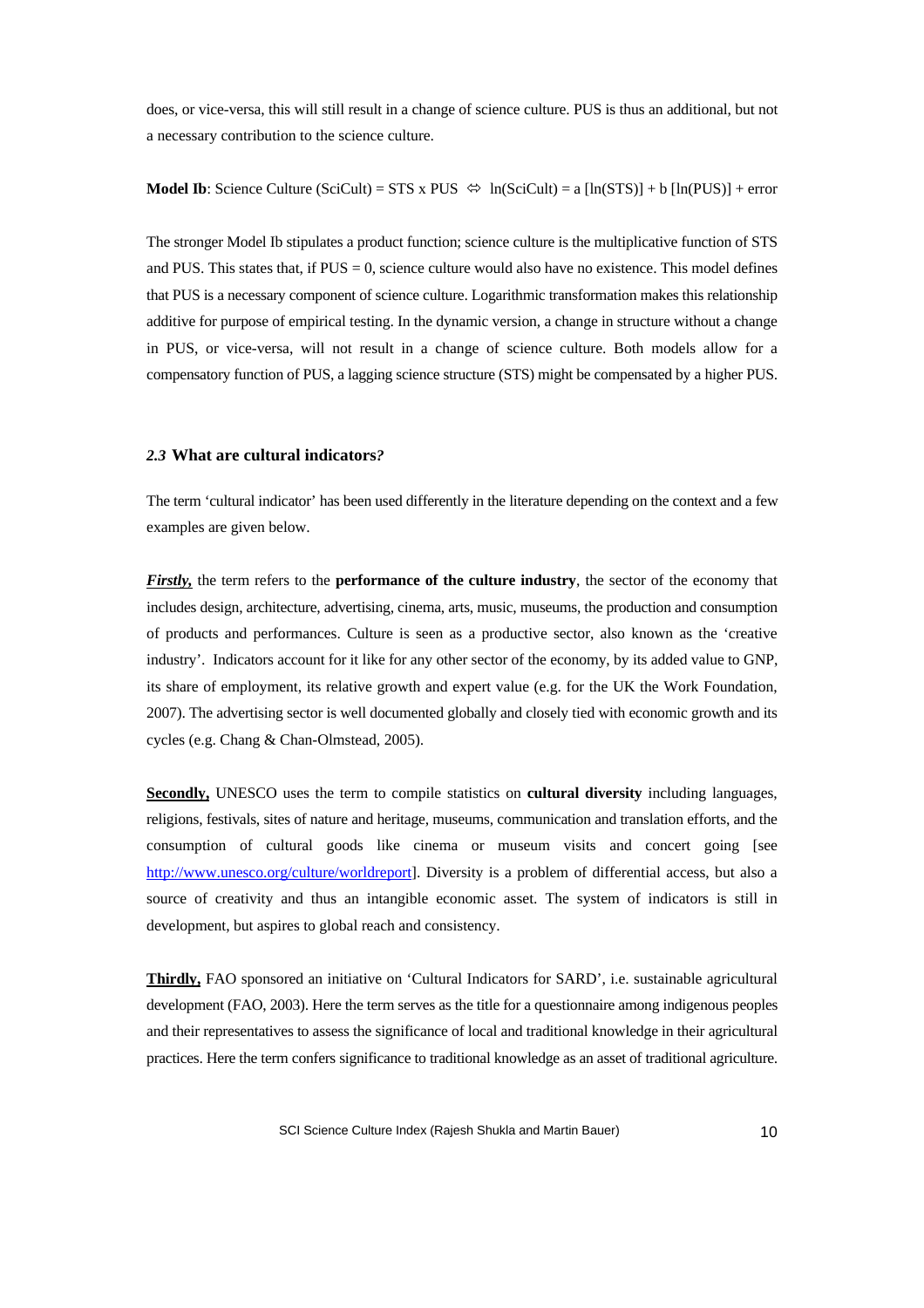does, or vice-versa, this will still result in a change of science culture. PUS is thus an additional, but not a necessary contribution to the science culture.

**Model Ib**: Science Culture (SciCult) = STS x PUS $\Leftrightarrow$ ln(SciCult) = a [ln(STS)] + b [ln(PUS)] + error

The stronger Model Ib stipulates a product function; science culture is the multiplicative function of STS and PUS. This states that, if PUS = 0, science culture would also have no existence. This model defines that PUS is a necessary component of science culture. Logarithmic transformation makes this relationship additive for purpose of empirical testing. In the dynamic version, a change in structure without a change in PUS, or vice-versa, will not result in a change of science culture. Both models allow for a compensatory function of PUS, a lagging science structure (STS) might be compensated by a higher PUS.

### *2.3* What are cultural indicators?

The term 'cultural indicator' has been used differently in the literature depending on the context and a few examples are given below.

***Firstly,*** the term refers to the **performance of the culture industry**, the sector of the economy that includes design, architecture, advertising, cinema, arts, music, museums, the production and consumption of products and performances. Culture is seen as a productive sector, also known as the 'creative industry'. Indicators account for it like for any other sector of the economy, by its added value to GNP, its share of employment, its relative growth and expert value (e.g. for the UK the Work Foundation, 2007). The advertising sector is well documented globally and closely tied with economic growth and its cycles (e.g. Chang & Chan-Olmstead, 2005).

**Secondly,** UNESCO uses the term to compile statistics on **cultural diversity** including languages, religions, festivals, sites of nature and heritage, museums, communication and translation efforts, and the consumption of cultural goods like cinema or museum visits and concert going [see http://www.unesco.org/culture/worldreport]. Diversity is a problem of differential access, but also a source of creativity and thus an intangible economic asset. The system of indicators is still in development, but aspires to global reach and consistency.

**Thirdly,** FAO sponsored an initiative on 'Cultural Indicators for SARD', i.e. sustainable agricultural development (FAO, 2003). Here the term serves as the title for a questionnaire among indigenous peoples and their representatives to assess the significance of local and traditional knowledge in their agricultural practices. Here the term confers significance to traditional knowledge as an asset of traditional agriculture.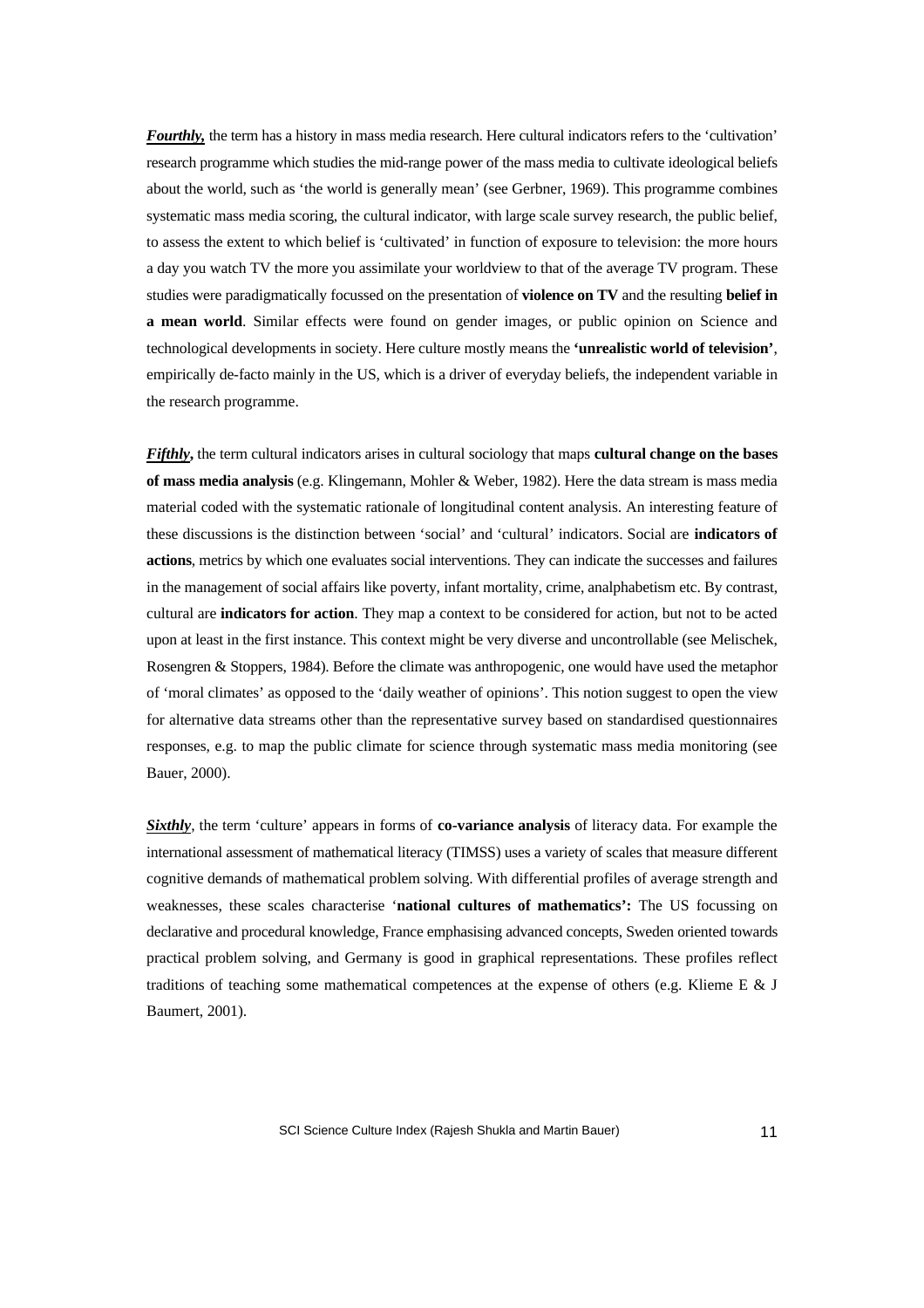***Fourthly,*** the term has a history in mass media research. Here cultural indicators refers to the 'cultivation' research programme which studies the mid-range power of the mass media to cultivate ideological beliefs about the world, such as 'the world is generally mean' (see Gerbner, 1969). This programme combines systematic mass media scoring, the cultural indicator, with large scale survey research, the public belief, to assess the extent to which belief is 'cultivated' in function of exposure to television: the more hours a day you watch TV the more you assimilate your worldview to that of the average TV program. These studies were paradigmatically focussed on the presentation of **violence on TV** and the resulting **belief in a mean world**. Similar effects were found on gender images, or public opinion on Science and technological developments in society. Here culture mostly means the **'unrealistic world of television'**, empirically de-facto mainly in the US, which is a driver of everyday beliefs, the independent variable in the research programme.

***Fifthly,*** the term cultural indicators arises in cultural sociology that maps **cultural change on the bases of mass media analysis** (e.g. Klingemann, Mohler & Weber, 1982). Here the data stream is mass media material coded with the systematic rationale of longitudinal content analysis. An interesting feature of these discussions is the distinction between 'social' and 'cultural' indicators. Social are **indicators of actions**, metrics by which one evaluates social interventions. They can indicate the successes and failures in the management of social affairs like poverty, infant mortality, crime, analphabetism etc. By contrast, cultural are **indicators for action**. They map a context to be considered for action, but not to be acted upon at least in the first instance. This context might be very diverse and uncontrollable (see Melischek, Rosengren & Stoppers, 1984). Before the climate was anthropogenic, one would have used the metaphor of 'moral climates' as opposed to the 'daily weather of opinions'. This notion suggest to open the view for alternative data streams other than the representative survey based on standardised questionnaires responses, e.g. to map the public climate for science through systematic mass media monitoring (see Bauer, 2000).

***Sixthly***, the term 'culture' appears in forms of **co-variance analysis** of literacy data. For example the international assessment of mathematical literacy (TIMSS) uses a variety of scales that measure different cognitive demands of mathematical problem solving. With differential profiles of average strength and weaknesses, these scales characterise '**national cultures of mathematics':** The US focussing on declarative and procedural knowledge, France emphasising advanced concepts, Sweden oriented towards practical problem solving, and Germany is good in graphical representations. These profiles reflect traditions of teaching some mathematical competences at the expense of others (e.g. Klieme E & J Baumert, 2001).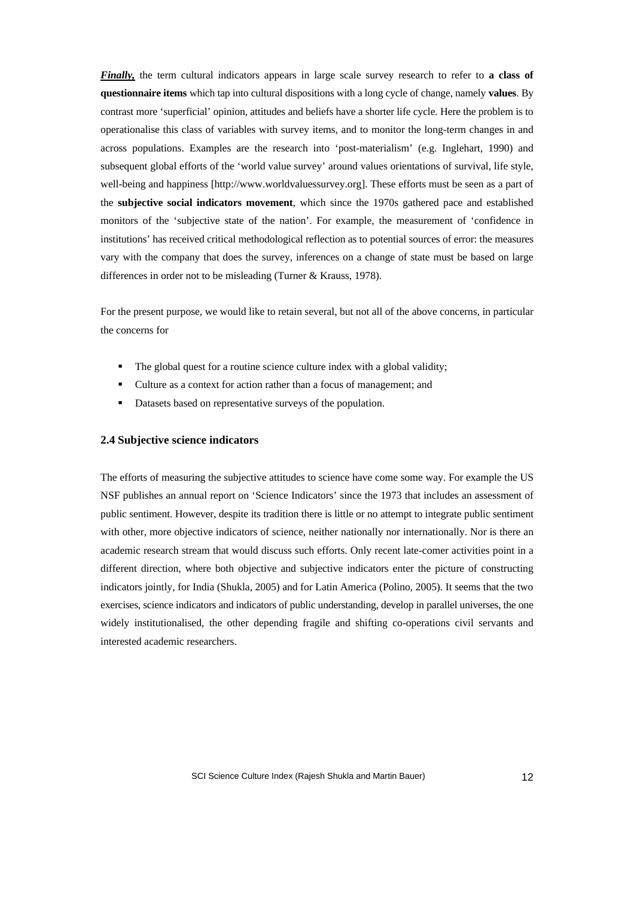***Finally,*** the term cultural indicators appears in large scale survey research to refer to **a class of questionnaire items** which tap into cultural dispositions with a long cycle of change, namely **values**. By contrast more 'superficial' opinion, attitudes and beliefs have a shorter life cycle. Here the problem is to operationalise this class of variables with survey items, and to monitor the long-term changes in and across populations. Examples are the research into 'post-materialism' (e.g. Inglehart, 1990) and subsequent global efforts of the 'world value survey' around values orientations of survival, life style, well-being and happiness [http://www.worldvaluessurvey.org]. These efforts must be seen as a part of the **subjective social indicators movement**, which since the 1970s gathered pace and established monitors of the 'subjective state of the nation'. For example, the measurement of 'confidence in institutions' has received critical methodological reflection as to potential sources of error: the measures vary with the company that does the survey, inferences on a change of state must be based on large differences in order not to be misleading (Turner & Krauss, 1978).

For the present purpose, we would like to retain several, but not all of the above concerns, in particular the concerns for

- The global quest for a routine science culture index with a global validity;
- Culture as a context for action rather than a focus of management; and
- Datasets based on representative surveys of the population.

### 2.4 Subjective science indicators

The efforts of measuring the subjective attitudes to science have come some way. For example the US NSF publishes an annual report on 'Science Indicators' since the 1973 that includes an assessment of public sentiment. However, despite its tradition there is little or no attempt to integrate public sentiment with other, more objective indicators of science, neither nationally nor internationally. Nor is there an academic research stream that would discuss such efforts. Only recent late-comer activities point in a different direction, where both objective and subjective indicators enter the picture of constructing indicators jointly, for India (Shukla, 2005) and for Latin America (Polino, 2005). It seems that the two exercises, science indicators and indicators of public understanding, develop in parallel universes, the one widely institutionalised, the other depending fragile and shifting co-operations civil servants and interested academic researchers.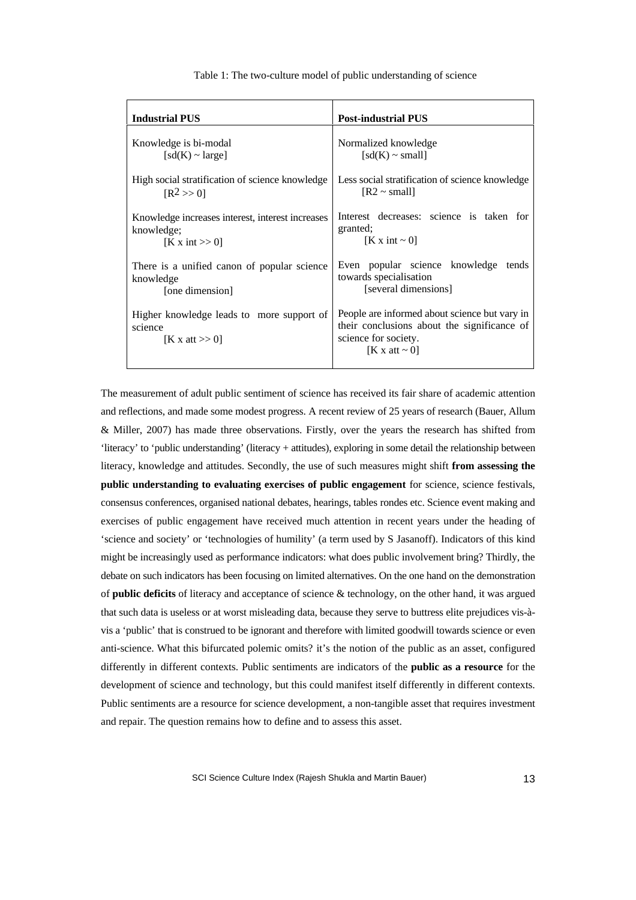Table 1: The two-culture model of public understanding of science

| **Industrial PUS** | **Post-industrial PUS** |
|---|---|
| Knowledge is bi-modal<br>[sd(K) ~ large] | Normalized knowledge<br>[sd(K) ~ small] |
| High social stratification of science knowledge<br>[$R^2 >> 0$] | Less social stratification of science knowledge<br>[R2 ~ small] |
| Knowledge increases interest, interest increases knowledge;<br>[K x int >> 0] | Interest decreases: science is taken for granted;<br>[K x int ~ 0] |
| There is a unified canon of popular science knowledge<br>[one dimension] | Even popular science knowledge tends towards specialisation<br>[several dimensions] |
| Higher knowledge leads to more support of science<br>[K x att >> 0] | People are informed about science but vary in their conclusions about the significance of science for society.<br>[K x att ~ 0] |

The measurement of adult public sentiment of science has received its fair share of academic attention and reflections, and made some modest progress. A recent review of 25 years of research (Bauer, Allum & Miller, 2007) has made three observations. Firstly, over the years the research has shifted from 'literacy' to 'public understanding' (literacy + attitudes), exploring in some detail the relationship between literacy, knowledge and attitudes. Secondly, the use of such measures might shift **from assessing the public understanding to evaluating exercises of public engagement** for science, science festivals, consensus conferences, organised national debates, hearings, tables rondes etc. Science event making and exercises of public engagement have received much attention in recent years under the heading of 'science and society' or 'technologies of humility' (a term used by S Jasanoff). Indicators of this kind might be increasingly used as performance indicators: what does public involvement bring? Thirdly, the debate on such indicators has been focusing on limited alternatives. On the one hand on the demonstration of **public deficits** of literacy and acceptance of science & technology, on the other hand, it was argued that such data is useless or at worst misleading data, because they serve to buttress elite prejudices vis-à-vis a 'public' that is construed to be ignorant and therefore with limited goodwill towards science or even anti-science. What this bifurcated polemic omits? it's the notion of the public as an asset, configured differently in different contexts. Public sentiments are indicators of the **public as a resource** for the development of science and technology, but this could manifest itself differently in different contexts. Public sentiments are a resource for science development, a non-tangible asset that requires investment and repair. The question remains how to define and to assess this asset.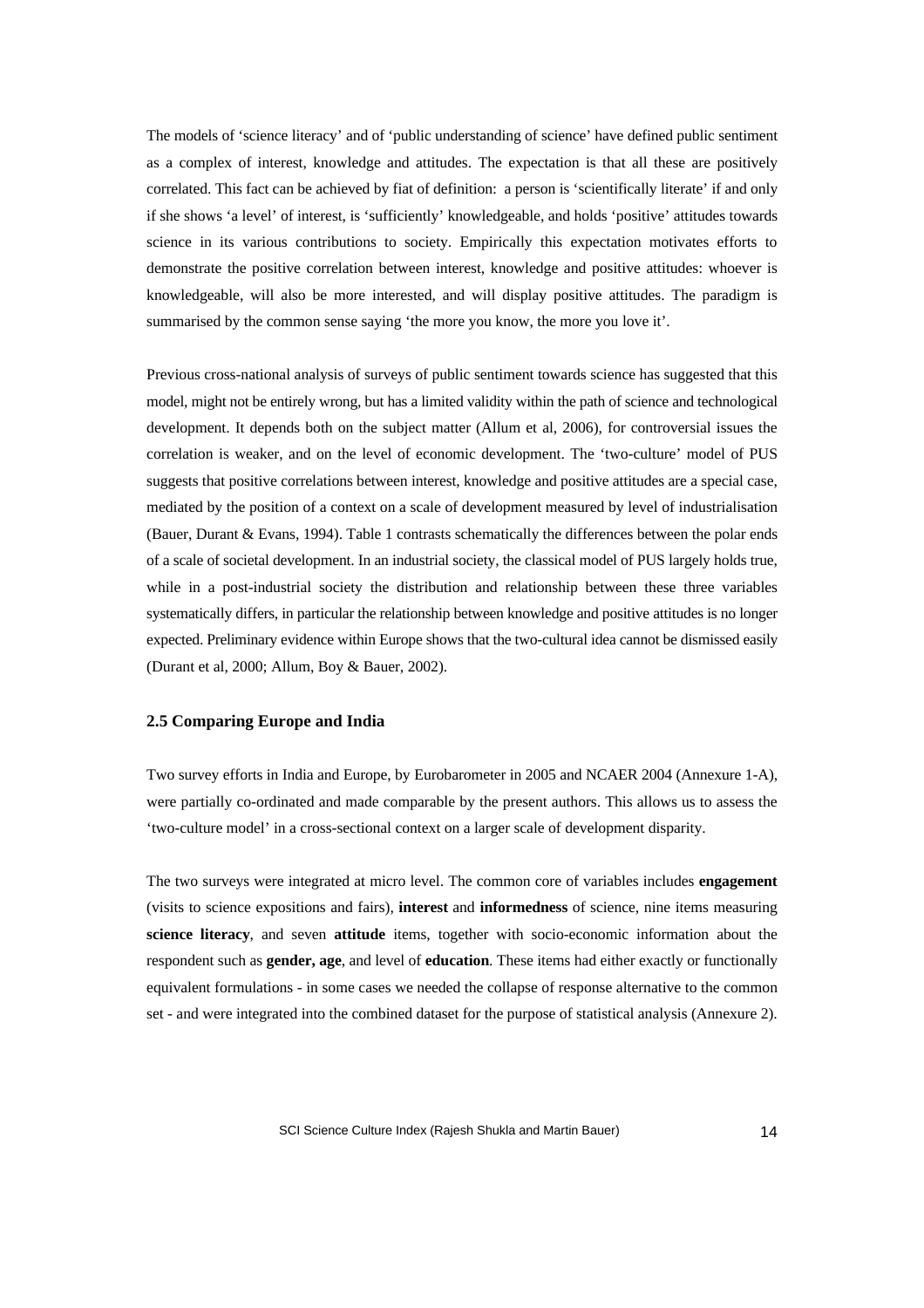The models of 'science literacy' and of 'public understanding of science' have defined public sentiment as a complex of interest, knowledge and attitudes. The expectation is that all these are positively correlated. This fact can be achieved by fiat of definition: a person is 'scientifically literate' if and only if she shows 'a level' of interest, is 'sufficiently' knowledgeable, and holds 'positive' attitudes towards science in its various contributions to society. Empirically this expectation motivates efforts to demonstrate the positive correlation between interest, knowledge and positive attitudes: whoever is knowledgeable, will also be more interested, and will display positive attitudes. The paradigm is summarised by the common sense saying 'the more you know, the more you love it'.

Previous cross-national analysis of surveys of public sentiment towards science has suggested that this model, might not be entirely wrong, but has a limited validity within the path of science and technological development. It depends both on the subject matter (Allum et al, 2006), for controversial issues the correlation is weaker, and on the level of economic development. The 'two-culture' model of PUS suggests that positive correlations between interest, knowledge and positive attitudes are a special case, mediated by the position of a context on a scale of development measured by level of industrialisation (Bauer, Durant & Evans, 1994). Table 1 contrasts schematically the differences between the polar ends of a scale of societal development. In an industrial society, the classical model of PUS largely holds true, while in a post-industrial society the distribution and relationship between these three variables systematically differs, in particular the relationship between knowledge and positive attitudes is no longer expected. Preliminary evidence within Europe shows that the two-cultural idea cannot be dismissed easily (Durant et al, 2000; Allum, Boy & Bauer, 2002).

### 2.5 Comparing Europe and India

Two survey efforts in India and Europe, by Eurobarometer in 2005 and NCAER 2004 (Annexure 1-A), were partially co-ordinated and made comparable by the present authors. This allows us to assess the 'two-culture model' in a cross-sectional context on a larger scale of development disparity.

The two surveys were integrated at micro level. The common core of variables includes **engagement** (visits to science expositions and fairs), **interest** and **informedness** of science, nine items measuring **science literacy**, and seven **attitude** items, together with socio-economic information about the respondent such as **gender, age**, and level of **education**. These items had either exactly or functionally equivalent formulations - in some cases we needed the collapse of response alternative to the common set - and were integrated into the combined dataset for the purpose of statistical analysis (Annexure 2).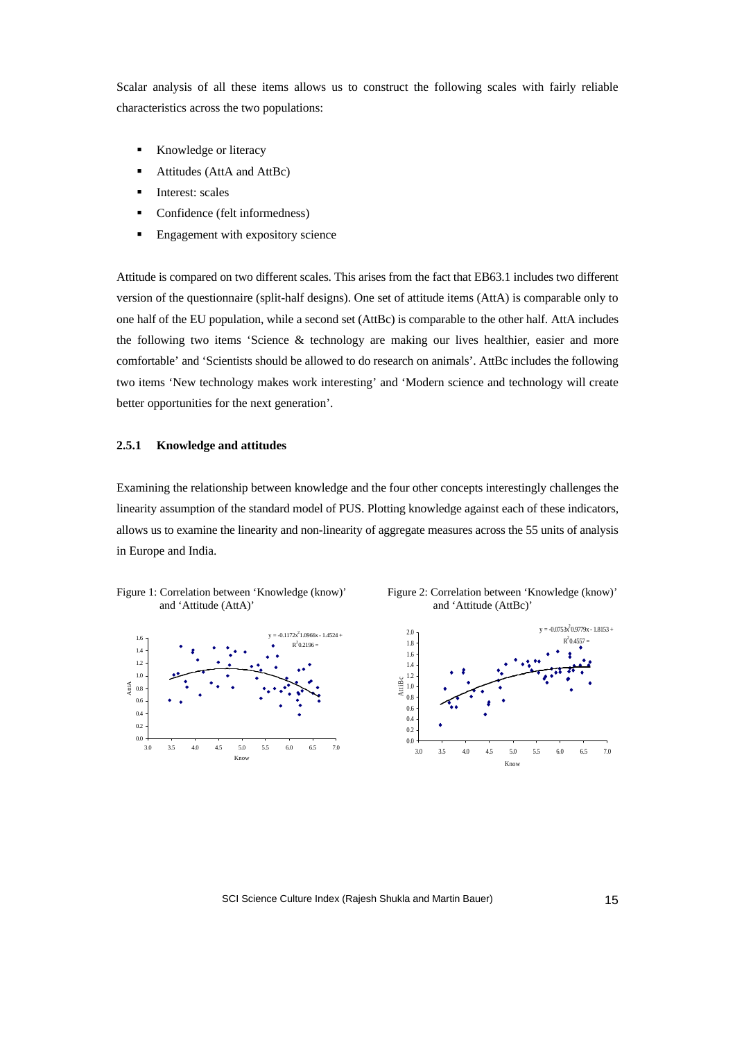Scalar analysis of all these items allows us to construct the following scales with fairly reliable characteristics across the two populations:

- Knowledge or literacy
- Attitudes (AttA and AttBc)
- Interest: scales
- Confidence (felt informedness)
- Engagement with expository science

Attitude is compared on two different scales. This arises from the fact that EB63.1 includes two different version of the questionnaire (split-half designs). One set of attitude items (AttA) is comparable only to one half of the EU population, while a second set (AttBc) is comparable to the other half. AttA includes the following two items 'Science & technology are making our lives healthier, easier and more comfortable' and 'Scientists should be allowed to do research on animals'. AttBc includes the following two items 'New technology makes work interesting' and 'Modern science and technology will create better opportunities for the next generation'.

### 2.5.1 Knowledge and attitudes

Examining the relationship between knowledge and the four other concepts interestingly challenges the linearity assumption of the standard model of PUS. Plotting knowledge against each of these indicators, allows us to examine the linearity and non-linearity of aggregate measures across the 55 units of analysis in Europe and India.

Figure 1: Correlation between 'Knowledge (know)' and 'Attitude (AttA)'

$y = -0.1172x^2 + 1.0966x - 1.4524$
$R^2 = 0.2196$

Figure 2: Correlation between 'Knowledge (know)' and 'Attitude (AttBc)'

$y = -0.0753x^2 + 0.9779x - 1.8153$
$R^2 = 0.4557$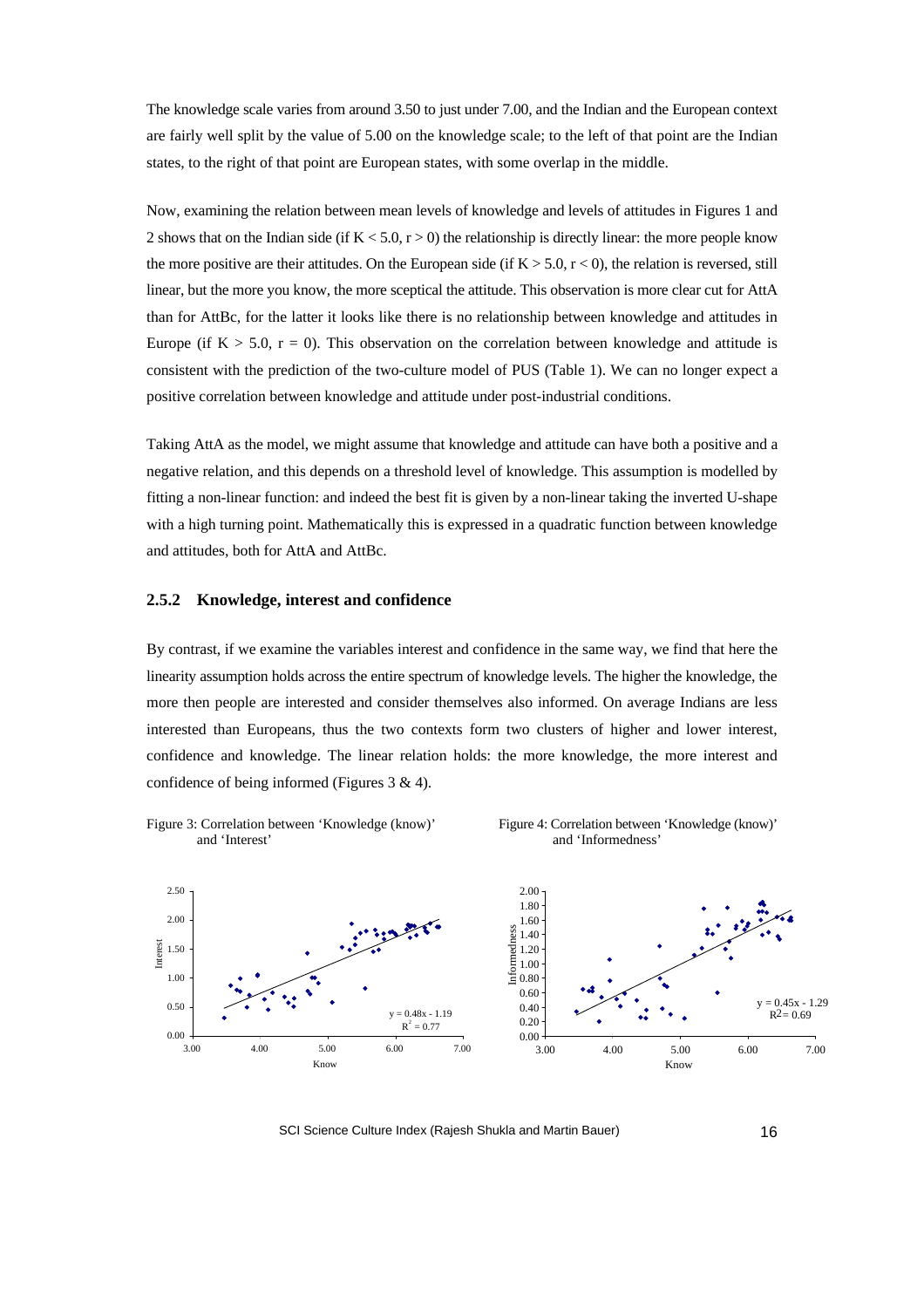The knowledge scale varies from around 3.50 to just under 7.00, and the Indian and the European context are fairly well split by the value of 5.00 on the knowledge scale; to the left of that point are the Indian states, to the right of that point are European states, with some overlap in the middle.

Now, examining the relation between mean levels of knowledge and levels of attitudes in Figures 1 and 2 shows that on the Indian side (if $K < 5.0$, $r > 0$) the relationship is directly linear: the more people know the more positive are their attitudes. On the European side (if $K > 5.0$, $r < 0$), the relation is reversed, still linear, but the more you know, the more sceptical the attitude. This observation is more clear cut for AttA than for AttBc, for the latter it looks like there is no relationship between knowledge and attitudes in Europe (if $K > 5.0$, $r = 0$). This observation on the correlation between knowledge and attitude is consistent with the prediction of the two-culture model of PUS (Table 1). We can no longer expect a positive correlation between knowledge and attitude under post-industrial conditions.

Taking AttA as the model, we might assume that knowledge and attitude can have both a positive and a negative relation, and this depends on a threshold level of knowledge. This assumption is modelled by fitting a non-linear function: and indeed the best fit is given by a non-linear taking the inverted U-shape with a high turning point. Mathematically this is expressed in a quadratic function between knowledge and attitudes, both for AttA and AttBc.

### 2.5.2 Knowledge, interest and confidence

By contrast, if we examine the variables interest and confidence in the same way, we find that here the linearity assumption holds across the entire spectrum of knowledge levels. The higher the knowledge, the more then people are interested and consider themselves also informed. On average Indians are less interested than Europeans, thus the two contexts form two clusters of higher and lower interest, confidence and knowledge. The linear relation holds: the more knowledge, the more interest and confidence of being informed (Figures 3 & 4).

Figure 3: Correlation between 'Knowledge (know)' and 'Interest'

$y = 0.48x - 1.19$, $R^2 = 0.77$

Figure 4: Correlation between 'Knowledge (know)' and 'Informedness'

$y = 0.45x - 1.29$, $R^2 = 0.69$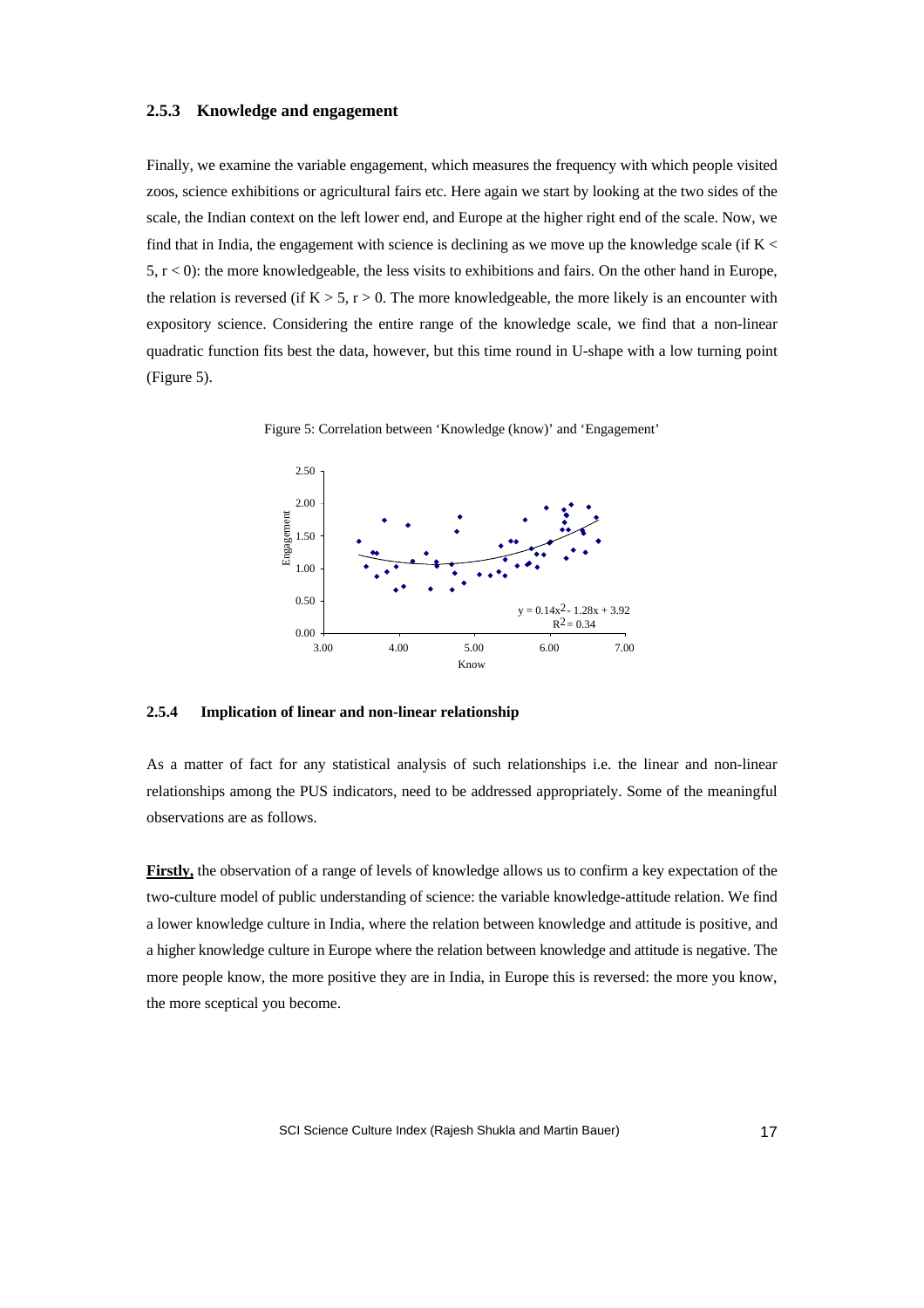### 2.5.3 Knowledge and engagement

Finally, we examine the variable engagement, which measures the frequency with which people visited zoos, science exhibitions or agricultural fairs etc. Here again we start by looking at the two sides of the scale, the Indian context on the left lower end, and Europe at the higher right end of the scale. Now, we find that in India, the engagement with science is declining as we move up the knowledge scale (if $K < 5$, $r < 0$): the more knowledgeable, the less visits to exhibitions and fairs. On the other hand in Europe, the relation is reversed (if $K > 5$, $r > 0$. The more knowledgeable, the more likely is an encounter with expository science. Considering the entire range of the knowledge scale, we find that a non-linear quadratic function fits best the data, however, but this time round in U-shape with a low turning point (Figure 5).

Figure 5: Correlation between 'Knowledge (know)' and 'Engagement'

$y = 0.14x^2 - 1.28x + 3.92$
$R^2 = 0.34$

### 2.5.4 Implication of linear and non-linear relationship

As a matter of fact for any statistical analysis of such relationships i.e. the linear and non-linear relationships among the PUS indicators, need to be addressed appropriately. Some of the meaningful observations are as follows.

**Firstly,** the observation of a range of levels of knowledge allows us to confirm a key expectation of the two-culture model of public understanding of science: the variable knowledge-attitude relation. We find a lower knowledge culture in India, where the relation between knowledge and attitude is positive, and a higher knowledge culture in Europe where the relation between knowledge and attitude is negative. The more people know, the more positive they are in India, in Europe this is reversed: the more you know, the more sceptical you become.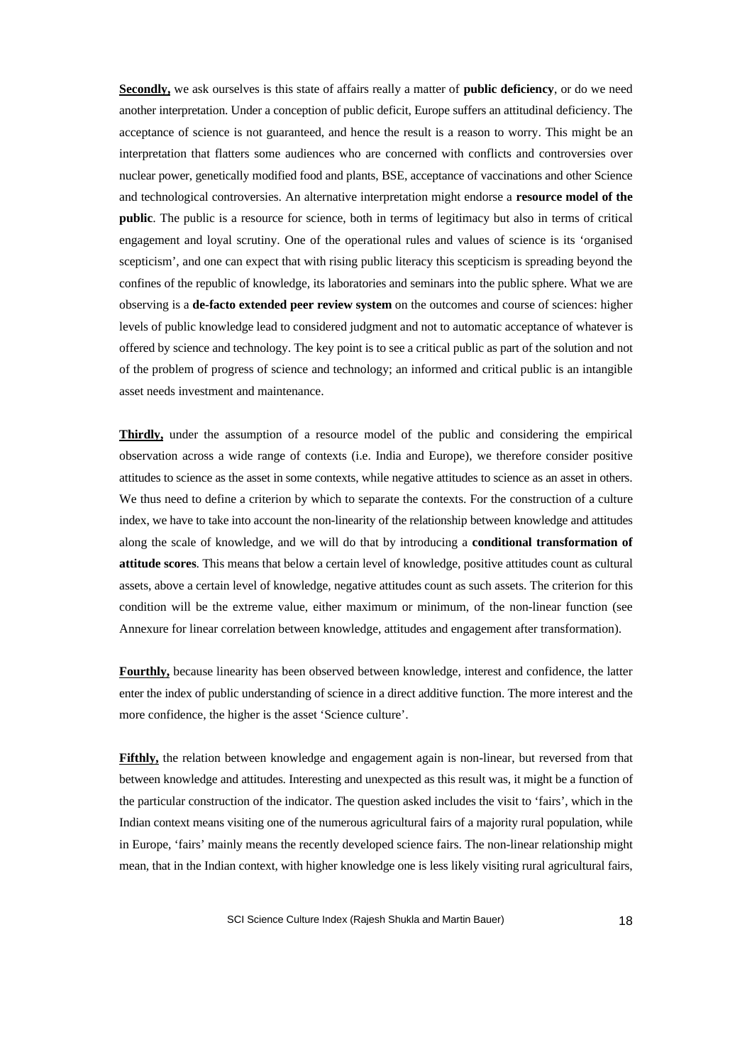**Secondly,** we ask ourselves is this state of affairs really a matter of **public deficiency**, or do we need another interpretation. Under a conception of public deficit, Europe suffers an attitudinal deficiency. The acceptance of science is not guaranteed, and hence the result is a reason to worry. This might be an interpretation that flatters some audiences who are concerned with conflicts and controversies over nuclear power, genetically modified food and plants, BSE, acceptance of vaccinations and other Science and technological controversies. An alternative interpretation might endorse a **resource model of the public**. The public is a resource for science, both in terms of legitimacy but also in terms of critical engagement and loyal scrutiny. One of the operational rules and values of science is its 'organised scepticism', and one can expect that with rising public literacy this scepticism is spreading beyond the confines of the republic of knowledge, its laboratories and seminars into the public sphere. What we are observing is a **de-facto extended peer review system** on the outcomes and course of sciences: higher levels of public knowledge lead to considered judgment and not to automatic acceptance of whatever is offered by science and technology. The key point is to see a critical public as part of the solution and not of the problem of progress of science and technology; an informed and critical public is an intangible asset needs investment and maintenance.

**Thirdly,** under the assumption of a resource model of the public and considering the empirical observation across a wide range of contexts (i.e. India and Europe), we therefore consider positive attitudes to science as the asset in some contexts, while negative attitudes to science as an asset in others. We thus need to define a criterion by which to separate the contexts. For the construction of a culture index, we have to take into account the non-linearity of the relationship between knowledge and attitudes along the scale of knowledge, and we will do that by introducing a **conditional transformation of attitude scores**. This means that below a certain level of knowledge, positive attitudes count as cultural assets, above a certain level of knowledge, negative attitudes count as such assets. The criterion for this condition will be the extreme value, either maximum or minimum, of the non-linear function (see Annexure for linear correlation between knowledge, attitudes and engagement after transformation).

**Fourthly,** because linearity has been observed between knowledge, interest and confidence, the latter enter the index of public understanding of science in a direct additive function. The more interest and the more confidence, the higher is the asset 'Science culture'.

**Fifthly,** the relation between knowledge and engagement again is non-linear, but reversed from that between knowledge and attitudes. Interesting and unexpected as this result was, it might be a function of the particular construction of the indicator. The question asked includes the visit to 'fairs', which in the Indian context means visiting one of the numerous agricultural fairs of a majority rural population, while in Europe, 'fairs' mainly means the recently developed science fairs. The non-linear relationship might mean, that in the Indian context, with higher knowledge one is less likely visiting rural agricultural fairs,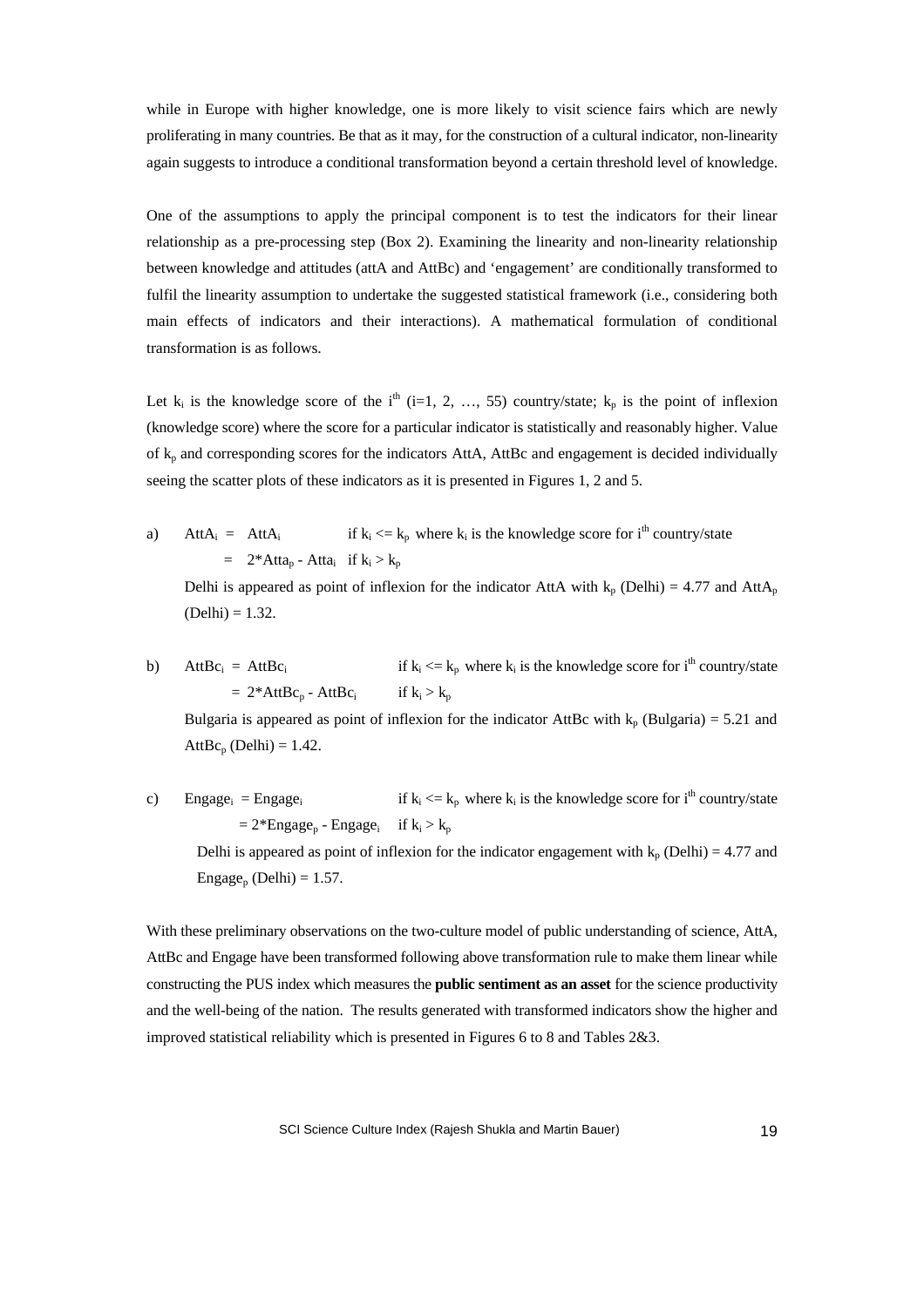while in Europe with higher knowledge, one is more likely to visit science fairs which are newly proliferating in many countries. Be that as it may, for the construction of a cultural indicator, non-linearity again suggests to introduce a conditional transformation beyond a certain threshold level of knowledge.

One of the assumptions to apply the principal component is to test the indicators for their linear relationship as a pre-processing step (Box 2). Examining the linearity and non-linearity relationship between knowledge and attitudes (attA and AttBc) and 'engagement' are conditionally transformed to fulfil the linearity assumption to undertake the suggested statistical framework (i.e., considering both main effects of indicators and their interactions). A mathematical formulation of conditional transformation is as follows.

Let $k_i$ is the knowledge score of the $i^{th}$ ($i=1, 2, \ldots, 55$) country/state; $k_p$ is the point of inflexion (knowledge score) where the score for a particular indicator is statistically and reasonably higher. Value of $k_p$ and corresponding scores for the indicators AttA, AttBc and engagement is decided individually seeing the scatter plots of these indicators as it is presented in Figures 1, 2 and 5.

a) $AttA_i = AttA_i$ if $k_i <= k_p$ where $k_i$ is the knowledge score for $i^{th}$ country/state

$= 2*Atta_p - Atta_i$ if $k_i > k_p$

Delhi is appeared as point of inflexion for the indicator AttA with $k_p$ (Delhi) = 4.77 and $AttA_p$ (Delhi) = 1.32.

b) $AttBc_i = AttBc_i$ if $k_i <= k_p$ where $k_i$ is the knowledge score for $i^{th}$ country/state

$= 2*AttBc_p - AttBc_i$ if $k_i > k_p$

Bulgaria is appeared as point of inflexion for the indicator AttBc with $k_p$ (Bulgaria) = 5.21 and $AttBc_p$ (Delhi) = 1.42.

c) $Engage_i = Engage_i$ if $k_i <= k_p$ where $k_i$ is the knowledge score for $i^{th}$ country/state

$= 2*Engage_p - Engage_i$ if $k_i > k_p$

Delhi is appeared as point of inflexion for the indicator engagement with $k_p$ (Delhi) = 4.77 and $Engage_p$ (Delhi) = 1.57.

With these preliminary observations on the two-culture model of public understanding of science, AttA, AttBc and Engage have been transformed following above transformation rule to make them linear while constructing the PUS index which measures the **public sentiment as an asset** for the science productivity and the well-being of the nation. The results generated with transformed indicators show the higher and improved statistical reliability which is presented in Figures 6 to 8 and Tables 2&3.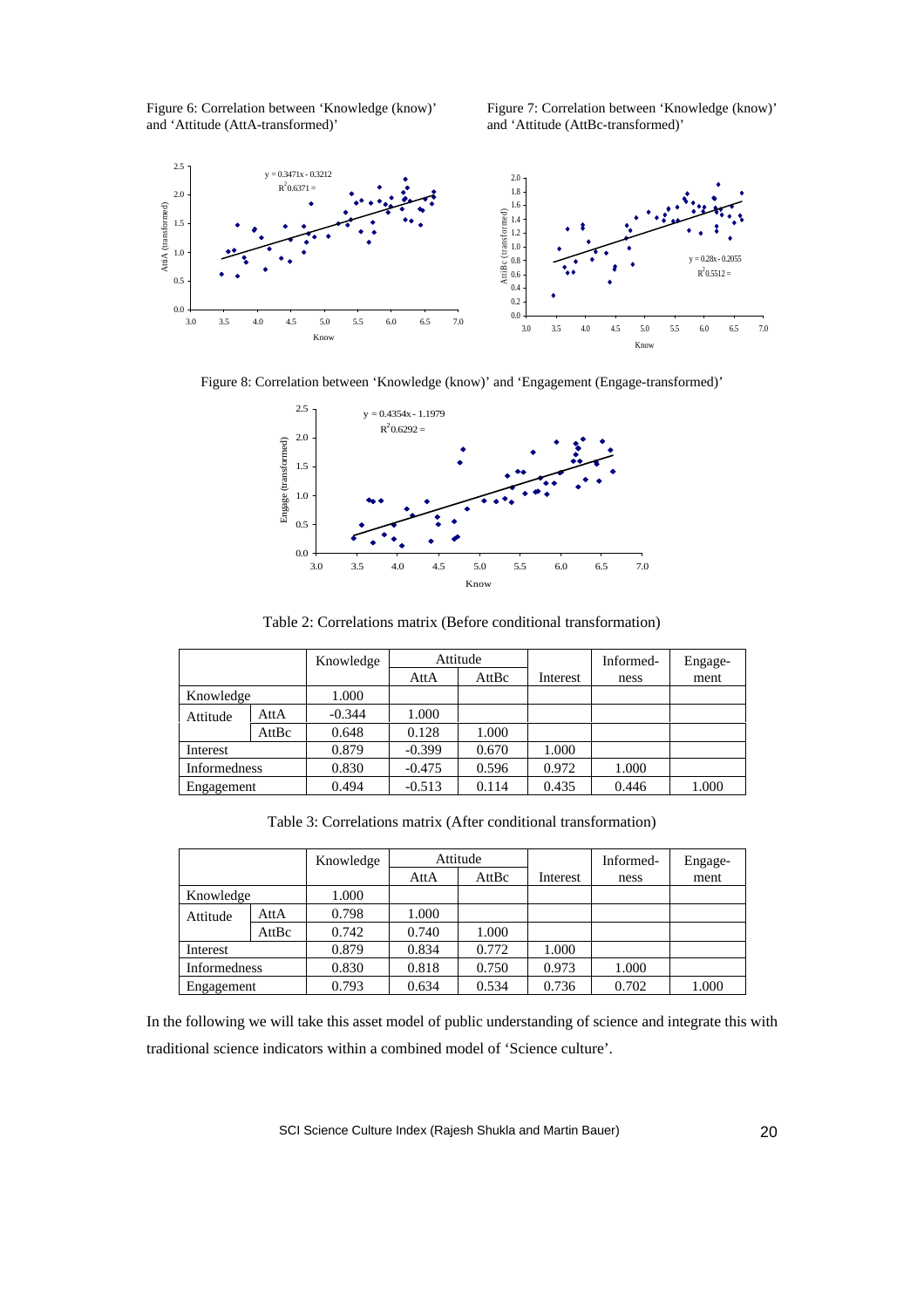Figure 6: Correlation between 'Knowledge (know)' and 'Attitude (AttA-transformed)'

Figure 7: Correlation between 'Knowledge (know)' and 'Attitude (AttBc-transformed)'

Figure 8: Correlation between 'Knowledge (know)' and 'Engagement (Engage-transformed)'

Table 2: Correlations matrix (Before conditional transformation)

| | | Knowledge | Attitude | | Interest | Informed-ness | Engage-ment |
|---|---|---|---|---|---|---|---|
| | | | AttA | AttBc | | | |
| Knowledge | | 1.000 | | | | | |
| Attitude | AttA | -0.344 | 1.000 | | | | |
| | AttBc | 0.648 | 0.128 | 1.000 | | | |
| Interest | | 0.879 | -0.399 | 0.670 | 1.000 | | |
| Informedness | | 0.830 | -0.475 | 0.596 | 0.972 | 1.000 | |
| Engagement | | 0.494 | -0.513 | 0.114 | 0.435 | 0.446 | 1.000 |

Table 3: Correlations matrix (After conditional transformation)

| | | Knowledge | Attitude | | Interest | Informed-ness | Engage-ment |
|---|---|---|---|---|---|---|---|
| | | | AttA | AttBc | | | |
| Knowledge | | 1.000 | | | | | |
| Attitude | AttA | 0.798 | 1.000 | | | | |
| | AttBc | 0.742 | 0.740 | 1.000 | | | |
| Interest | | 0.879 | 0.834 | 0.772 | 1.000 | | |
| Informedness | | 0.830 | 0.818 | 0.750 | 0.973 | 1.000 | |
| Engagement | | 0.793 | 0.634 | 0.534 | 0.736 | 0.702 | 1.000 |

In the following we will take this asset model of public understanding of science and integrate this with traditional science indicators within a combined model of 'Science culture'.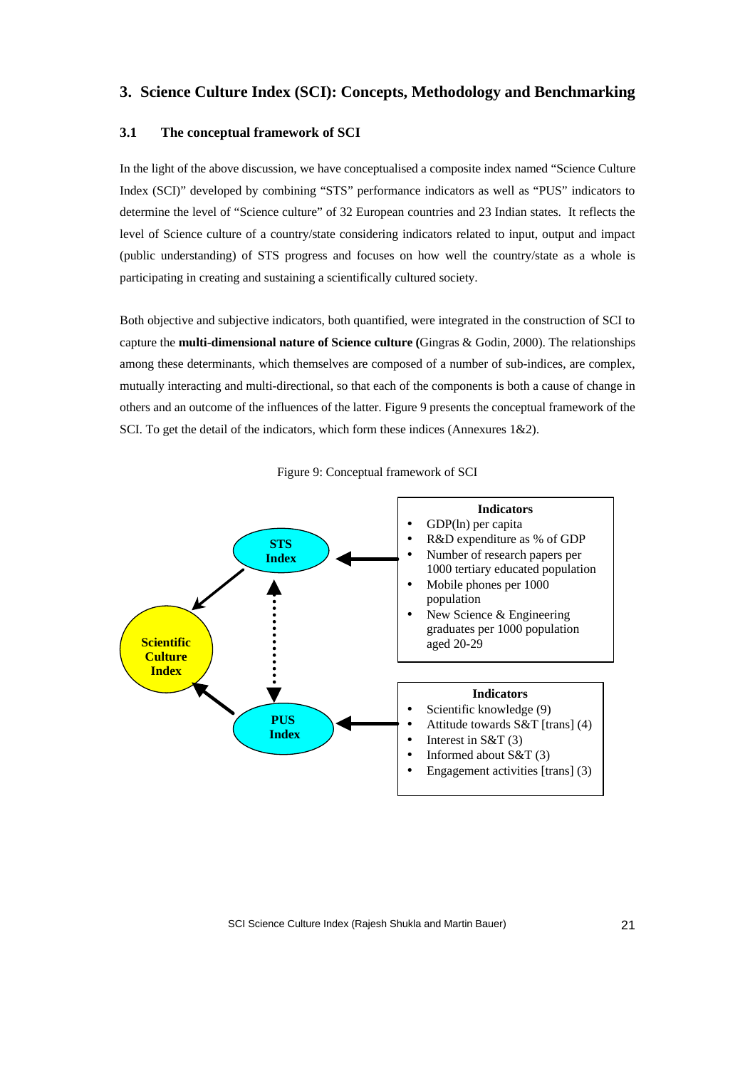## 3. Science Culture Index (SCI): Concepts, Methodology and Benchmarking

### 3.1 The conceptual framework of SCI

In the light of the above discussion, we have conceptualised a composite index named "Science Culture Index (SCI)" developed by combining "STS" performance indicators as well as "PUS" indicators to determine the level of "Science culture" of 32 European countries and 23 Indian states. It reflects the level of Science culture of a country/state considering indicators related to input, output and impact (public understanding) of STS progress and focuses on how well the country/state as a whole is participating in creating and sustaining a scientifically cultured society.

Both objective and subjective indicators, both quantified, were integrated in the construction of SCI to capture the **multi-dimensional nature of Science culture (**Gingras & Godin, 2000). The relationships among these determinants, which themselves are composed of a number of sub-indices, are complex, mutually interacting and multi-directional, so that each of the components is both a cause of change in others and an outcome of the influences of the latter. Figure 9 presents the conceptual framework of the SCI. To get the detail of the indicators, which form these indices (Annexures 1&2).

Figure 9: Conceptual framework of SCI

**STS Index**

**Indicators**
- GDP(ln) per capita
- R&D expenditure as % of GDP
- Number of research papers per 1000 tertiary educated population
- Mobile phones per 1000 population
- New Science & Engineering graduates per 1000 population aged 20-29

**Scientific Culture Index**

**PUS Index**

**Indicators**
- Scientific knowledge (9)
- Attitude towards S&T [trans] (4)
- Interest in S&T (3)
- Informed about S&T (3)
- Engagement activities [trans] (3)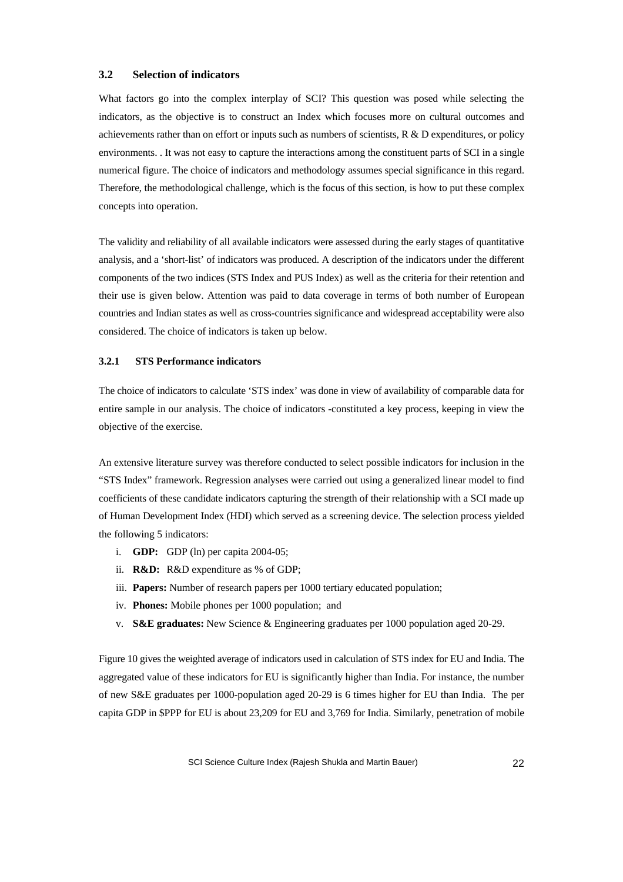## 3.2 Selection of indicators

What factors go into the complex interplay of SCI? This question was posed while selecting the indicators, as the objective is to construct an Index which focuses more on cultural outcomes and achievements rather than on effort or inputs such as numbers of scientists, R & D expenditures, or policy environments. . It was not easy to capture the interactions among the constituent parts of SCI in a single numerical figure. The choice of indicators and methodology assumes special significance in this regard. Therefore, the methodological challenge, which is the focus of this section, is how to put these complex concepts into operation.

The validity and reliability of all available indicators were assessed during the early stages of quantitative analysis, and a 'short-list' of indicators was produced. A description of the indicators under the different components of the two indices (STS Index and PUS Index) as well as the criteria for their retention and their use is given below. Attention was paid to data coverage in terms of both number of European countries and Indian states as well as cross-countries significance and widespread acceptability were also considered. The choice of indicators is taken up below.

### 3.2.1 STS Performance indicators

The choice of indicators to calculate 'STS index' was done in view of availability of comparable data for entire sample in our analysis. The choice of indicators -constituted a key process, keeping in view the objective of the exercise.

An extensive literature survey was therefore conducted to select possible indicators for inclusion in the "STS Index" framework. Regression analyses were carried out using a generalized linear model to find coefficients of these candidate indicators capturing the strength of their relationship with a SCI made up of Human Development Index (HDI) which served as a screening device. The selection process yielded the following 5 indicators:

i. **GDP:** GDP (ln) per capita 2004-05;
ii. **R&D:** R&D expenditure as % of GDP;
iii. **Papers:** Number of research papers per 1000 tertiary educated population;
iv. **Phones:** Mobile phones per 1000 population; and
v. **S&E graduates:** New Science & Engineering graduates per 1000 population aged 20-29.

Figure 10 gives the weighted average of indicators used in calculation of STS index for EU and India. The aggregated value of these indicators for EU is significantly higher than India. For instance, the number of new S&E graduates per 1000-population aged 20-29 is 6 times higher for EU than India. The per capita GDP in $PPP for EU is about 23,209 for EU and 3,769 for India. Similarly, penetration of mobile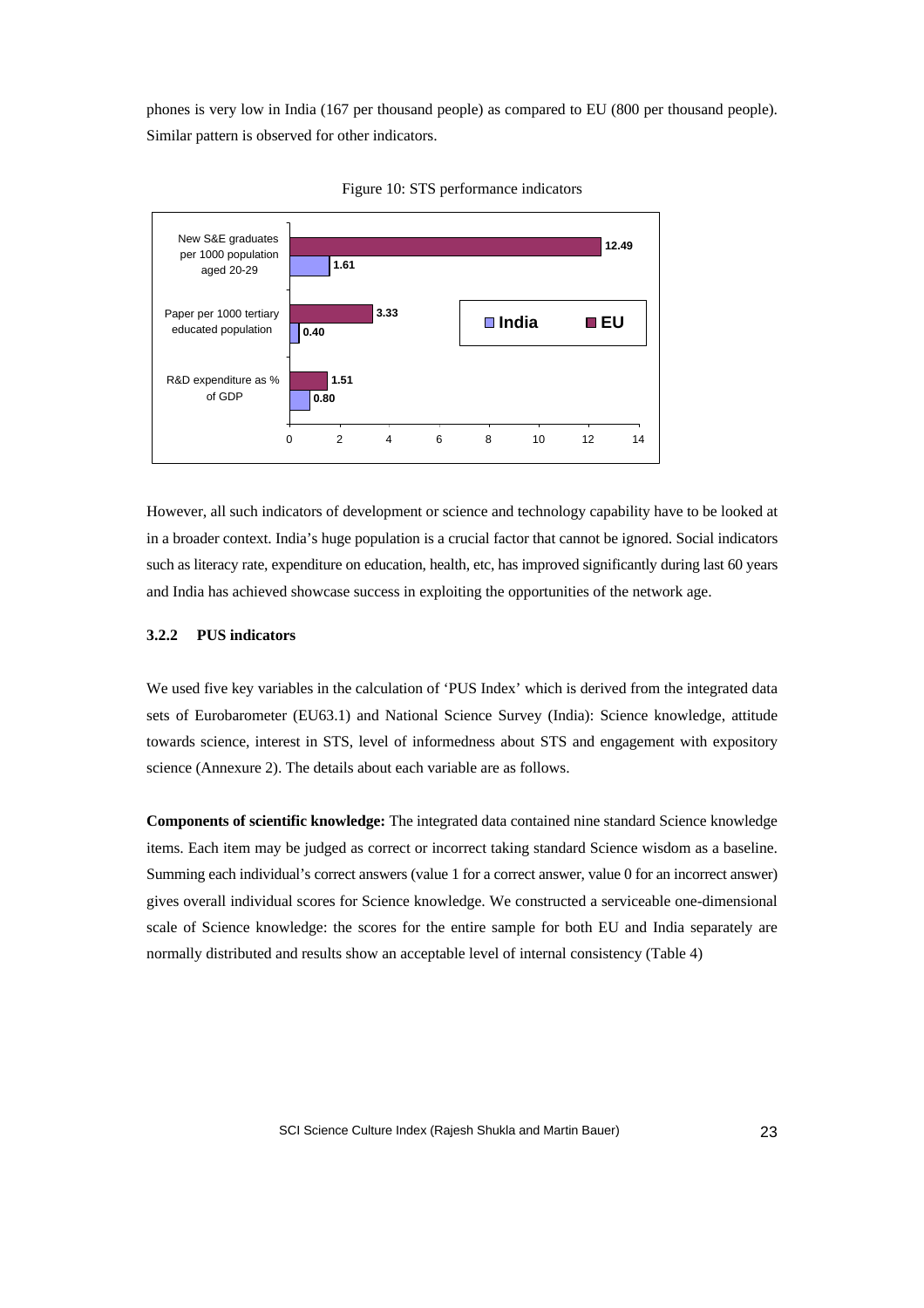phones is very low in India (167 per thousand people) as compared to EU (800 per thousand people). Similar pattern is observed for other indicators.

Figure 10: STS performance indicators

| Indicator | India | EU |
|---|---|---|
| New S&E graduates per 1000 population aged 20-29 | 1.61 | 12.49 |
| Paper per 1000 tertiary educated population | 0.40 | 3.33 |
| R&D expenditure as % of GDP | 0.80 | 1.51 |

However, all such indicators of development or science and technology capability have to be looked at in a broader context. India's huge population is a crucial factor that cannot be ignored. Social indicators such as literacy rate, expenditure on education, health, etc, has improved significantly during last 60 years and India has achieved showcase success in exploiting the opportunities of the network age.

### 3.2.2 PUS indicators

We used five key variables in the calculation of 'PUS Index' which is derived from the integrated data sets of Eurobarometer (EU63.1) and National Science Survey (India): Science knowledge, attitude towards science, interest in STS, level of informedness about STS and engagement with expository science (Annexure 2). The details about each variable are as follows.

**Components of scientific knowledge:** The integrated data contained nine standard Science knowledge items. Each item may be judged as correct or incorrect taking standard Science wisdom as a baseline. Summing each individual's correct answers (value 1 for a correct answer, value 0 for an incorrect answer) gives overall individual scores for Science knowledge. We constructed a serviceable one-dimensional scale of Science knowledge: the scores for the entire sample for both EU and India separately are normally distributed and results show an acceptable level of internal consistency (Table 4)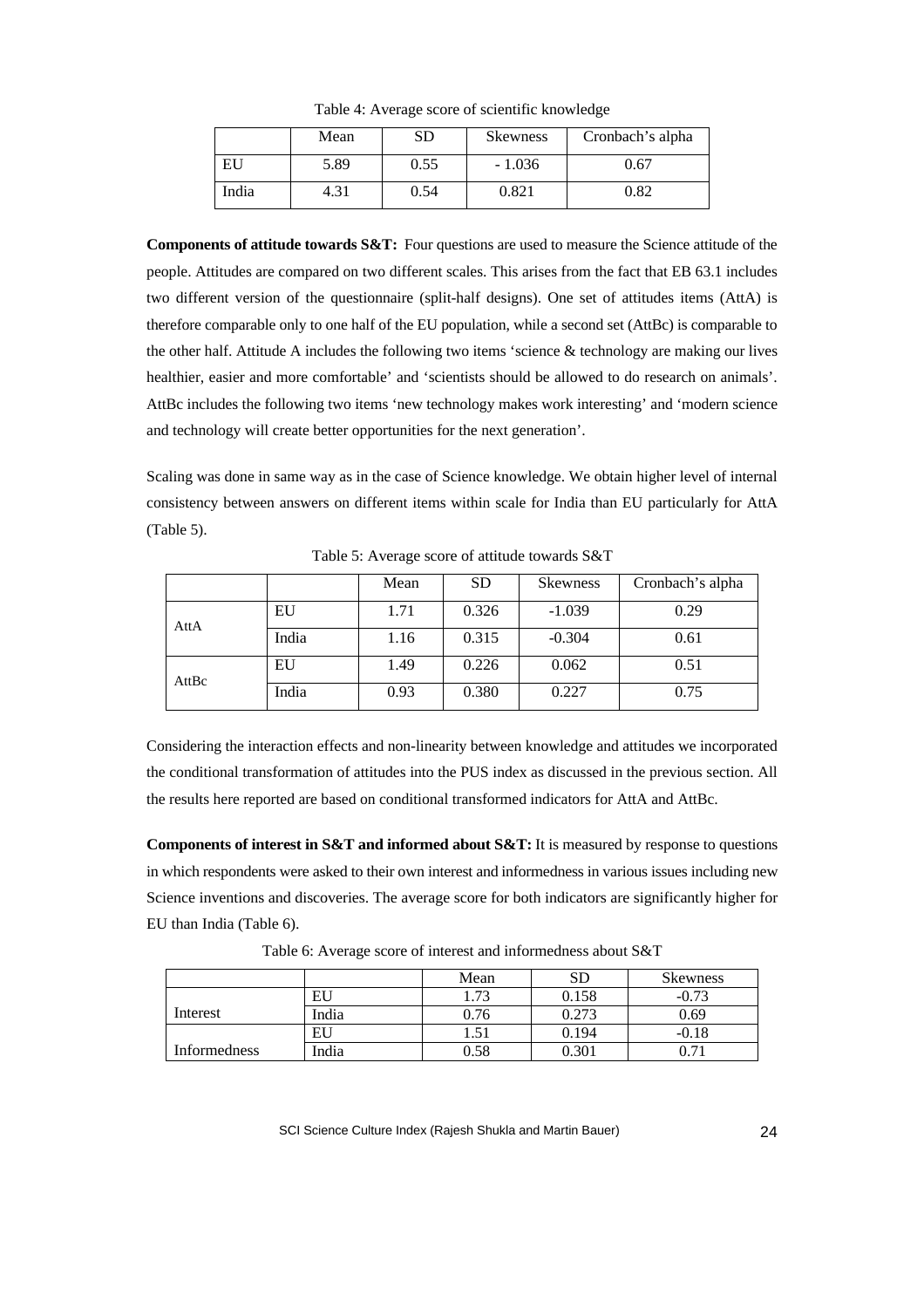Table 4: Average score of scientific knowledge

| | Mean | SD | Skewness | Cronbach's alpha |
|---|---|---|---|---|
| EU | 5.89 | 0.55 | - 1.036 | 0.67 |
| India | 4.31 | 0.54 | 0.821 | 0.82 |

**Components of attitude towards S&T:** Four questions are used to measure the Science attitude of the people. Attitudes are compared on two different scales. This arises from the fact that EB 63.1 includes two different version of the questionnaire (split-half designs). One set of attitudes items (AttA) is therefore comparable only to one half of the EU population, while a second set (AttBc) is comparable to the other half. Attitude A includes the following two items 'science & technology are making our lives healthier, easier and more comfortable' and 'scientists should be allowed to do research on animals'. AttBc includes the following two items 'new technology makes work interesting' and 'modern science and technology will create better opportunities for the next generation'.

Scaling was done in same way as in the case of Science knowledge. We obtain higher level of internal consistency between answers on different items within scale for India than EU particularly for AttA (Table 5).

Table 5: Average score of attitude towards S&T

| | | Mean | SD | Skewness | Cronbach's alpha |
|---|---|---|---|---|---|
| AttA | EU | 1.71 | 0.326 | -1.039 | 0.29 |
| | India | 1.16 | 0.315 | -0.304 | 0.61 |
| AttBc | EU | 1.49 | 0.226 | 0.062 | 0.51 |
| | India | 0.93 | 0.380 | 0.227 | 0.75 |

Considering the interaction effects and non-linearity between knowledge and attitudes we incorporated the conditional transformation of attitudes into the PUS index as discussed in the previous section. All the results here reported are based on conditional transformed indicators for AttA and AttBc.

**Components of interest in S&T and informed about S&T:** It is measured by response to questions in which respondents were asked to their own interest and informedness in various issues including new Science inventions and discoveries. The average score for both indicators are significantly higher for EU than India (Table 6).

Table 6: Average score of interest and informedness about S&T

| | | Mean | SD | Skewness |
|---|---|---|---|---|
| Interest | EU | 1.73 | 0.158 | -0.73 |
| | India | 0.76 | 0.273 | 0.69 |
| Informedness | EU | 1.51 | 0.194 | -0.18 |
| | India | 0.58 | 0.301 | 0.71 |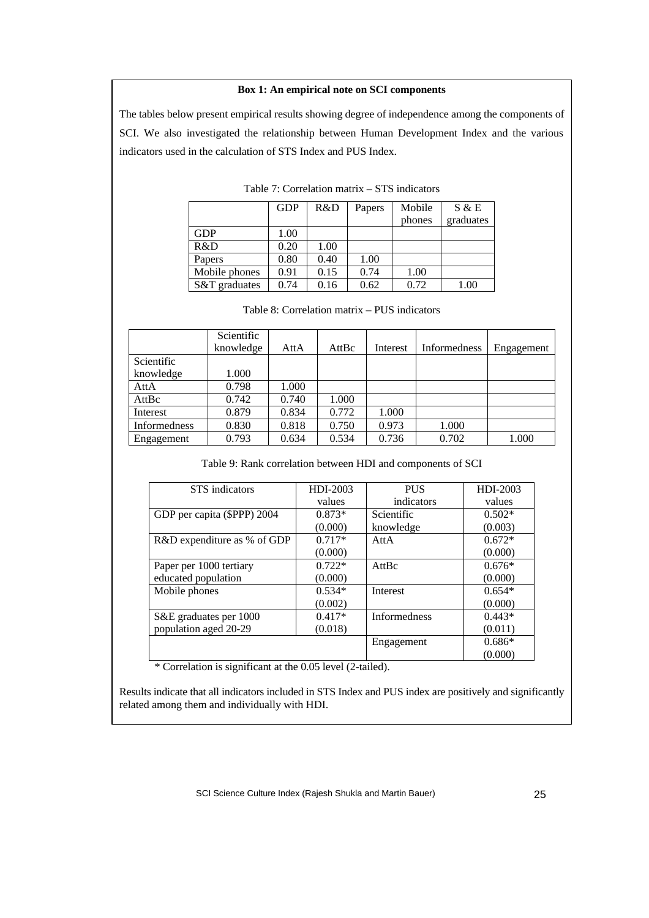**Box 1: An empirical note on SCI components**

The tables below present empirical results showing degree of independence among the components of SCI. We also investigated the relationship between Human Development Index and the various indicators used in the calculation of STS Index and PUS Index.

Table 7: Correlation matrix – STS indicators

| | GDP | R&D | Papers | Mobile phones | S & E graduates |
|---|---|---|---|---|---|
| GDP | 1.00 | | | | |
| R&D | 0.20 | 1.00 | | | |
| Papers | 0.80 | 0.40 | 1.00 | | |
| Mobile phones | 0.91 | 0.15 | 0.74 | 1.00 | |
| S&T graduates | 0.74 | 0.16 | 0.62 | 0.72 | 1.00 |

Table 8: Correlation matrix – PUS indicators

| | Scientific knowledge | AttA | AttBc | Interest | Informedness | Engagement |
|---|---|---|---|---|---|---|
| Scientific knowledge | 1.000 | | | | | |
| AttA | 0.798 | 1.000 | | | | |
| AttBc | 0.742 | 0.740 | 1.000 | | | |
| Interest | 0.879 | 0.834 | 0.772 | 1.000 | | |
| Informedness | 0.830 | 0.818 | 0.750 | 0.973 | 1.000 | |
| Engagement | 0.793 | 0.634 | 0.534 | 0.736 | 0.702 | 1.000 |

Table 9: Rank correlation between HDI and components of SCI

| STS indicators | HDI-2003 values | PUS indicators | HDI-2003 values |
|---|---|---|---|
| GDP per capita ($PPP) 2004 | 0.873* (0.000) | Scientific knowledge | 0.502* (0.003) |
| R&D expenditure as % of GDP | 0.717* (0.000) | AttA | 0.672* (0.000) |
| Paper per 1000 tertiary educated population | 0.722* (0.000) | AttBc | 0.676* (0.000) |
| Mobile phones | 0.534* (0.002) | Interest | 0.654* (0.000) |
| S&E graduates per 1000 population aged 20-29 | 0.417* (0.018) | Informedness | 0.443* (0.011) |
| | | Engagement | 0.686* (0.000) |

\* Correlation is significant at the 0.05 level (2-tailed).

Results indicate that all indicators included in STS Index and PUS index are positively and significantly related among them and individually with HDI.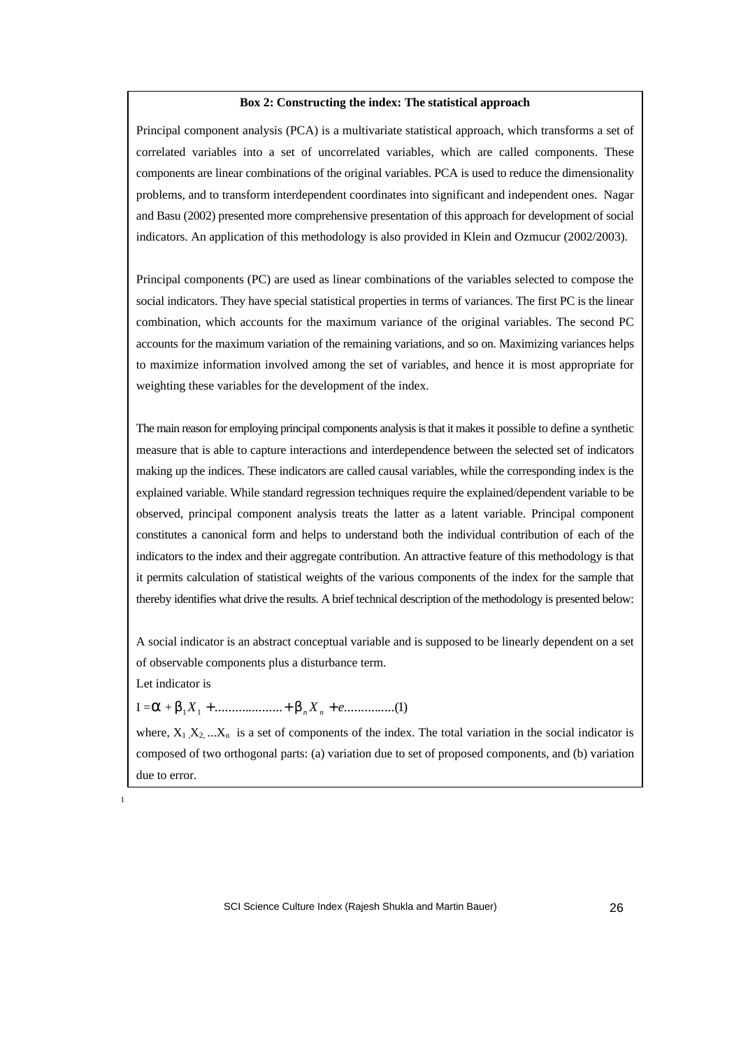**Box 2: Constructing the index: The statistical approach**

Principal component analysis (PCA) is a multivariate statistical approach, which transforms a set of correlated variables into a set of uncorrelated variables, which are called components. These components are linear combinations of the original variables. PCA is used to reduce the dimensionality problems, and to transform interdependent coordinates into significant and independent ones. Nagar and Basu (2002) presented more comprehensive presentation of this approach for development of social indicators. An application of this methodology is also provided in Klein and Ozmucur (2002/2003).

Principal components (PC) are used as linear combinations of the variables selected to compose the social indicators. They have special statistical properties in terms of variances. The first PC is the linear combination, which accounts for the maximum variance of the original variables. The second PC accounts for the maximum variation of the remaining variations, and so on. Maximizing variances helps to maximize information involved among the set of variables, and hence it is most appropriate for weighting these variables for the development of the index.

The main reason for employing principal components analysis is that it makes it possible to define a synthetic measure that is able to capture interactions and interdependence between the selected set of indicators making up the indices. These indicators are called causal variables, while the corresponding index is the explained variable. While standard regression techniques require the explained/dependent variable to be observed, principal component analysis treats the latter as a latent variable. Principal component constitutes a canonical form and helps to understand both the individual contribution of each of the indicators to the index and their aggregate contribution. An attractive feature of this methodology is that it permits calculation of statistical weights of the various components of the index for the sample that thereby identifies what drive the results. A brief technical description of the methodology is presented below:

A social indicator is an abstract conceptual variable and is supposed to be linearly dependent on a set of observable components plus a disturbance term.

Let indicator is

$$I = \alpha + \beta_1 X_1 + \dots\dots\dots\dots\dots + \beta_n X_n + e \dots\dots\dots\dots(1)$$

where, $X_1, X_2, \dots X_n$ is a set of components of the index. The total variation in the social indicator is composed of two orthogonal parts: (a) variation due to set of proposed components, and (b) variation due to error.

1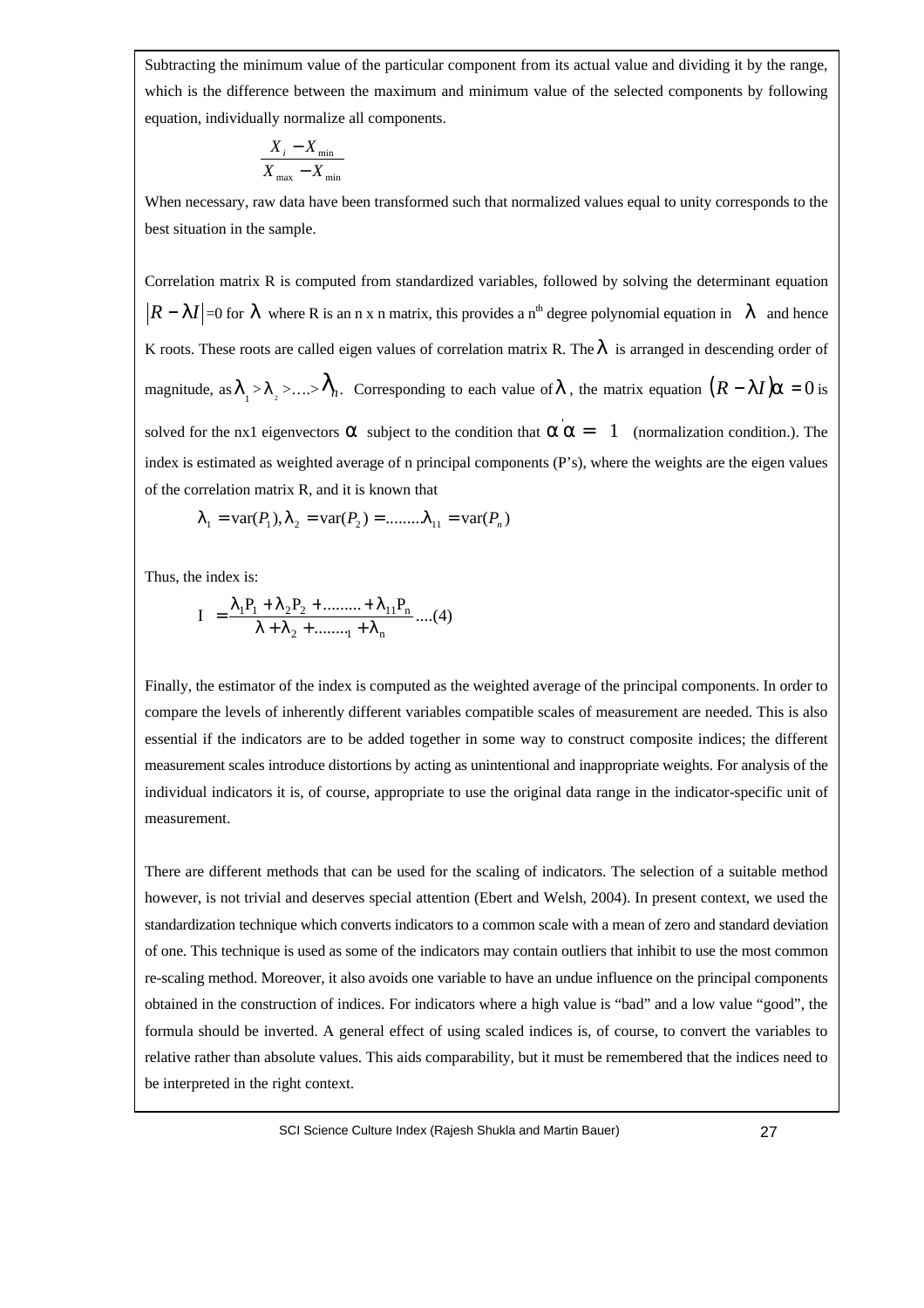Subtracting the minimum value of the particular component from its actual value and dividing it by the range, which is the difference between the maximum and minimum value of the selected components by following equation, individually normalize all components.

$$\frac{X_i - X_{\min}}{X_{\max} - X_{\min}}$$

When necessary, raw data have been transformed such that normalized values equal to unity corresponds to the best situation in the sample.

Correlation matrix R is computed from standardized variables, followed by solving the determinant equation $|R - \lambda I| = 0$ for $\lambda$ where R is an n x n matrix, this provides a n[th] degree polynomial equation in $\lambda$ and hence K roots. These roots are called eigen values of correlation matrix R. The $\lambda$ is arranged in descending order of magnitude, as $\lambda_1 > \lambda_2 > \ldots > \lambda_n$. Corresponding to each value of $\lambda$, the matrix equation $(R - \lambda I)\alpha = 0$ is solved for the nx1 eigenvectors $\alpha$ subject to the condition that $\alpha'\alpha = 1$ (normalization condition.). The index is estimated as weighted average of n principal components (P's), where the weights are the eigen values of the correlation matrix R, and it is known that

$$\lambda_1 = \text{var}(P_1), \lambda_2 = \text{var}(P_2) = \ldots\ldots\ldots \lambda_{11} = \text{var}(P_n)$$

Thus, the index is:

$$I = \frac{\lambda_1 P_1 + \lambda_2 P_2 + \ldots\ldots\ldots + \lambda_{11} P_n}{\lambda + \lambda_2 + \ldots\ldots\ldots_1 + \lambda_n} \ldots.(4)$$

Finally, the estimator of the index is computed as the weighted average of the principal components. In order to compare the levels of inherently different variables compatible scales of measurement are needed. This is also essential if the indicators are to be added together in some way to construct composite indices; the different measurement scales introduce distortions by acting as unintentional and inappropriate weights. For analysis of the individual indicators it is, of course, appropriate to use the original data range in the indicator-specific unit of measurement.

There are different methods that can be used for the scaling of indicators. The selection of a suitable method however, is not trivial and deserves special attention (Ebert and Welsh, 2004). In present context, we used the standardization technique which converts indicators to a common scale with a mean of zero and standard deviation of one. This technique is used as some of the indicators may contain outliers that inhibit to use the most common re-scaling method. Moreover, it also avoids one variable to have an undue influence on the principal components obtained in the construction of indices. For indicators where a high value is "bad" and a low value "good", the formula should be inverted. A general effect of using scaled indices is, of course, to convert the variables to relative rather than absolute values. This aids comparability, but it must be remembered that the indices need to be interpreted in the right context.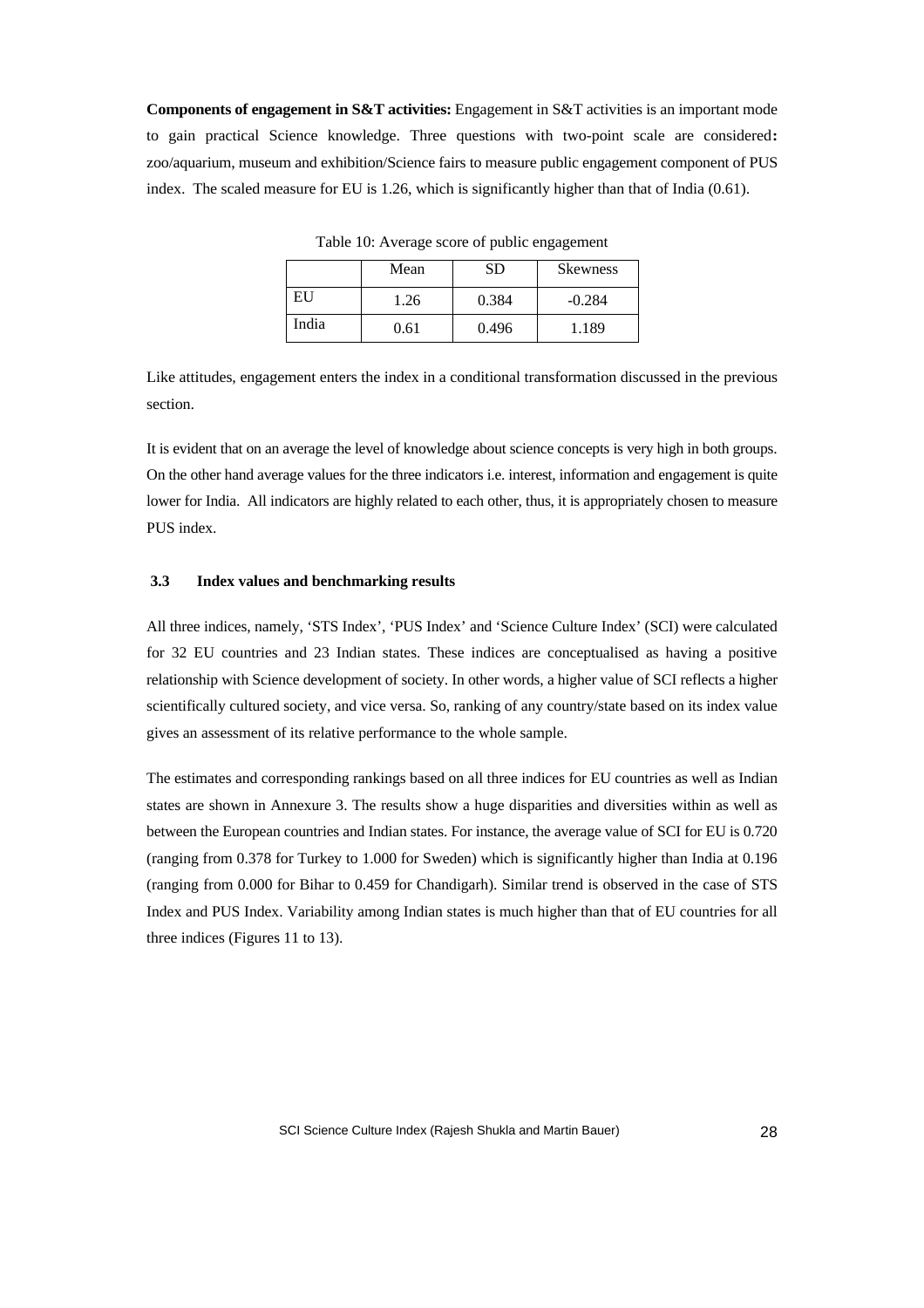**Components of engagement in S&T activities:** Engagement in S&T activities is an important mode to gain practical Science knowledge. Three questions with two-point scale are considered**:** zoo/aquarium, museum and exhibition/Science fairs to measure public engagement component of PUS index. The scaled measure for EU is 1.26, which is significantly higher than that of India (0.61).

Table 10: Average score of public engagement

| | Mean | SD | Skewness |
|---|---|---|---|
| EU | 1.26 | 0.384 | -0.284 |
| India | 0.61 | 0.496 | 1.189 |

Like attitudes, engagement enters the index in a conditional transformation discussed in the previous section.

It is evident that on an average the level of knowledge about science concepts is very high in both groups. On the other hand average values for the three indicators i.e. interest, information and engagement is quite lower for India. All indicators are highly related to each other, thus, it is appropriately chosen to measure PUS index.

### 3.3 Index values and benchmarking results

All three indices, namely, 'STS Index', 'PUS Index' and 'Science Culture Index' (SCI) were calculated for 32 EU countries and 23 Indian states. These indices are conceptualised as having a positive relationship with Science development of society. In other words, a higher value of SCI reflects a higher scientifically cultured society, and vice versa. So, ranking of any country/state based on its index value gives an assessment of its relative performance to the whole sample.

The estimates and corresponding rankings based on all three indices for EU countries as well as Indian states are shown in Annexure 3. The results show a huge disparities and diversities within as well as between the European countries and Indian states. For instance, the average value of SCI for EU is 0.720 (ranging from 0.378 for Turkey to 1.000 for Sweden) which is significantly higher than India at 0.196 (ranging from 0.000 for Bihar to 0.459 for Chandigarh). Similar trend is observed in the case of STS Index and PUS Index. Variability among Indian states is much higher than that of EU countries for all three indices (Figures 11 to 13).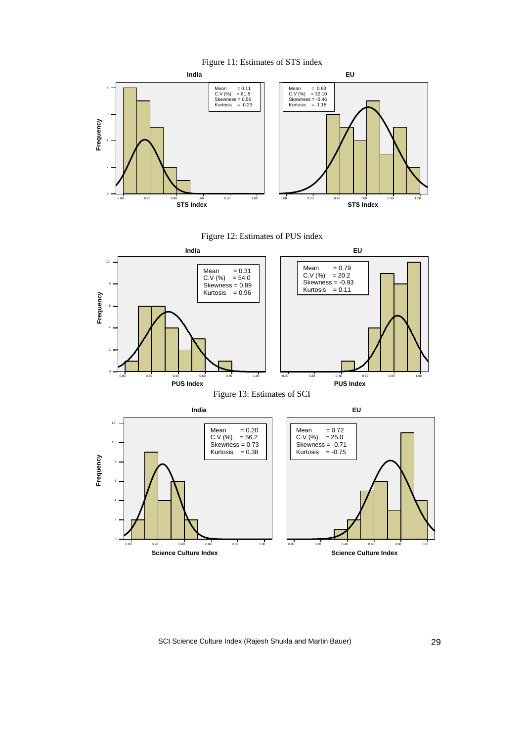Figure 11: Estimates of STS index

**India**

Mean = 0.11
C.V (%) = 81.8
Skewness = 0.56
Kurtosis = -0.23

**EU**

Mean = 0.63
C.V (%) = 32.10
Skewness = -0.46
Kurtosis = -1.18

Figure 12: Estimates of PUS index

**India**

Mean = 0.31
C.V (%) = 54.0
Skewness = 0.89
Kurtosis = 0.96

**EU**

Mean = 0.79
C.V (%) = 20.2
Skewness = -0.93
Kurtosis = 0.11

Figure 13: Estimates of SCI

**India**

Mean = 0.20
C.V (%) = 56.2
Skewness = 0.73
Kurtosis = 0.38

**EU**

Mean = 0.72
C.V (%) = 25.0
Skewness = -0.71
Kurtosis = -0.75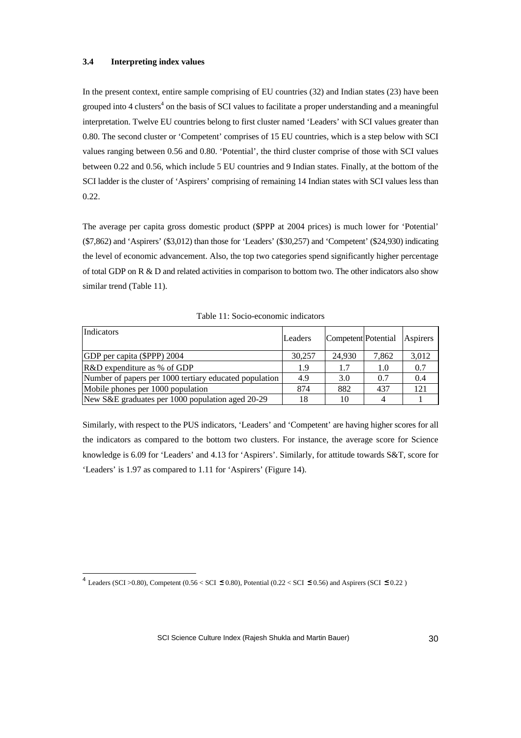### 3.4 Interpreting index values

In the present context, entire sample comprising of EU countries (32) and Indian states (23) have been grouped into 4 clusters[4] on the basis of SCI values to facilitate a proper understanding and a meaningful interpretation. Twelve EU countries belong to first cluster named 'Leaders' with SCI values greater than 0.80. The second cluster or 'Competent' comprises of 15 EU countries, which is a step below with SCI values ranging between 0.56 and 0.80. 'Potential', the third cluster comprise of those with SCI values between 0.22 and 0.56, which include 5 EU countries and 9 Indian states. Finally, at the bottom of the SCI ladder is the cluster of 'Aspirers' comprising of remaining 14 Indian states with SCI values less than 0.22.

The average per capita gross domestic product ($PPP at 2004 prices) is much lower for 'Potential' ($7,862) and 'Aspirers' ($3,012) than those for 'Leaders' ($30,257) and 'Competent' ($24,930) indicating the level of economic advancement. Also, the top two categories spend significantly higher percentage of total GDP on R & D and related activities in comparison to bottom two. The other indicators also show similar trend (Table 11).

Table 11: Socio-economic indicators

| Indicators | Leaders | Competent | Potential | Aspirers |
|---|---|---|---|---|
| GDP per capita ($PPP) 2004 | 30,257 | 24,930 | 7,862 | 3,012 |
| R&D expenditure as % of GDP | 1.9 | 1.7 | 1.0 | 0.7 |
| Number of papers per 1000 tertiary educated population | 4.9 | 3.0 | 0.7 | 0.4 |
| Mobile phones per 1000 population | 874 | 882 | 437 | 121 |
| New S&E graduates per 1000 population aged 20-29 | 18 | 10 | 4 | 1 |

Similarly, with respect to the PUS indicators, 'Leaders' and 'Competent' are having higher scores for all the indicators as compared to the bottom two clusters. For instance, the average score for Science knowledge is 6.09 for 'Leaders' and 4.13 for 'Aspirers'. Similarly, for attitude towards S&T, score for 'Leaders' is 1.97 as compared to 1.11 for 'Aspirers' (Figure 14).

---

[4] Leaders (SCI >0.80), Competent ($0.56 < \text{SCI} \leq 0.80$), Potential ($0.22 < \text{SCI} \leq 0.56$) and Aspirers ($\text{SCI} \leq 0.22$)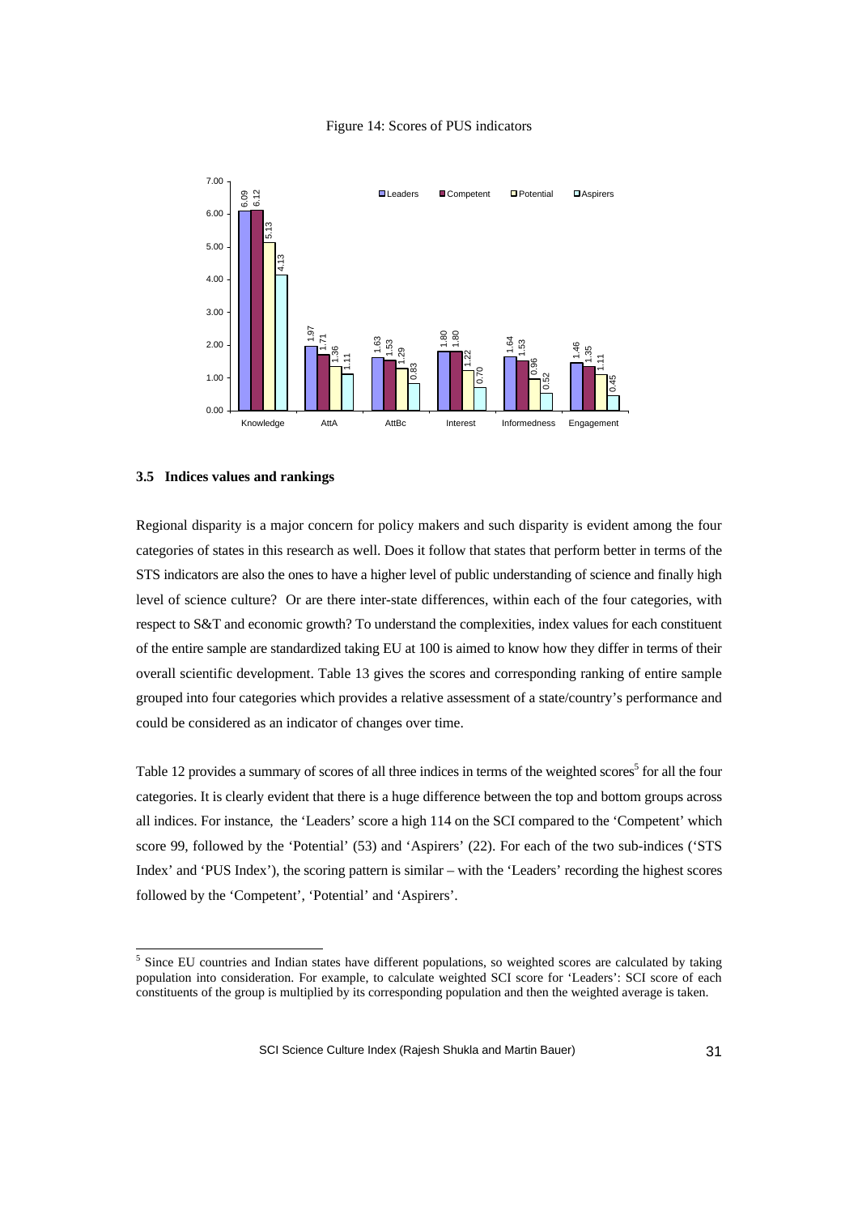Figure 14: Scores of PUS indicators

| | Knowledge | AttA | AttBc | Interest | Informedness | Engagement |
|---|---|---|---|---|---|---|
| Leaders | 6.09 | 1.97 | 1.63 | 1.80 | 1.64 | 1.46 |
| Competent | 6.12 | 1.71 | 1.53 | 1.80 | 1.53 | 1.35 |
| Potential | 5.13 | 1.36 | 1.29 | 1.22 | 0.96 | 1.11 |
| Aspirers | 4.13 | 1.11 | 0.83 | 0.70 | 0.52 | 0.45 |

### 3.5 Indices values and rankings

Regional disparity is a major concern for policy makers and such disparity is evident among the four categories of states in this research as well. Does it follow that states that perform better in terms of the STS indicators are also the ones to have a higher level of public understanding of science and finally high level of science culture? Or are there inter-state differences, within each of the four categories, with respect to S&T and economic growth? To understand the complexities, index values for each constituent of the entire sample are standardized taking EU at 100 is aimed to know how they differ in terms of their overall scientific development. Table 13 gives the scores and corresponding ranking of entire sample grouped into four categories which provides a relative assessment of a state/country's performance and could be considered as an indicator of changes over time.

Table 12 provides a summary of scores of all three indices in terms of the weighted scores[5] for all the four categories. It is clearly evident that there is a huge difference between the top and bottom groups across all indices. For instance, the 'Leaders' score a high 114 on the SCI compared to the 'Competent' which score 99, followed by the 'Potential' (53) and 'Aspirers' (22). For each of the two sub-indices ('STS Index' and 'PUS Index'), the scoring pattern is similar – with the 'Leaders' recording the highest scores followed by the 'Competent', 'Potential' and 'Aspirers'.

[5] Since EU countries and Indian states have different populations, so weighted scores are calculated by taking population into consideration. For example, to calculate weighted SCI score for 'Leaders': SCI score of each constituents of the group is multiplied by its corresponding population and then the weighted average is taken.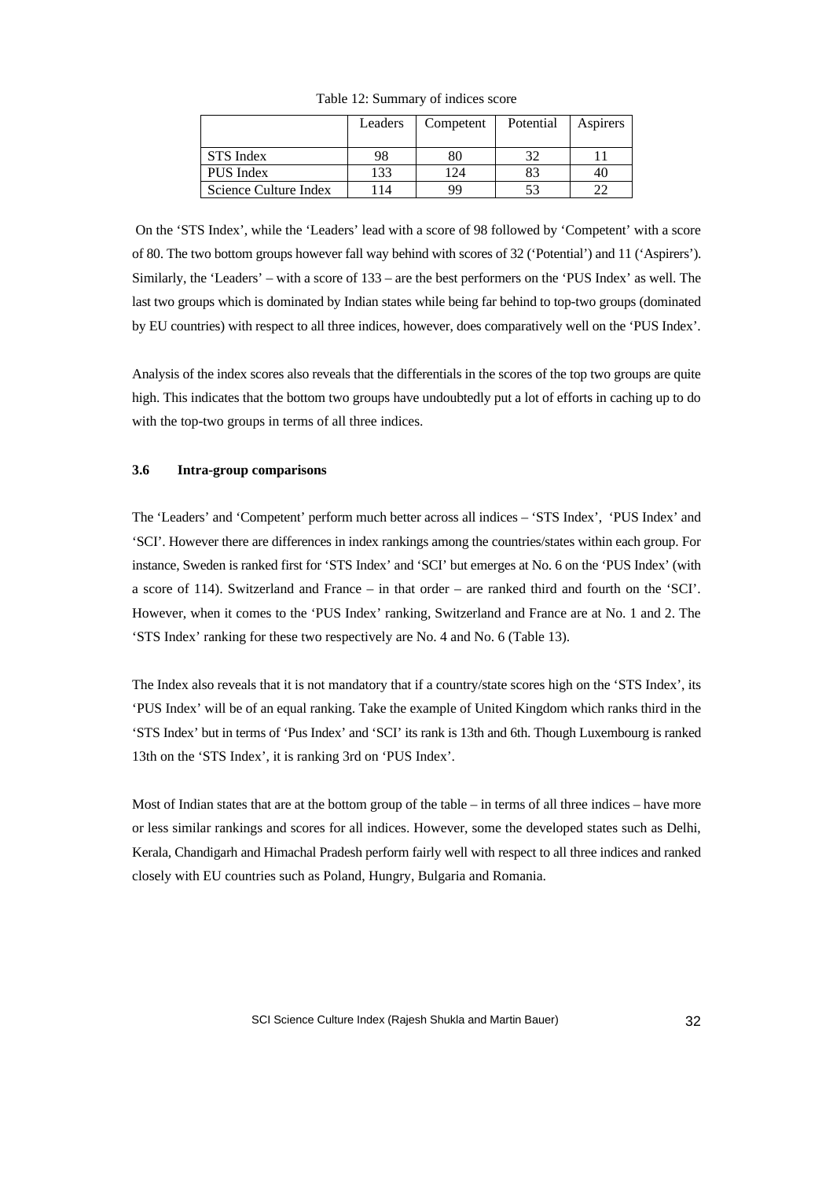Table 12: Summary of indices score

|  | Leaders | Competent | Potential | Aspirers |
|---|---|---|---|---|
| STS Index | 98 | 80 | 32 | 11 |
| PUS Index | 133 | 124 | 83 | 40 |
| Science Culture Index | 114 | 99 | 53 | 22 |

On the 'STS Index', while the 'Leaders' lead with a score of 98 followed by 'Competent' with a score of 80. The two bottom groups however fall way behind with scores of 32 ('Potential') and 11 ('Aspirers'). Similarly, the 'Leaders' – with a score of 133 – are the best performers on the 'PUS Index' as well. The last two groups which is dominated by Indian states while being far behind to top-two groups (dominated by EU countries) with respect to all three indices, however, does comparatively well on the 'PUS Index'.

Analysis of the index scores also reveals that the differentials in the scores of the top two groups are quite high. This indicates that the bottom two groups have undoubtedly put a lot of efforts in caching up to do with the top-two groups in terms of all three indices.

### 3.6 Intra-group comparisons

The 'Leaders' and 'Competent' perform much better across all indices – 'STS Index', 'PUS Index' and 'SCI'. However there are differences in index rankings among the countries/states within each group. For instance, Sweden is ranked first for 'STS Index' and 'SCI' but emerges at No. 6 on the 'PUS Index' (with a score of 114). Switzerland and France – in that order – are ranked third and fourth on the 'SCI'. However, when it comes to the 'PUS Index' ranking, Switzerland and France are at No. 1 and 2. The 'STS Index' ranking for these two respectively are No. 4 and No. 6 (Table 13).

The Index also reveals that it is not mandatory that if a country/state scores high on the 'STS Index', its 'PUS Index' will be of an equal ranking. Take the example of United Kingdom which ranks third in the 'STS Index' but in terms of 'Pus Index' and 'SCI' its rank is 13th and 6th. Though Luxembourg is ranked 13th on the 'STS Index', it is ranking 3rd on 'PUS Index'.

Most of Indian states that are at the bottom group of the table – in terms of all three indices – have more or less similar rankings and scores for all indices. However, some the developed states such as Delhi, Kerala, Chandigarh and Himachal Pradesh perform fairly well with respect to all three indices and ranked closely with EU countries such as Poland, Hungry, Bulgaria and Romania.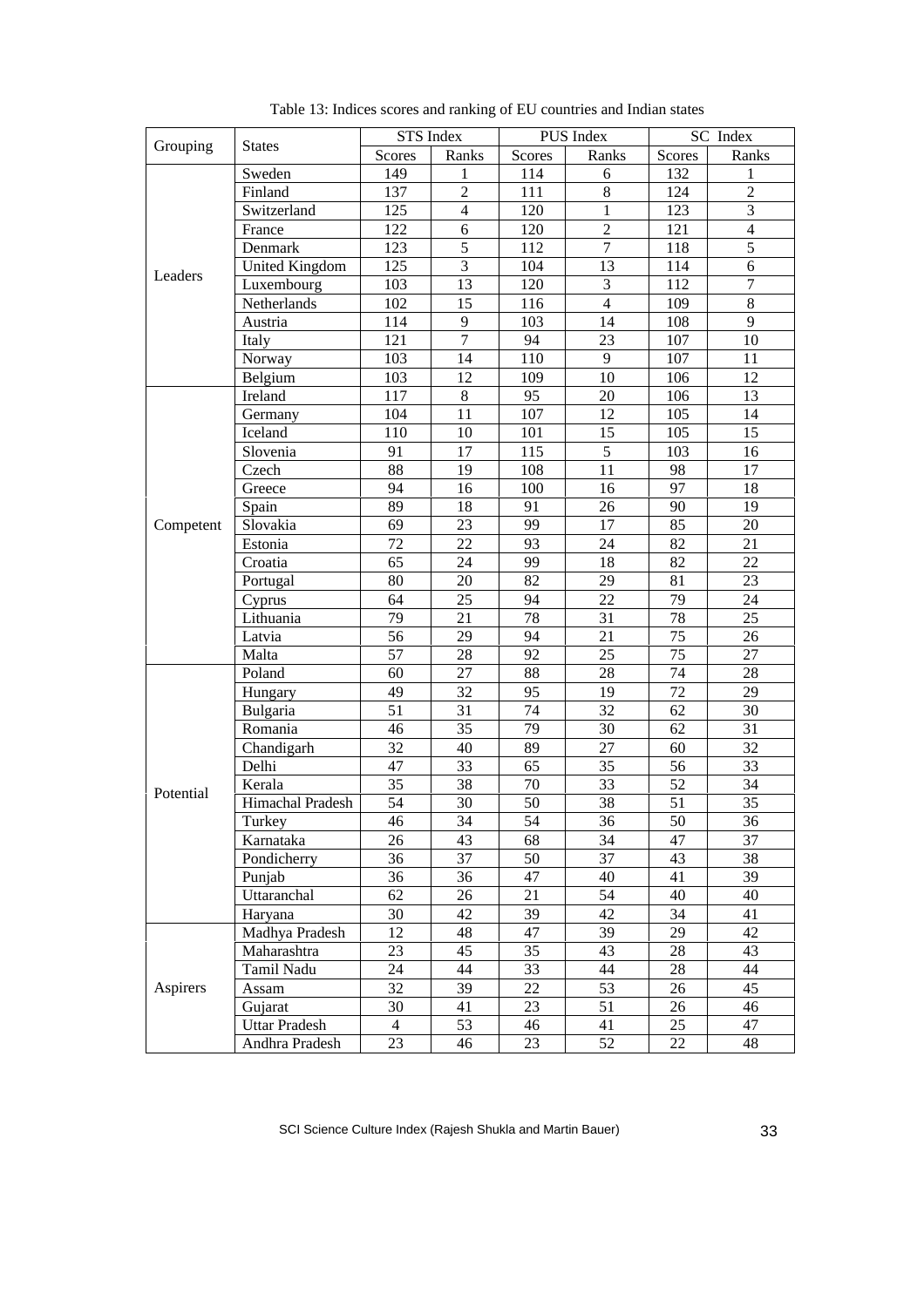Table 13: Indices scores and ranking of EU countries and Indian states

| Grouping | States | STS Index | | PUS Index | | SC Index | |
|---|---|---|---|---|---|---|---|
| | | Scores | Ranks | Scores | Ranks | Scores | Ranks |
| Leaders | Sweden | 149 | 1 | 114 | 6 | 132 | 1 |
| | Finland | 137 | 2 | 111 | 8 | 124 | 2 |
| | Switzerland | 125 | 4 | 120 | 1 | 123 | 3 |
| | France | 122 | 6 | 120 | 2 | 121 | 4 |
| | Denmark | 123 | 5 | 112 | 7 | 118 | 5 |
| | United Kingdom | 125 | 3 | 104 | 13 | 114 | 6 |
| | Luxembourg | 103 | 13 | 120 | 3 | 112 | 7 |
| | Netherlands | 102 | 15 | 116 | 4 | 109 | 8 |
| | Austria | 114 | 9 | 103 | 14 | 108 | 9 |
| | Italy | 121 | 7 | 94 | 23 | 107 | 10 |
| | Norway | 103 | 14 | 110 | 9 | 107 | 11 |
| | Belgium | 103 | 12 | 109 | 10 | 106 | 12 |
| Competent | Ireland | 117 | 8 | 95 | 20 | 106 | 13 |
| | Germany | 104 | 11 | 107 | 12 | 105 | 14 |
| | Iceland | 110 | 10 | 101 | 15 | 105 | 15 |
| | Slovenia | 91 | 17 | 115 | 5 | 103 | 16 |
| | Czech | 88 | 19 | 108 | 11 | 98 | 17 |
| | Greece | 94 | 16 | 100 | 16 | 97 | 18 |
| | Spain | 89 | 18 | 91 | 26 | 90 | 19 |
| | Slovakia | 69 | 23 | 99 | 17 | 85 | 20 |
| | Estonia | 72 | 22 | 93 | 24 | 82 | 21 |
| | Croatia | 65 | 24 | 99 | 18 | 82 | 22 |
| | Portugal | 80 | 20 | 82 | 29 | 81 | 23 |
| | Cyprus | 64 | 25 | 94 | 22 | 79 | 24 |
| | Lithuania | 79 | 21 | 78 | 31 | 78 | 25 |
| | Latvia | 56 | 29 | 94 | 21 | 75 | 26 |
| | Malta | 57 | 28 | 92 | 25 | 75 | 27 |
| Potential | Poland | 60 | 27 | 88 | 28 | 74 | 28 |
| | Hungary | 49 | 32 | 95 | 19 | 72 | 29 |
| | Bulgaria | 51 | 31 | 74 | 32 | 62 | 30 |
| | Romania | 46 | 35 | 79 | 30 | 62 | 31 |
| | Chandigarh | 32 | 40 | 89 | 27 | 60 | 32 |
| | Delhi | 47 | 33 | 65 | 35 | 56 | 33 |
| | Kerala | 35 | 38 | 70 | 33 | 52 | 34 |
| | Himachal Pradesh | 54 | 30 | 50 | 38 | 51 | 35 |
| | Turkey | 46 | 34 | 54 | 36 | 50 | 36 |
| | Karnataka | 26 | 43 | 68 | 34 | 47 | 37 |
| | Pondicherry | 36 | 37 | 50 | 37 | 43 | 38 |
| | Punjab | 36 | 36 | 47 | 40 | 41 | 39 |
| | Uttaranchal | 62 | 26 | 21 | 54 | 40 | 40 |
| | Haryana | 30 | 42 | 39 | 42 | 34 | 41 |
| Aspirers | Madhya Pradesh | 12 | 48 | 47 | 39 | 29 | 42 |
| | Maharashtra | 23 | 45 | 35 | 43 | 28 | 43 |
| | Tamil Nadu | 24 | 44 | 33 | 44 | 28 | 44 |
| | Assam | 32 | 39 | 22 | 53 | 26 | 45 |
| | Gujarat | 30 | 41 | 23 | 51 | 26 | 46 |
| | Uttar Pradesh | 4 | 53 | 46 | 41 | 25 | 47 |
| | Andhra Pradesh | 23 | 46 | 23 | 52 | 22 | 48 |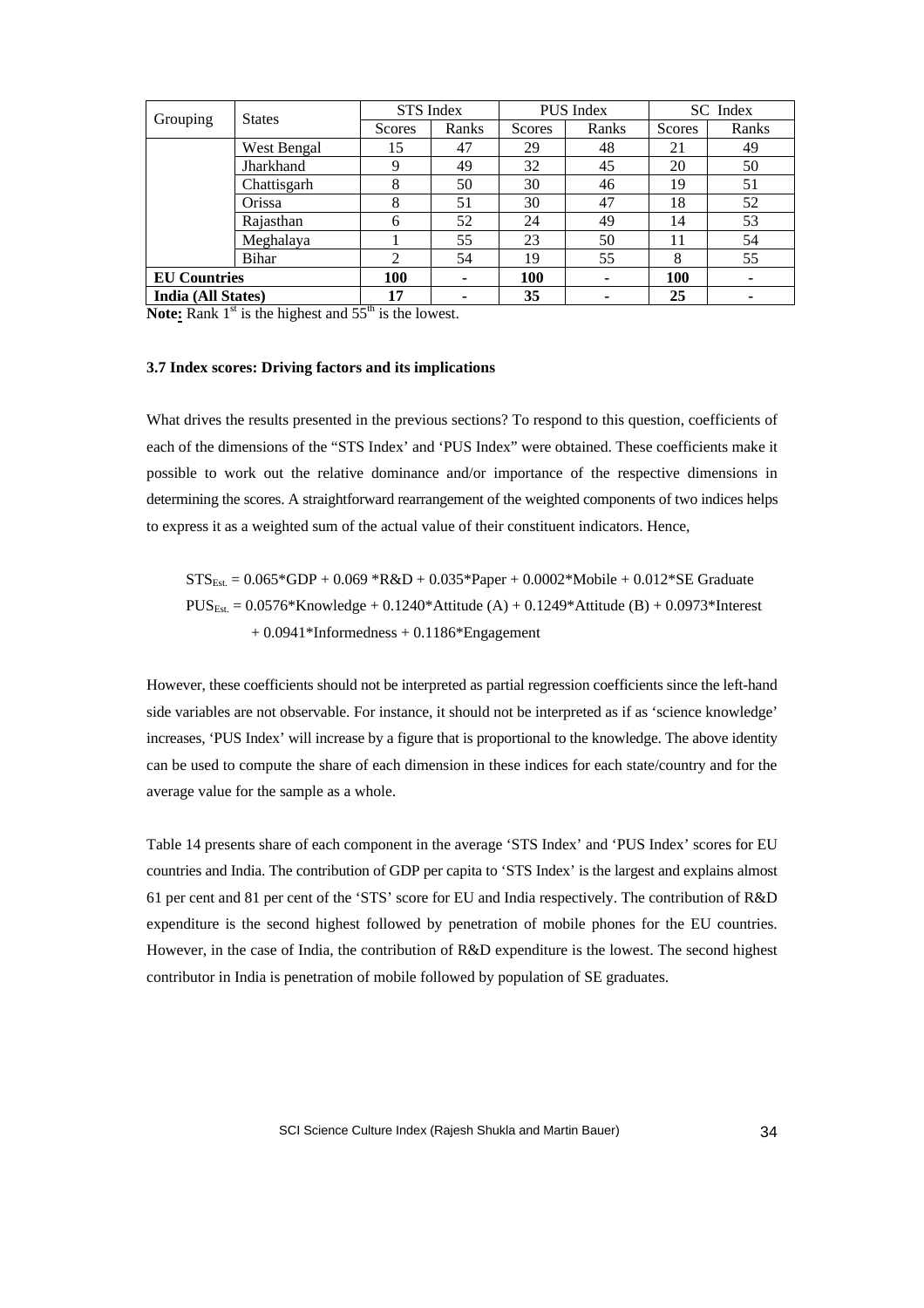| Grouping | States | STS Index | | PUS Index | | SC Index | |
|---|---|---|---|---|---|---|---|
| | | Scores | Ranks | Scores | Ranks | Scores | Ranks |
| | West Bengal | 15 | 47 | 29 | 48 | 21 | 49 |
| | Jharkhand | 9 | 49 | 32 | 45 | 20 | 50 |
| | Chattisgarh | 8 | 50 | 30 | 46 | 19 | 51 |
| | Orissa | 8 | 51 | 30 | 47 | 18 | 52 |
| | Rajasthan | 6 | 52 | 24 | 49 | 14 | 53 |
| | Meghalaya | 1 | 55 | 23 | 50 | 11 | 54 |
| | Bihar | 2 | 54 | 19 | 55 | 8 | 55 |
| **EU Countries** | | **100** | **-** | **100** | **-** | **100** | **-** |
| **India (All States)** | | **17** | **-** | **35** | **-** | **25** | **-** |

**Note:** Rank 1st is the highest and 55th is the lowest.

### 3.7 Index scores: Driving factors and its implications

What drives the results presented in the previous sections? To respond to this question, coefficients of each of the dimensions of the "STS Index' and 'PUS Index" were obtained. These coefficients make it possible to work out the relative dominance and/or importance of the respective dimensions in determining the scores. A straightforward rearrangement of the weighted components of two indices helps to express it as a weighted sum of the actual value of their constituent indicators. Hence,

$$STS_{Est.} = 0.065*GDP + 0.069*R\&D + 0.035*Paper + 0.0002*Mobile + 0.012*SE\ Graduate$$

$$PUS_{Est.} = 0.0576*Knowledge + 0.1240*Attitude\ (A) + 0.1249*Attitude\ (B) + 0.0973*Interest + 0.0941*Informedness + 0.1186*Engagement$$

However, these coefficients should not be interpreted as partial regression coefficients since the left-hand side variables are not observable. For instance, it should not be interpreted as if as 'science knowledge' increases, 'PUS Index' will increase by a figure that is proportional to the knowledge. The above identity can be used to compute the share of each dimension in these indices for each state/country and for the average value for the sample as a whole.

Table 14 presents share of each component in the average 'STS Index' and 'PUS Index' scores for EU countries and India. The contribution of GDP per capita to 'STS Index' is the largest and explains almost 61 per cent and 81 per cent of the 'STS' score for EU and India respectively. The contribution of R&D expenditure is the second highest followed by penetration of mobile phones for the EU countries. However, in the case of India, the contribution of R&D expenditure is the lowest. The second highest contributor in India is penetration of mobile followed by population of SE graduates.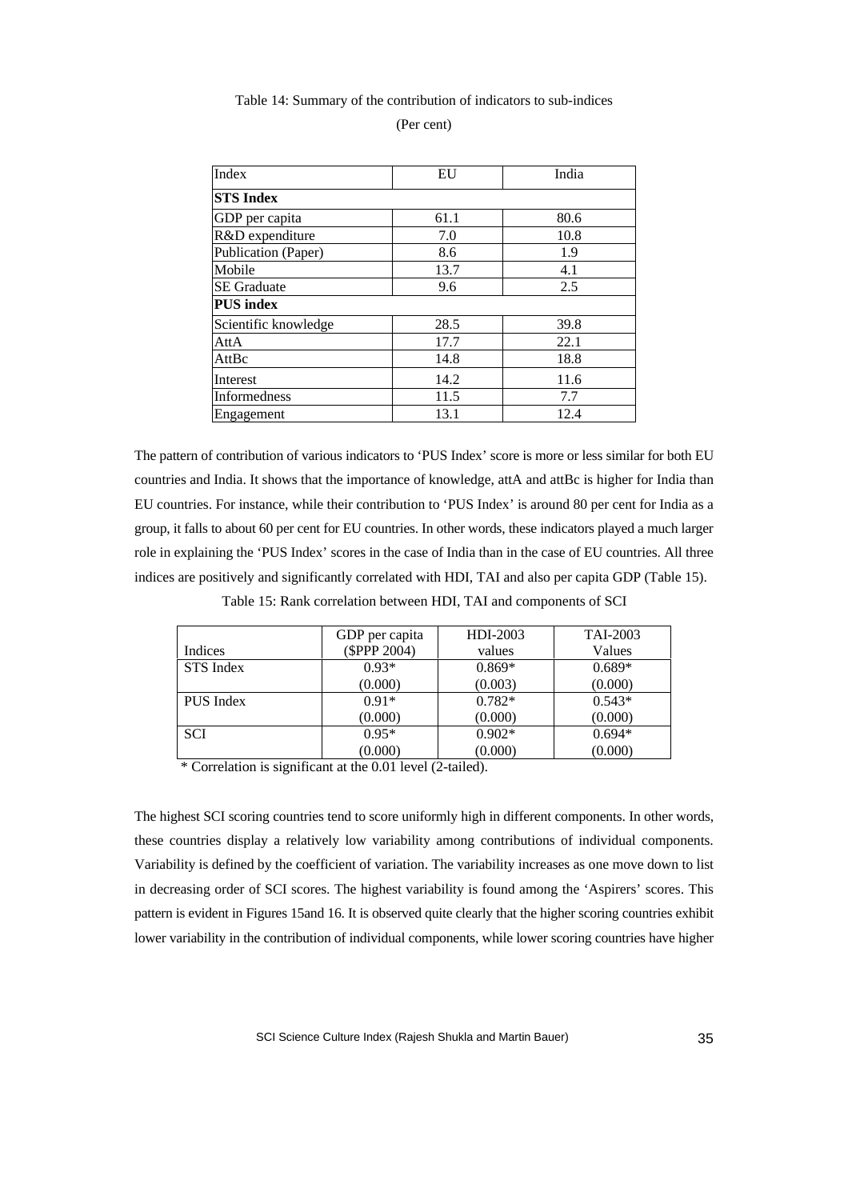Table 14: Summary of the contribution of indicators to sub-indices

(Per cent)

| Index | EU | India |
|---|---|---|
| **STS Index** | | |
| GDP per capita | 61.1 | 80.6 |
| R&D expenditure | 7.0 | 10.8 |
| Publication (Paper) | 8.6 | 1.9 |
| Mobile | 13.7 | 4.1 |
| SE Graduate | 9.6 | 2.5 |
| **PUS index** | | |
| Scientific knowledge | 28.5 | 39.8 |
| AttA | 17.7 | 22.1 |
| AttBc | 14.8 | 18.8 |
| Interest | 14.2 | 11.6 |
| Informedness | 11.5 | 7.7 |
| Engagement | 13.1 | 12.4 |

The pattern of contribution of various indicators to 'PUS Index' score is more or less similar for both EU countries and India. It shows that the importance of knowledge, attA and attBc is higher for India than EU countries. For instance, while their contribution to 'PUS Index' is around 80 per cent for India as a group, it falls to about 60 per cent for EU countries. In other words, these indicators played a much larger role in explaining the 'PUS Index' scores in the case of India than in the case of EU countries. All three indices are positively and significantly correlated with HDI, TAI and also per capita GDP (Table 15).

Table 15: Rank correlation between HDI, TAI and components of SCI

| Indices | GDP per capita ($PPP 2004) | HDI-2003 values | TAI-2003 Values |
|---|---|---|---|
| STS Index | 0.93* | 0.869* | 0.689* |
| | (0.000) | (0.003) | (0.000) |
| PUS Index | 0.91* | 0.782* | 0.543* |
| | (0.000) | (0.000) | (0.000) |
| SCI | 0.95* | 0.902* | 0.694* |
| | (0.000) | (0.000) | (0.000) |

\* Correlation is significant at the 0.01 level (2-tailed).

The highest SCI scoring countries tend to score uniformly high in different components. In other words, these countries display a relatively low variability among contributions of individual components. Variability is defined by the coefficient of variation. The variability increases as one move down to list in decreasing order of SCI scores. The highest variability is found among the 'Aspirers' scores. This pattern is evident in Figures 15and 16. It is observed quite clearly that the higher scoring countries exhibit lower variability in the contribution of individual components, while lower scoring countries have higher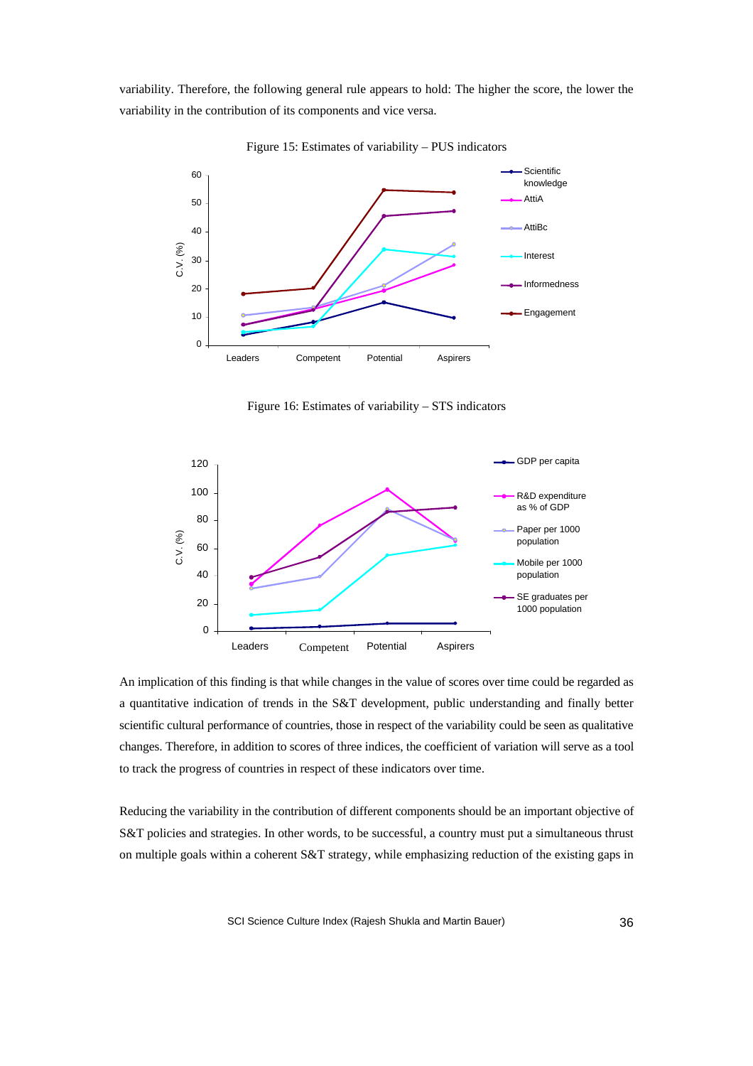variability. Therefore, the following general rule appears to hold: The higher the score, the lower the variability in the contribution of its components and vice versa.

Figure 15: Estimates of variability – PUS indicators

Figure 16: Estimates of variability – STS indicators

An implication of this finding is that while changes in the value of scores over time could be regarded as a quantitative indication of trends in the S&T development, public understanding and finally better scientific cultural performance of countries, those in respect of the variability could be seen as qualitative changes. Therefore, in addition to scores of three indices, the coefficient of variation will serve as a tool to track the progress of countries in respect of these indicators over time.

Reducing the variability in the contribution of different components should be an important objective of S&T policies and strategies. In other words, to be successful, a country must put a simultaneous thrust on multiple goals within a coherent S&T strategy, while emphasizing reduction of the existing gaps in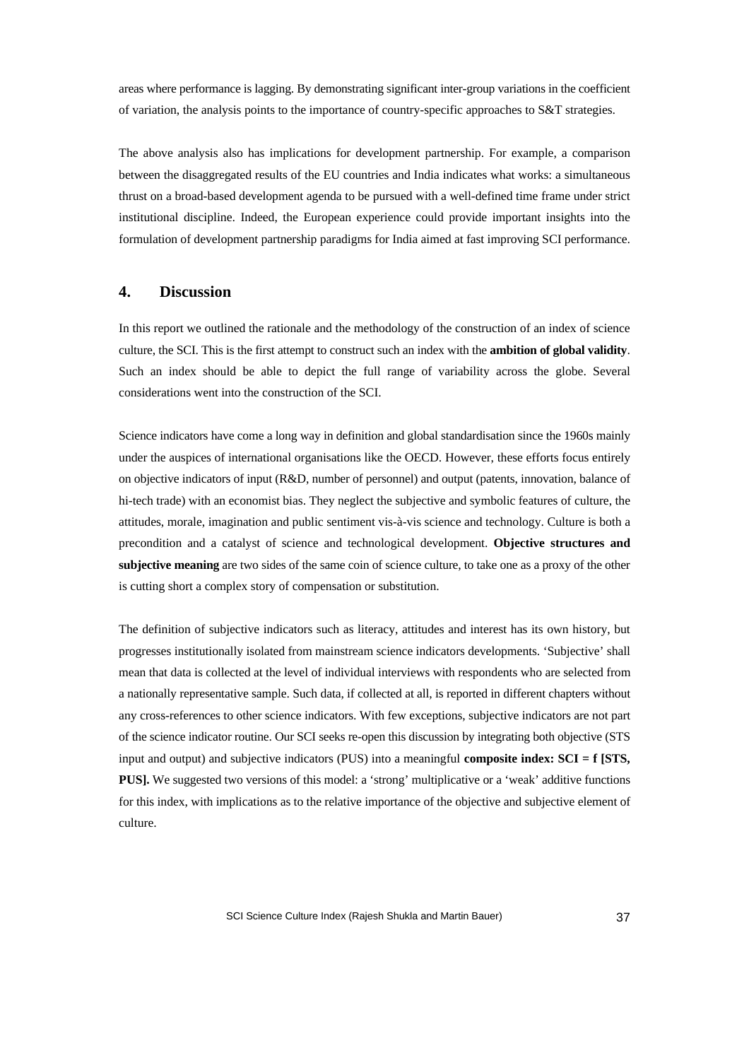areas where performance is lagging. By demonstrating significant inter-group variations in the coefficient of variation, the analysis points to the importance of country-specific approaches to S&T strategies.

The above analysis also has implications for development partnership. For example, a comparison between the disaggregated results of the EU countries and India indicates what works: a simultaneous thrust on a broad-based development agenda to be pursued with a well-defined time frame under strict institutional discipline. Indeed, the European experience could provide important insights into the formulation of development partnership paradigms for India aimed at fast improving SCI performance.

## 4. Discussion

In this report we outlined the rationale and the methodology of the construction of an index of science culture, the SCI. This is the first attempt to construct such an index with the **ambition of global validity**. Such an index should be able to depict the full range of variability across the globe. Several considerations went into the construction of the SCI.

Science indicators have come a long way in definition and global standardisation since the 1960s mainly under the auspices of international organisations like the OECD. However, these efforts focus entirely on objective indicators of input (R&D, number of personnel) and output (patents, innovation, balance of hi-tech trade) with an economist bias. They neglect the subjective and symbolic features of culture, the attitudes, morale, imagination and public sentiment vis-à-vis science and technology. Culture is both a precondition and a catalyst of science and technological development. **Objective structures and subjective meaning** are two sides of the same coin of science culture, to take one as a proxy of the other is cutting short a complex story of compensation or substitution.

The definition of subjective indicators such as literacy, attitudes and interest has its own history, but progresses institutionally isolated from mainstream science indicators developments. 'Subjective' shall mean that data is collected at the level of individual interviews with respondents who are selected from a nationally representative sample. Such data, if collected at all, is reported in different chapters without any cross-references to other science indicators. With few exceptions, subjective indicators are not part of the science indicator routine. Our SCI seeks re-open this discussion by integrating both objective (STS input and output) and subjective indicators (PUS) into a meaningful **composite index: SCI = f [STS, PUS].** We suggested two versions of this model: a 'strong' multiplicative or a 'weak' additive functions for this index, with implications as to the relative importance of the objective and subjective element of culture.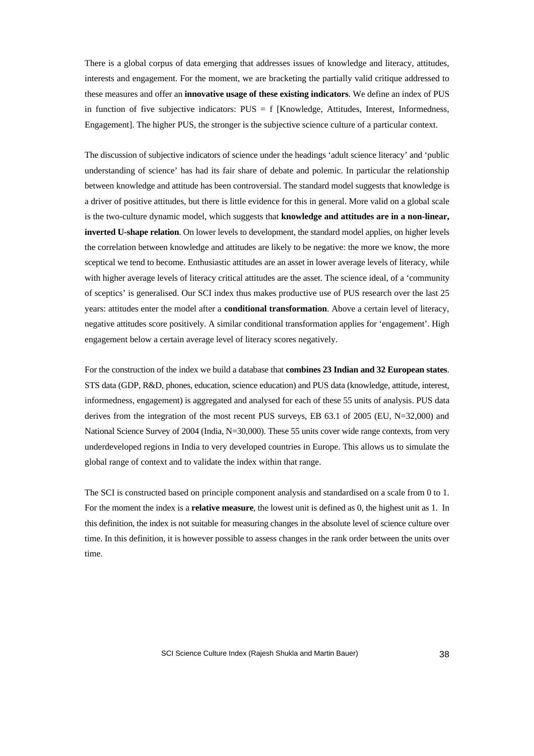There is a global corpus of data emerging that addresses issues of knowledge and literacy, attitudes, interests and engagement. For the moment, we are bracketing the partially valid critique addressed to these measures and offer an **innovative usage of these existing indicators**. We define an index of PUS in function of five subjective indicators: PUS = f [Knowledge, Attitudes, Interest, Informedness, Engagement]. The higher PUS, the stronger is the subjective science culture of a particular context.

The discussion of subjective indicators of science under the headings 'adult science literacy' and 'public understanding of science' has had its fair share of debate and polemic. In particular the relationship between knowledge and attitude has been controversial. The standard model suggests that knowledge is a driver of positive attitudes, but there is little evidence for this in general. More valid on a global scale is the two-culture dynamic model, which suggests that **knowledge and attitudes are in a non-linear, inverted U-shape relation**. On lower levels to development, the standard model applies, on higher levels the correlation between knowledge and attitudes are likely to be negative: the more we know, the more sceptical we tend to become. Enthusiastic attitudes are an asset in lower average levels of literacy, while with higher average levels of literacy critical attitudes are the asset. The science ideal, of a 'community of sceptics' is generalised. Our SCI index thus makes productive use of PUS research over the last 25 years: attitudes enter the model after a **conditional transformation**. Above a certain level of literacy, negative attitudes score positively. A similar conditional transformation applies for 'engagement'. High engagement below a certain average level of literacy scores negatively.

For the construction of the index we build a database that **combines 23 Indian and 32 European states**. STS data (GDP, R&D, phones, education, science education) and PUS data (knowledge, attitude, interest, informedness, engagement) is aggregated and analysed for each of these 55 units of analysis. PUS data derives from the integration of the most recent PUS surveys, EB 63.1 of 2005 (EU, N=32,000) and National Science Survey of 2004 (India, N=30,000). These 55 units cover wide range contexts, from very underdeveloped regions in India to very developed countries in Europe. This allows us to simulate the global range of context and to validate the index within that range.

The SCI is constructed based on principle component analysis and standardised on a scale from 0 to 1. For the moment the index is a **relative measure**, the lowest unit is defined as 0, the highest unit as 1. In this definition, the index is not suitable for measuring changes in the absolute level of science culture over time. In this definition, it is however possible to assess changes in the rank order between the units over time.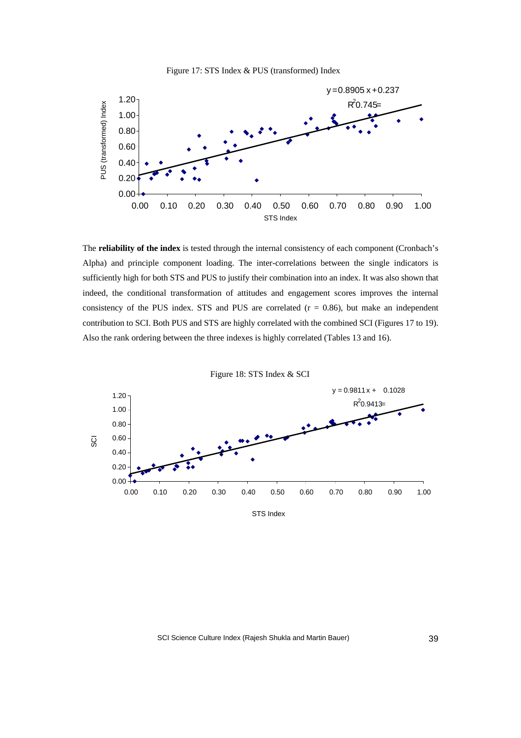Figure 17: STS Index & PUS (transformed) Index

$y = 0.8905x + 0.237$

$R^2 = 0.745$

The **reliability of the index** is tested through the internal consistency of each component (Cronbach's Alpha) and principle component loading. The inter-correlations between the single indicators is sufficiently high for both STS and PUS to justify their combination into an index. It was also shown that indeed, the conditional transformation of attitudes and engagement scores improves the internal consistency of the PUS index. STS and PUS are correlated ($r = 0.86$), but make an independent contribution to SCI. Both PUS and STS are highly correlated with the combined SCI (Figures 17 to 19). Also the rank ordering between the three indexes is highly correlated (Tables 13 and 16).

Figure 18: STS Index & SCI

$y = 0.9811x + 0.1028$

$R^2 = 0.9413$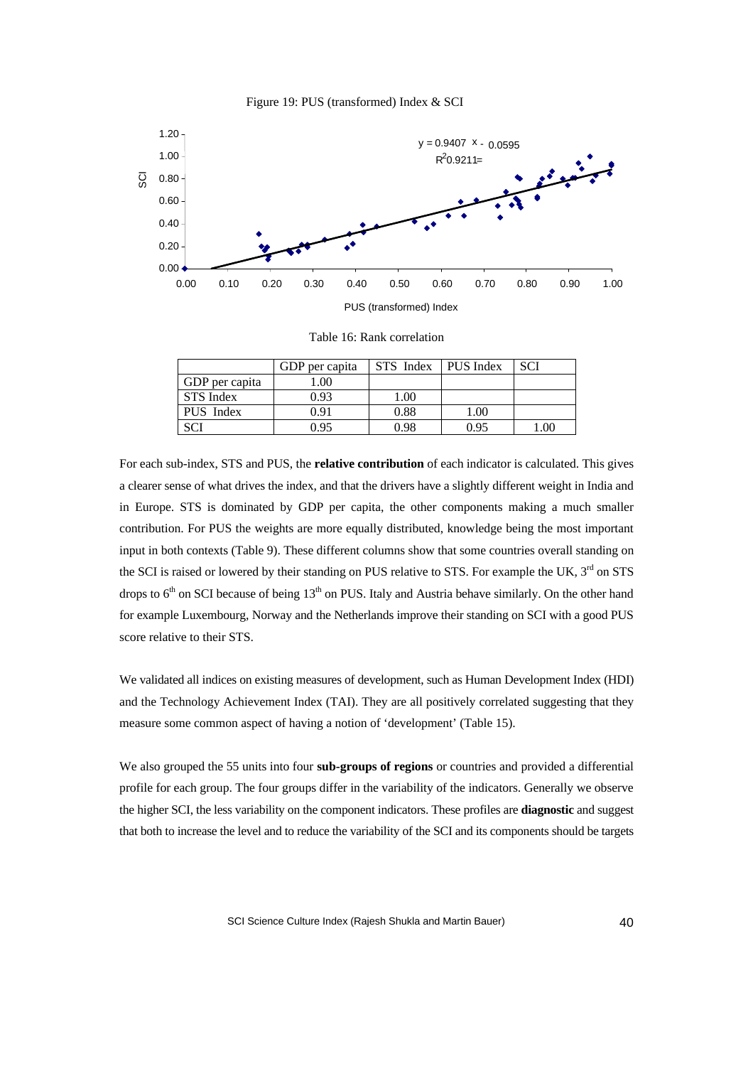Figure 19: PUS (transformed) Index & SCI

Table 16: Rank correlation

|  | GDP per capita | STS Index | PUS Index | SCI |
|---|---|---|---|---|
| GDP per capita | 1.00 |  |  |  |
| STS Index | 0.93 | 1.00 |  |  |
| PUS Index | 0.91 | 0.88 | 1.00 |  |
| SCI | 0.95 | 0.98 | 0.95 | 1.00 |

For each sub-index, STS and PUS, the **relative contribution** of each indicator is calculated. This gives a clearer sense of what drives the index, and that the drivers have a slightly different weight in India and in Europe. STS is dominated by GDP per capita, the other components making a much smaller contribution. For PUS the weights are more equally distributed, knowledge being the most important input in both contexts (Table 9). These different columns show that some countries overall standing on the SCI is raised or lowered by their standing on PUS relative to STS. For example the UK, 3rd on STS drops to 6th on SCI because of being 13th on PUS. Italy and Austria behave similarly. On the other hand for example Luxembourg, Norway and the Netherlands improve their standing on SCI with a good PUS score relative to their STS.

We validated all indices on existing measures of development, such as Human Development Index (HDI) and the Technology Achievement Index (TAI). They are all positively correlated suggesting that they measure some common aspect of having a notion of 'development' (Table 15).

We also grouped the 55 units into four **sub-groups of regions** or countries and provided a differential profile for each group. The four groups differ in the variability of the indicators. Generally we observe the higher SCI, the less variability on the component indicators. These profiles are **diagnostic** and suggest that both to increase the level and to reduce the variability of the SCI and its components should be targets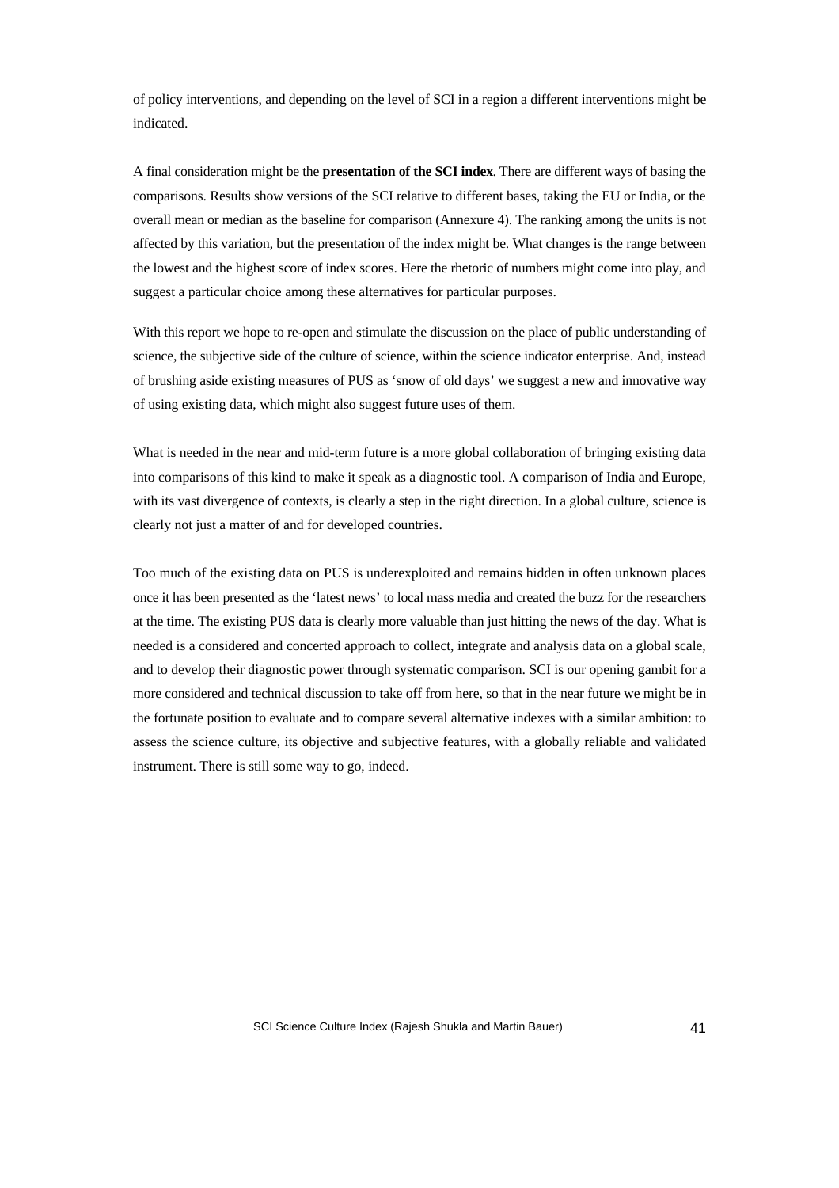of policy interventions, and depending on the level of SCI in a region a different interventions might be indicated.

A final consideration might be the **presentation of the SCI index**. There are different ways of basing the comparisons. Results show versions of the SCI relative to different bases, taking the EU or India, or the overall mean or median as the baseline for comparison (Annexure 4). The ranking among the units is not affected by this variation, but the presentation of the index might be. What changes is the range between the lowest and the highest score of index scores. Here the rhetoric of numbers might come into play, and suggest a particular choice among these alternatives for particular purposes.

With this report we hope to re-open and stimulate the discussion on the place of public understanding of science, the subjective side of the culture of science, within the science indicator enterprise. And, instead of brushing aside existing measures of PUS as 'snow of old days' we suggest a new and innovative way of using existing data, which might also suggest future uses of them.

What is needed in the near and mid-term future is a more global collaboration of bringing existing data into comparisons of this kind to make it speak as a diagnostic tool. A comparison of India and Europe, with its vast divergence of contexts, is clearly a step in the right direction. In a global culture, science is clearly not just a matter of and for developed countries.

Too much of the existing data on PUS is underexploited and remains hidden in often unknown places once it has been presented as the 'latest news' to local mass media and created the buzz for the researchers at the time. The existing PUS data is clearly more valuable than just hitting the news of the day. What is needed is a considered and concerted approach to collect, integrate and analysis data on a global scale, and to develop their diagnostic power through systematic comparison. SCI is our opening gambit for a more considered and technical discussion to take off from here, so that in the near future we might be in the fortunate position to evaluate and to compare several alternative indexes with a similar ambition: to assess the science culture, its objective and subjective features, with a globally reliable and validated instrument. There is still some way to go, indeed.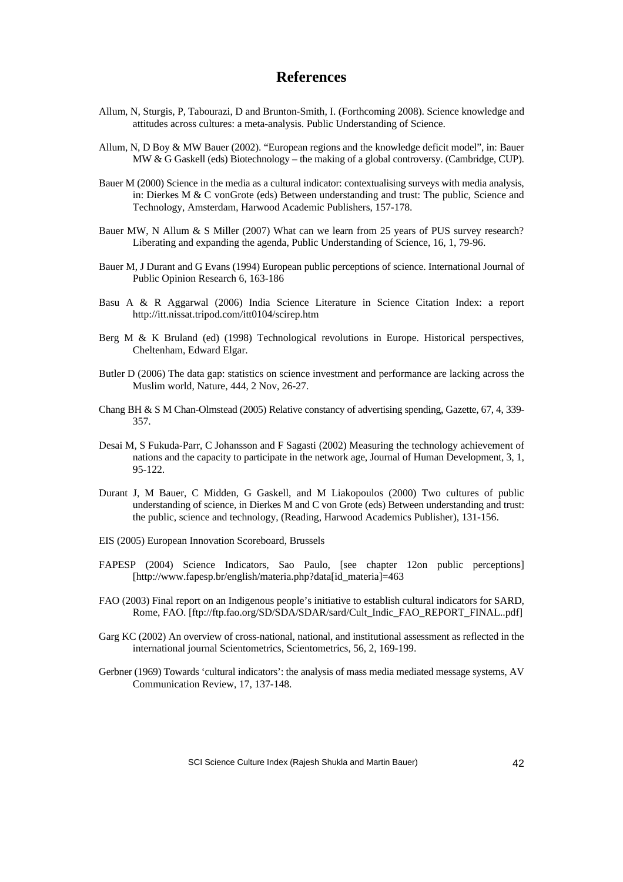# References

Allum, N, Sturgis, P, Tabourazi, D and Brunton-Smith, I. (Forthcoming 2008). Science knowledge and attitudes across cultures: a meta-analysis. Public Understanding of Science.

Allum, N, D Boy & MW Bauer (2002). "European regions and the knowledge deficit model", in: Bauer MW & G Gaskell (eds) Biotechnology – the making of a global controversy. (Cambridge, CUP).

Bauer M (2000) Science in the media as a cultural indicator: contextualising surveys with media analysis, in: Dierkes M & C vonGrote (eds) Between understanding and trust: The public, Science and Technology, Amsterdam, Harwood Academic Publishers, 157-178.

Bauer MW, N Allum & S Miller (2007) What can we learn from 25 years of PUS survey research? Liberating and expanding the agenda, Public Understanding of Science, 16, 1, 79-96.

Bauer M, J Durant and G Evans (1994) European public perceptions of science. International Journal of Public Opinion Research 6, 163-186

Basu A & R Aggarwal (2006) India Science Literature in Science Citation Index: a report http://itt.nissat.tripod.com/itt0104/scirep.htm

Berg M & K Bruland (ed) (1998) Technological revolutions in Europe. Historical perspectives, Cheltenham, Edward Elgar.

Butler D (2006) The data gap: statistics on science investment and performance are lacking across the Muslim world, Nature, 444, 2 Nov, 26-27.

Chang BH & S M Chan-Olmstead (2005) Relative constancy of advertising spending, Gazette, 67, 4, 339-357.

Desai M, S Fukuda-Parr, C Johansson and F Sagasti (2002) Measuring the technology achievement of nations and the capacity to participate in the network age, Journal of Human Development, 3, 1, 95-122.

Durant J, M Bauer, C Midden, G Gaskell, and M Liakopoulos (2000) Two cultures of public understanding of science, in Dierkes M and C von Grote (eds) Between understanding and trust: the public, science and technology, (Reading, Harwood Academics Publisher), 131-156.

EIS (2005) European Innovation Scoreboard, Brussels

FAPESP (2004) Science Indicators, Sao Paulo, [see chapter 12on public perceptions] [http://www.fapesp.br/english/materia.php?data[id_materia]=463

FAO (2003) Final report on an Indigenous people's initiative to establish cultural indicators for SARD, Rome, FAO. [ftp://ftp.fao.org/SD/SDA/SDAR/sard/Cult_Indic_FAO_REPORT_FINAL..pdf]

Garg KC (2002) An overview of cross-national, national, and institutional assessment as reflected in the international journal Scientometrics, Scientometrics, 56, 2, 169-199.

Gerbner (1969) Towards 'cultural indicators': the analysis of mass media mediated message systems, AV Communication Review, 17, 137-148.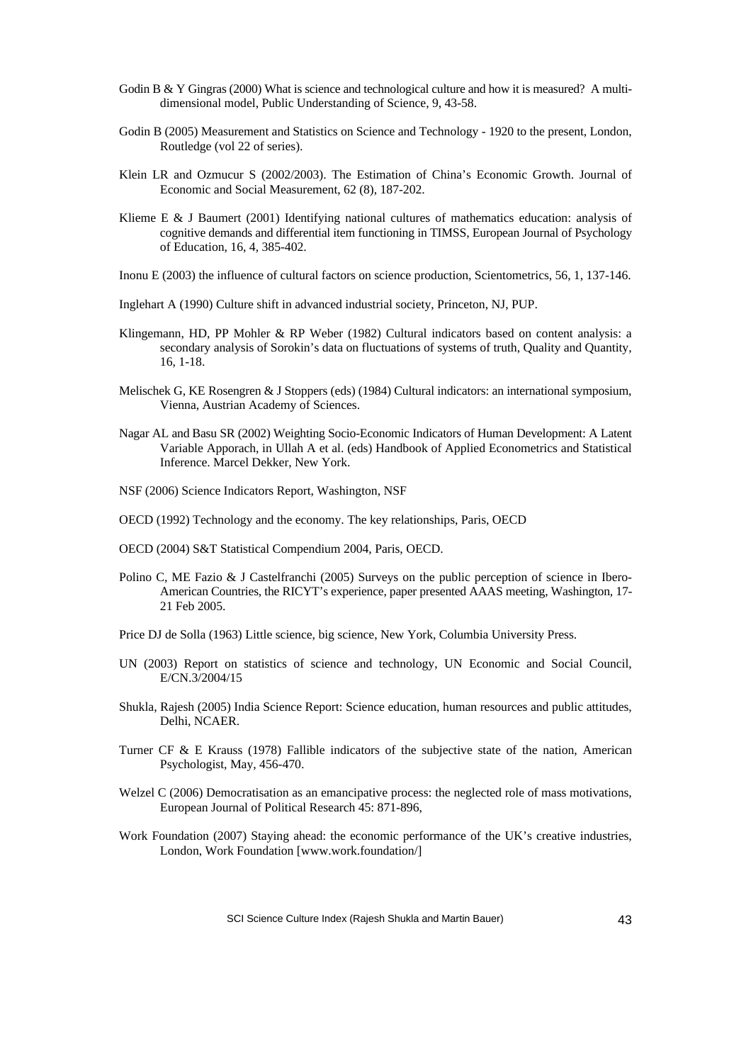Godin B & Y Gingras (2000) What is science and technological culture and how it is measured? A multi-dimensional model, Public Understanding of Science, 9, 43-58.

Godin B (2005) Measurement and Statistics on Science and Technology - 1920 to the present, London, Routledge (vol 22 of series).

Klein LR and Ozmucur S (2002/2003). The Estimation of China's Economic Growth. Journal of Economic and Social Measurement, 62 (8), 187-202.

Klieme E & J Baumert (2001) Identifying national cultures of mathematics education: analysis of cognitive demands and differential item functioning in TIMSS, European Journal of Psychology of Education, 16, 4, 385-402.

Inonu E (2003) the influence of cultural factors on science production, Scientometrics, 56, 1, 137-146.

Inglehart A (1990) Culture shift in advanced industrial society, Princeton, NJ, PUP.

Klingemann, HD, PP Mohler & RP Weber (1982) Cultural indicators based on content analysis: a secondary analysis of Sorokin's data on fluctuations of systems of truth, Quality and Quantity, 16, 1-18.

Melischek G, KE Rosengren & J Stoppers (eds) (1984) Cultural indicators: an international symposium, Vienna, Austrian Academy of Sciences.

Nagar AL and Basu SR (2002) Weighting Socio-Economic Indicators of Human Development: A Latent Variable Apporach, in Ullah A et al. (eds) Handbook of Applied Econometrics and Statistical Inference. Marcel Dekker, New York.

NSF (2006) Science Indicators Report, Washington, NSF

OECD (1992) Technology and the economy. The key relationships, Paris, OECD

OECD (2004) S&T Statistical Compendium 2004, Paris, OECD.

Polino C, ME Fazio & J Castelfranchi (2005) Surveys on the public perception of science in Ibero-American Countries, the RICYT's experience, paper presented AAAS meeting, Washington, 17-21 Feb 2005.

Price DJ de Solla (1963) Little science, big science, New York, Columbia University Press.

UN (2003) Report on statistics of science and technology, UN Economic and Social Council, E/CN.3/2004/15

Shukla, Rajesh (2005) India Science Report: Science education, human resources and public attitudes, Delhi, NCAER.

Turner CF & E Krauss (1978) Fallible indicators of the subjective state of the nation, American Psychologist, May, 456-470.

Welzel C (2006) Democratisation as an emancipative process: the neglected role of mass motivations, European Journal of Political Research 45: 871-896,

Work Foundation (2007) Staying ahead: the economic performance of the UK's creative industries, London, Work Foundation [www.work.foundation/]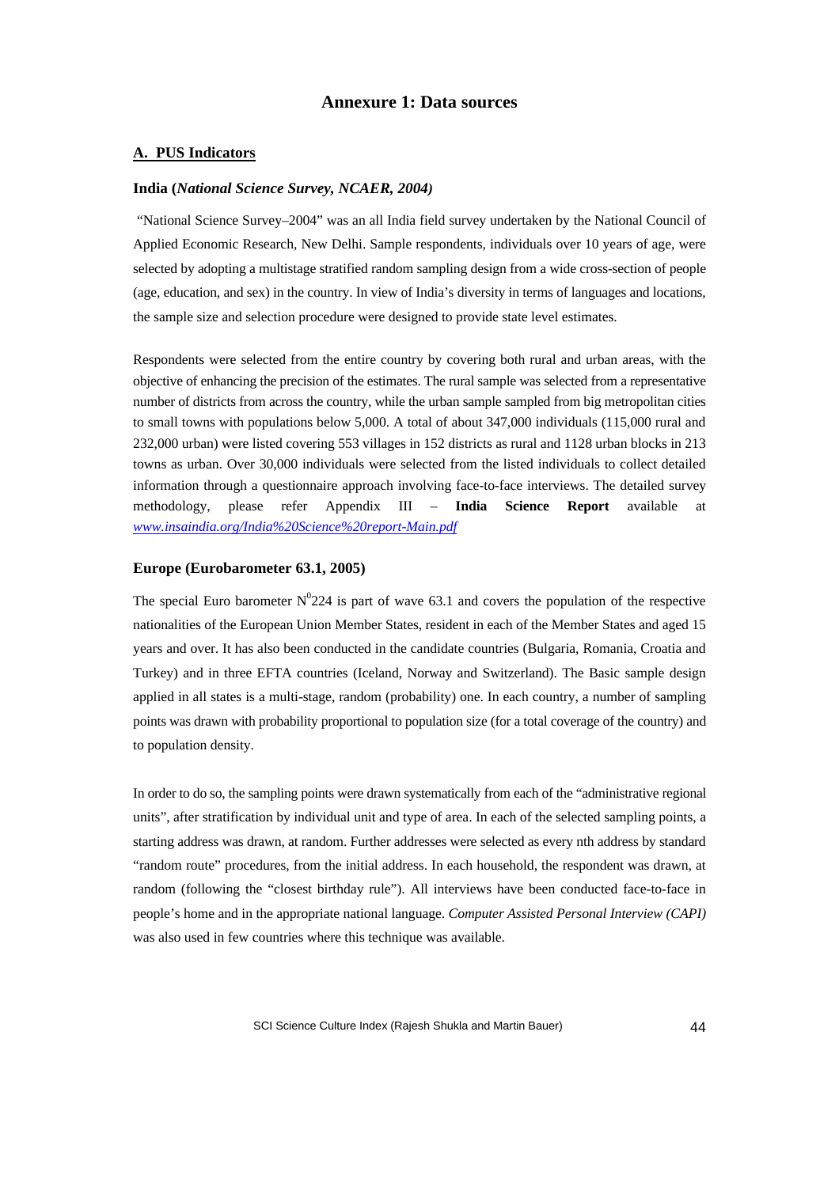# Annexure 1: Data sources

## A. PUS Indicators

### India (*National Science Survey, NCAER, 2004)*

"National Science Survey–2004" was an all India field survey undertaken by the National Council of Applied Economic Research, New Delhi. Sample respondents, individuals over 10 years of age, were selected by adopting a multistage stratified random sampling design from a wide cross-section of people (age, education, and sex) in the country. In view of India's diversity in terms of languages and locations, the sample size and selection procedure were designed to provide state level estimates.

Respondents were selected from the entire country by covering both rural and urban areas, with the objective of enhancing the precision of the estimates. The rural sample was selected from a representative number of districts from across the country, while the urban sample sampled from big metropolitan cities to small towns with populations below 5,000. A total of about 347,000 individuals (115,000 rural and 232,000 urban) were listed covering 553 villages in 152 districts as rural and 1128 urban blocks in 213 towns as urban. Over 30,000 individuals were selected from the listed individuals to collect detailed information through a questionnaire approach involving face-to-face interviews. The detailed survey methodology, please refer Appendix III – **India Science Report** available at *www.insaindia.org/India%20Science%20report-Main.pdf*

### Europe (Eurobarometer 63.1, 2005)

The special Euro barometer $N^0$224 is part of wave 63.1 and covers the population of the respective nationalities of the European Union Member States, resident in each of the Member States and aged 15 years and over. It has also been conducted in the candidate countries (Bulgaria, Romania, Croatia and Turkey) and in three EFTA countries (Iceland, Norway and Switzerland). The Basic sample design applied in all states is a multi-stage, random (probability) one. In each country, a number of sampling points was drawn with probability proportional to population size (for a total coverage of the country) and to population density.

In order to do so, the sampling points were drawn systematically from each of the "administrative regional units", after stratification by individual unit and type of area. In each of the selected sampling points, a starting address was drawn, at random. Further addresses were selected as every nth address by standard "random route" procedures, from the initial address. In each household, the respondent was drawn, at random (following the "closest birthday rule"). All interviews have been conducted face-to-face in people's home and in the appropriate national language. *Computer Assisted Personal Interview (CAPI)* was also used in few countries where this technique was available.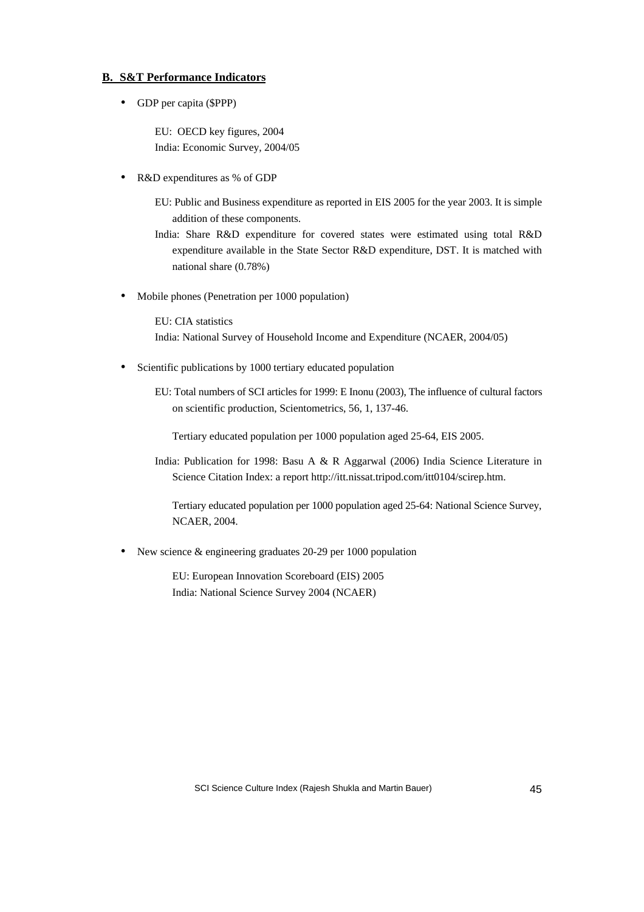## B. S&T Performance Indicators

- GDP per capita ($PPP)

  EU: OECD key figures, 2004
  India: Economic Survey, 2004/05

- R&D expenditures as % of GDP

  EU: Public and Business expenditure as reported in EIS 2005 for the year 2003. It is simple addition of these components.

  India: Share R&D expenditure for covered states were estimated using total R&D expenditure available in the State Sector R&D expenditure, DST. It is matched with national share (0.78%)

- Mobile phones (Penetration per 1000 population)

  EU: CIA statistics
  India: National Survey of Household Income and Expenditure (NCAER, 2004/05)

- Scientific publications by 1000 tertiary educated population

  EU: Total numbers of SCI articles for 1999: E Inonu (2003), The influence of cultural factors on scientific production, Scientometrics, 56, 1, 137-46.

  Tertiary educated population per 1000 population aged 25-64, EIS 2005.

  India: Publication for 1998: Basu A & R Aggarwal (2006) India Science Literature in Science Citation Index: a report http://itt.nissat.tripod.com/itt0104/scirep.htm.

  Tertiary educated population per 1000 population aged 25-64: National Science Survey, NCAER, 2004.

- New science & engineering graduates 20-29 per 1000 population

  EU: European Innovation Scoreboard (EIS) 2005
  India: National Science Survey 2004 (NCAER)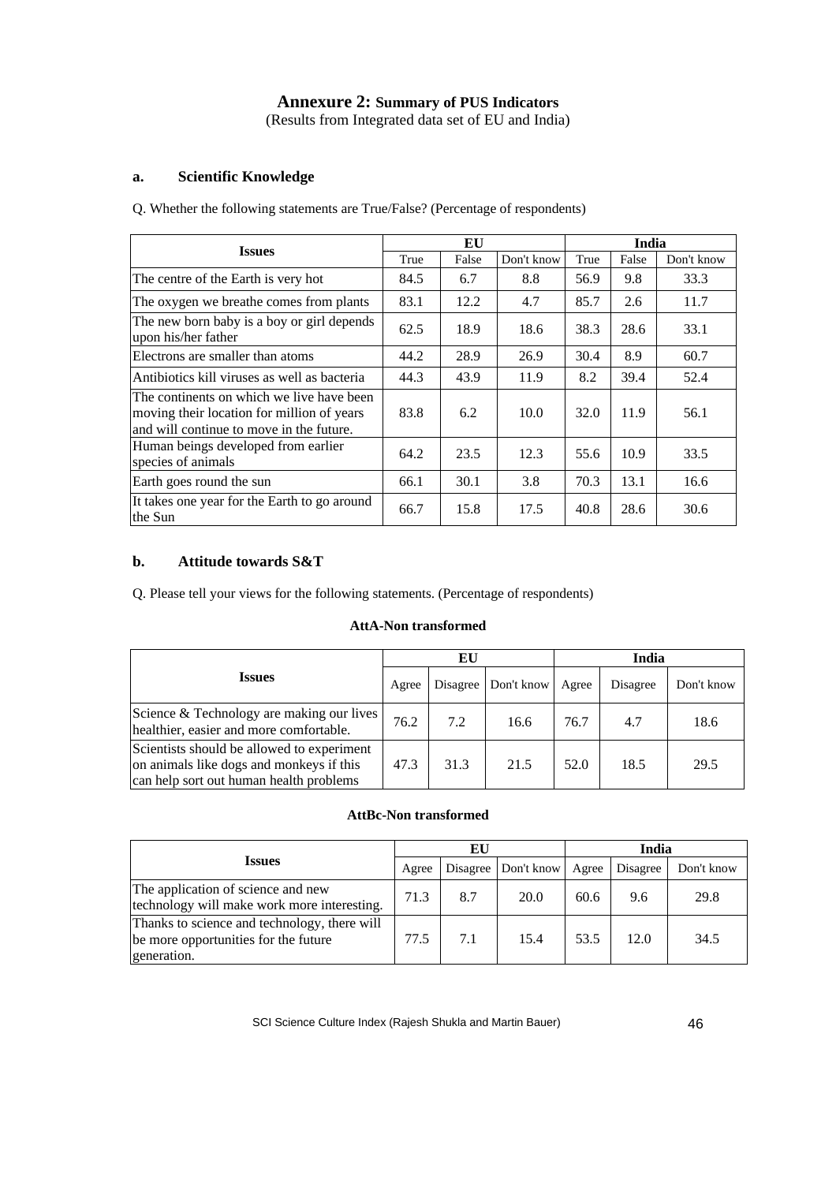# Annexure 2: Summary of PUS Indicators

(Results from Integrated data set of EU and India)

## a. Scientific Knowledge

Q. Whether the following statements are True/False? (Percentage of respondents)

| Issues | EU | | | India | | |
|---|---|---|---|---|---|---|
| | True | False | Don't know | True | False | Don't know |
| The centre of the Earth is very hot | 84.5 | 6.7 | 8.8 | 56.9 | 9.8 | 33.3 |
| The oxygen we breathe comes from plants | 83.1 | 12.2 | 4.7 | 85.7 | 2.6 | 11.7 |
| The new born baby is a boy or girl depends upon his/her father | 62.5 | 18.9 | 18.6 | 38.3 | 28.6 | 33.1 |
| Electrons are smaller than atoms | 44.2 | 28.9 | 26.9 | 30.4 | 8.9 | 60.7 |
| Antibiotics kill viruses as well as bacteria | 44.3 | 43.9 | 11.9 | 8.2 | 39.4 | 52.4 |
| The continents on which we live have been moving their location for million of years and will continue to move in the future. | 83.8 | 6.2 | 10.0 | 32.0 | 11.9 | 56.1 |
| Human beings developed from earlier species of animals | 64.2 | 23.5 | 12.3 | 55.6 | 10.9 | 33.5 |
| Earth goes round the sun | 66.1 | 30.1 | 3.8 | 70.3 | 13.1 | 16.6 |
| It takes one year for the Earth to go around the Sun | 66.7 | 15.8 | 17.5 | 40.8 | 28.6 | 30.6 |

## b. Attitude towards S&T

Q. Please tell your views for the following statements. (Percentage of respondents)

**AttA-Non transformed**

| Issues | EU | | | India | | |
|---|---|---|---|---|---|---|
| | Agree | Disagree | Don't know | Agree | Disagree | Don't know |
| Science & Technology are making our lives healthier, easier and more comfortable. | 76.2 | 7.2 | 16.6 | 76.7 | 4.7 | 18.6 |
| Scientists should be allowed to experiment on animals like dogs and monkeys if this can help sort out human health problems | 47.3 | 31.3 | 21.5 | 52.0 | 18.5 | 29.5 |

**AttBc-Non transformed**

| Issues | EU | | | India | | |
|---|---|---|---|---|---|---|
| | Agree | Disagree | Don't know | Agree | Disagree | Don't know |
| The application of science and new technology will make work more interesting. | 71.3 | 8.7 | 20.0 | 60.6 | 9.6 | 29.8 |
| Thanks to science and technology, there will be more opportunities for the future generation. | 77.5 | 7.1 | 15.4 | 53.5 | 12.0 | 34.5 |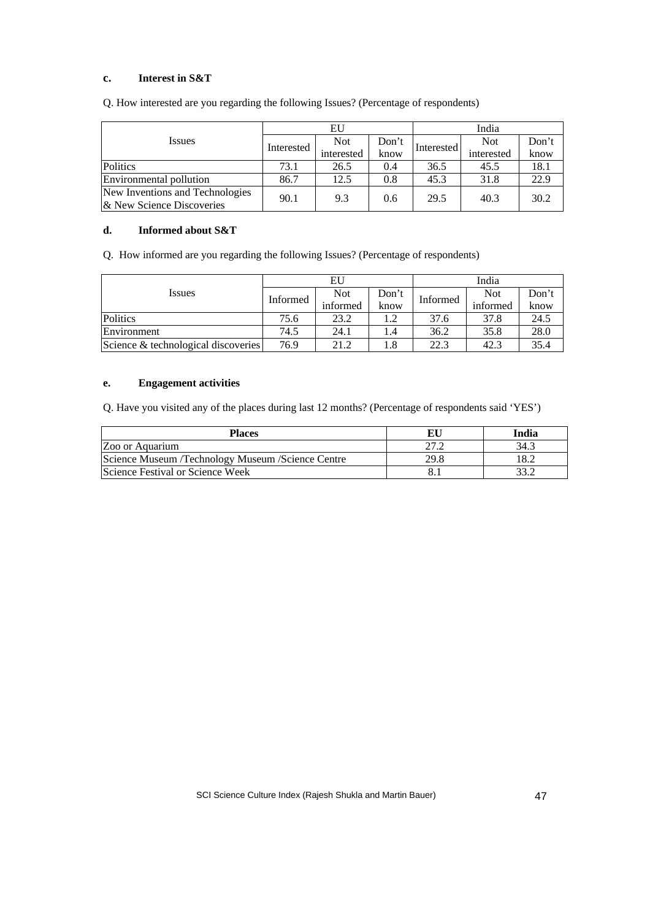**c. Interest in S&T**

Q. How interested are you regarding the following Issues? (Percentage of respondents)

| Issues | EU | | | India | | |
|---|---|---|---|---|---|---|
| | Interested | Not interested | Don't know | Interested | Not interested | Don't know |
| Politics | 73.1 | 26.5 | 0.4 | 36.5 | 45.5 | 18.1 |
| Environmental pollution | 86.7 | 12.5 | 0.8 | 45.3 | 31.8 | 22.9 |
| New Inventions and Technologies & New Science Discoveries | 90.1 | 9.3 | 0.6 | 29.5 | 40.3 | 30.2 |

**d. Informed about S&T**

Q. How informed are you regarding the following Issues? (Percentage of respondents)

| Issues | EU | | | India | | |
|---|---|---|---|---|---|---|
| | Informed | Not informed | Don't know | Informed | Not informed | Don't know |
| Politics | 75.6 | 23.2 | 1.2 | 37.6 | 37.8 | 24.5 |
| Environment | 74.5 | 24.1 | 1.4 | 36.2 | 35.8 | 28.0 |
| Science & technological discoveries | 76.9 | 21.2 | 1.8 | 22.3 | 42.3 | 35.4 |

**e. Engagement activities**

Q. Have you visited any of the places during last 12 months? (Percentage of respondents said 'YES')

| Places | EU | India |
|---|---|---|
| Zoo or Aquarium | 27.2 | 34.3 |
| Science Museum /Technology Museum /Science Centre | 29.8 | 18.2 |
| Science Festival or Science Week | 8.1 | 33.2 |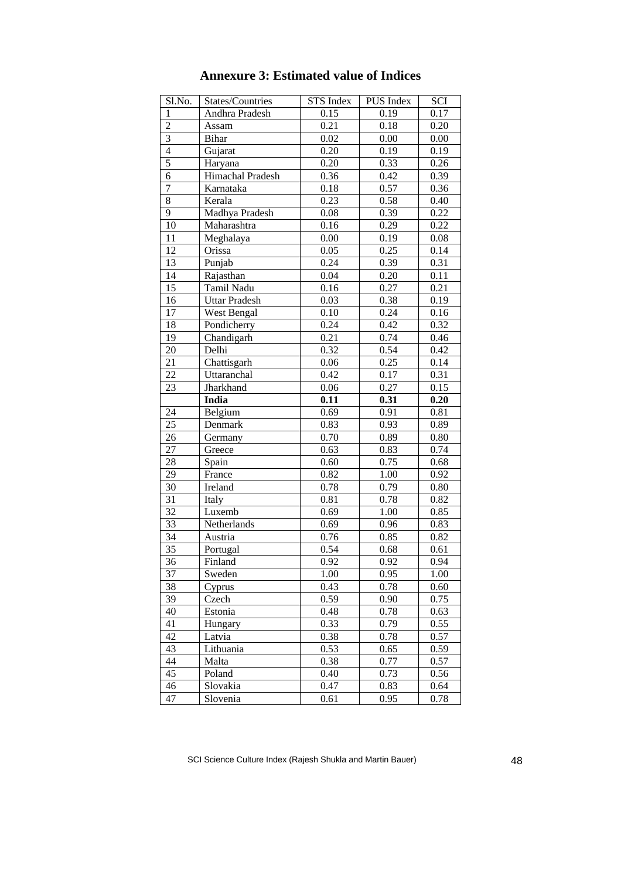## Annexure 3: Estimated value of Indices

| Sl.No. | States/Countries | STS Index | PUS Index | SCI |
|---|---|---|---|---|
| 1 | Andhra Pradesh | 0.15 | 0.19 | 0.17 |
| 2 | Assam | 0.21 | 0.18 | 0.20 |
| 3 | Bihar | 0.02 | 0.00 | 0.00 |
| 4 | Gujarat | 0.20 | 0.19 | 0.19 |
| 5 | Haryana | 0.20 | 0.33 | 0.26 |
| 6 | Himachal Pradesh | 0.36 | 0.42 | 0.39 |
| 7 | Karnataka | 0.18 | 0.57 | 0.36 |
| 8 | Kerala | 0.23 | 0.58 | 0.40 |
| 9 | Madhya Pradesh | 0.08 | 0.39 | 0.22 |
| 10 | Maharashtra | 0.16 | 0.29 | 0.22 |
| 11 | Meghalaya | 0.00 | 0.19 | 0.08 |
| 12 | Orissa | 0.05 | 0.25 | 0.14 |
| 13 | Punjab | 0.24 | 0.39 | 0.31 |
| 14 | Rajasthan | 0.04 | 0.20 | 0.11 |
| 15 | Tamil Nadu | 0.16 | 0.27 | 0.21 |
| 16 | Uttar Pradesh | 0.03 | 0.38 | 0.19 |
| 17 | West Bengal | 0.10 | 0.24 | 0.16 |
| 18 | Pondicherry | 0.24 | 0.42 | 0.32 |
| 19 | Chandigarh | 0.21 | 0.74 | 0.46 |
| 20 | Delhi | 0.32 | 0.54 | 0.42 |
| 21 | Chattisgarh | 0.06 | 0.25 | 0.14 |
| 22 | Uttaranchal | 0.42 | 0.17 | 0.31 |
| 23 | Jharkhand | 0.06 | 0.27 | 0.15 |
| | **India** | **0.11** | **0.31** | **0.20** |
| 24 | Belgium | 0.69 | 0.91 | 0.81 |
| 25 | Denmark | 0.83 | 0.93 | 0.89 |
| 26 | Germany | 0.70 | 0.89 | 0.80 |
| 27 | Greece | 0.63 | 0.83 | 0.74 |
| 28 | Spain | 0.60 | 0.75 | 0.68 |
| 29 | France | 0.82 | 1.00 | 0.92 |
| 30 | Ireland | 0.78 | 0.79 | 0.80 |
| 31 | Italy | 0.81 | 0.78 | 0.82 |
| 32 | Luxemb | 0.69 | 1.00 | 0.85 |
| 33 | Netherlands | 0.69 | 0.96 | 0.83 |
| 34 | Austria | 0.76 | 0.85 | 0.82 |
| 35 | Portugal | 0.54 | 0.68 | 0.61 |
| 36 | Finland | 0.92 | 0.92 | 0.94 |
| 37 | Sweden | 1.00 | 0.95 | 1.00 |
| 38 | Cyprus | 0.43 | 0.78 | 0.60 |
| 39 | Czech | 0.59 | 0.90 | 0.75 |
| 40 | Estonia | 0.48 | 0.78 | 0.63 |
| 41 | Hungary | 0.33 | 0.79 | 0.55 |
| 42 | Latvia | 0.38 | 0.78 | 0.57 |
| 43 | Lithuania | 0.53 | 0.65 | 0.59 |
| 44 | Malta | 0.38 | 0.77 | 0.57 |
| 45 | Poland | 0.40 | 0.73 | 0.56 |
| 46 | Slovakia | 0.47 | 0.83 | 0.64 |
| 47 | Slovenia | 0.61 | 0.95 | 0.78 |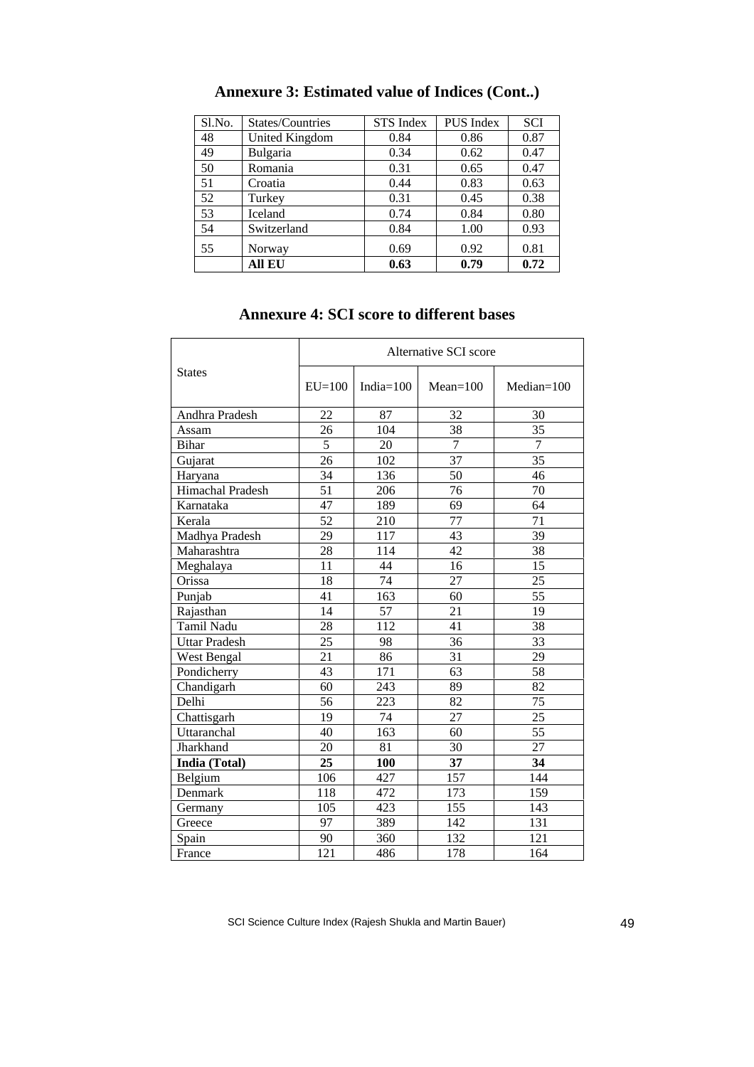## Annexure 3: Estimated value of Indices (Cont..)

| Sl.No. | States/Countries | STS Index | PUS Index | SCI |
|---|---|---|---|---|
| 48 | United Kingdom | 0.84 | 0.86 | 0.87 |
| 49 | Bulgaria | 0.34 | 0.62 | 0.47 |
| 50 | Romania | 0.31 | 0.65 | 0.47 |
| 51 | Croatia | 0.44 | 0.83 | 0.63 |
| 52 | Turkey | 0.31 | 0.45 | 0.38 |
| 53 | Iceland | 0.74 | 0.84 | 0.80 |
| 54 | Switzerland | 0.84 | 1.00 | 0.93 |
| 55 | Norway | 0.69 | 0.92 | 0.81 |
| | **All EU** | **0.63** | **0.79** | **0.72** |

## Annexure 4: SCI score to different bases

| States | Alternative SCI score | | | |
|---|---|---|---|---|
| | EU=100 | India=100 | Mean=100 | Median=100 |
| Andhra Pradesh | 22 | 87 | 32 | 30 |
| Assam | 26 | 104 | 38 | 35 |
| Bihar | 5 | 20 | 7 | 7 |
| Gujarat | 26 | 102 | 37 | 35 |
| Haryana | 34 | 136 | 50 | 46 |
| Himachal Pradesh | 51 | 206 | 76 | 70 |
| Karnataka | 47 | 189 | 69 | 64 |
| Kerala | 52 | 210 | 77 | 71 |
| Madhya Pradesh | 29 | 117 | 43 | 39 |
| Maharashtra | 28 | 114 | 42 | 38 |
| Meghalaya | 11 | 44 | 16 | 15 |
| Orissa | 18 | 74 | 27 | 25 |
| Punjab | 41 | 163 | 60 | 55 |
| Rajasthan | 14 | 57 | 21 | 19 |
| Tamil Nadu | 28 | 112 | 41 | 38 |
| Uttar Pradesh | 25 | 98 | 36 | 33 |
| West Bengal | 21 | 86 | 31 | 29 |
| Pondicherry | 43 | 171 | 63 | 58 |
| Chandigarh | 60 | 243 | 89 | 82 |
| Delhi | 56 | 223 | 82 | 75 |
| Chattisgarh | 19 | 74 | 27 | 25 |
| Uttaranchal | 40 | 163 | 60 | 55 |
| Jharkhand | 20 | 81 | 30 | 27 |
| **India (Total)** | **25** | **100** | **37** | **34** |
| Belgium | 106 | 427 | 157 | 144 |
| Denmark | 118 | 472 | 173 | 159 |
| Germany | 105 | 423 | 155 | 143 |
| Greece | 97 | 389 | 142 | 131 |
| Spain | 90 | 360 | 132 | 121 |
| France | 121 | 486 | 178 | 164 |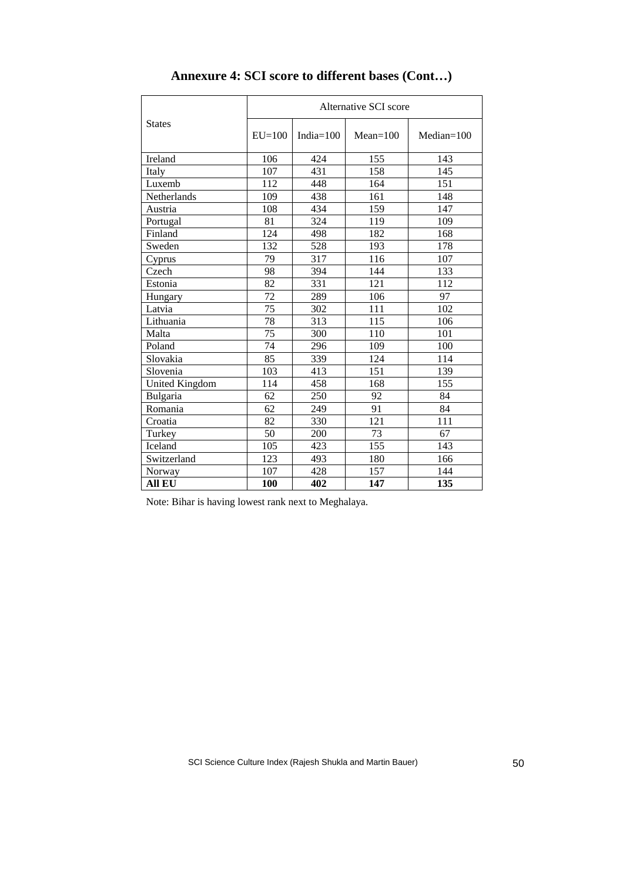# Annexure 4: SCI score to different bases (Cont…)

| States | Alternative SCI score | | | |
|---|---|---|---|---|
| | EU=100 | India=100 | Mean=100 | Median=100 |
| Ireland | 106 | 424 | 155 | 143 |
| Italy | 107 | 431 | 158 | 145 |
| Luxemb | 112 | 448 | 164 | 151 |
| Netherlands | 109 | 438 | 161 | 148 |
| Austria | 108 | 434 | 159 | 147 |
| Portugal | 81 | 324 | 119 | 109 |
| Finland | 124 | 498 | 182 | 168 |
| Sweden | 132 | 528 | 193 | 178 |
| Cyprus | 79 | 317 | 116 | 107 |
| Czech | 98 | 394 | 144 | 133 |
| Estonia | 82 | 331 | 121 | 112 |
| Hungary | 72 | 289 | 106 | 97 |
| Latvia | 75 | 302 | 111 | 102 |
| Lithuania | 78 | 313 | 115 | 106 |
| Malta | 75 | 300 | 110 | 101 |
| Poland | 74 | 296 | 109 | 100 |
| Slovakia | 85 | 339 | 124 | 114 |
| Slovenia | 103 | 413 | 151 | 139 |
| United Kingdom | 114 | 458 | 168 | 155 |
| Bulgaria | 62 | 250 | 92 | 84 |
| Romania | 62 | 249 | 91 | 84 |
| Croatia | 82 | 330 | 121 | 111 |
| Turkey | 50 | 200 | 73 | 67 |
| Iceland | 105 | 423 | 155 | 143 |
| Switzerland | 123 | 493 | 180 | 166 |
| Norway | 107 | 428 | 157 | 144 |
| **All EU** | **100** | **402** | **147** | **135** |

Note: Bihar is having lowest rank next to Meghalaya.